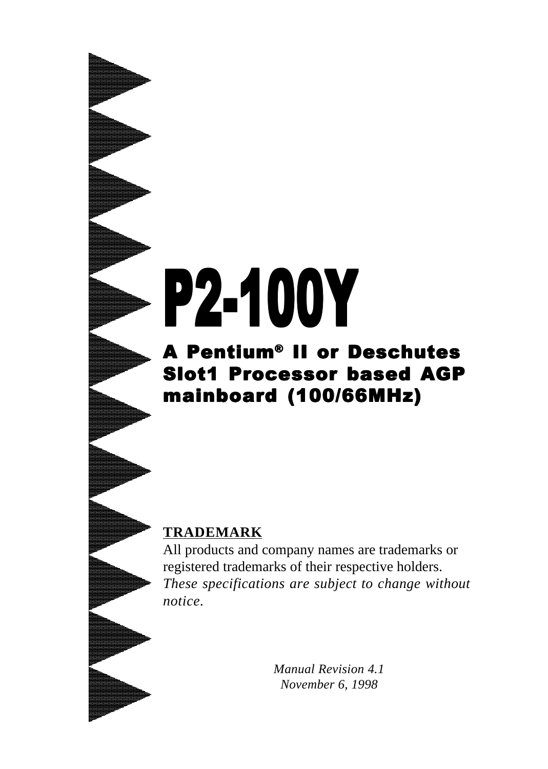# P2-100Y

## A Pentium® II or Deschutes Slot1 Processor based AGP mainboard (100/66MHz)

**TRADEMARK**

All products and company names are trademarks or registered trademarks of their respective holders.
*These specifications are subject to change without notice.*

*Manual Revision 4.1*
*November 6, 1998*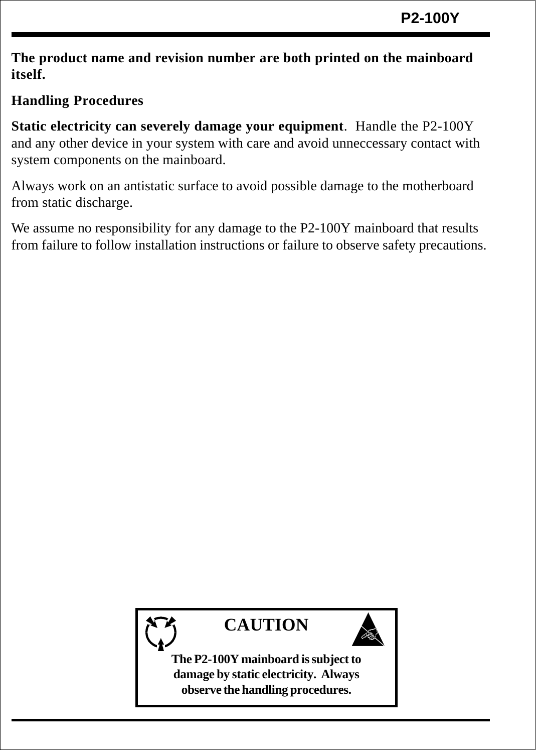**The product name and revision number are both printed on the mainboard itself.**

## Handling Procedures

**Static electricity can severely damage your equipment**. Handle the P2-100Y and any other device in your system with care and avoid unneccessary contact with system components on the mainboard.

Always work on an antistatic surface to avoid possible damage to the motherboard from static discharge.

We assume no responsibility for any damage to the P2-100Y mainboard that results from failure to follow installation instructions or failure to observe safety precautions.

**CAUTION**

**The P2-100Y mainboard is subject to damage by static electricity. Always observe the handling procedures.**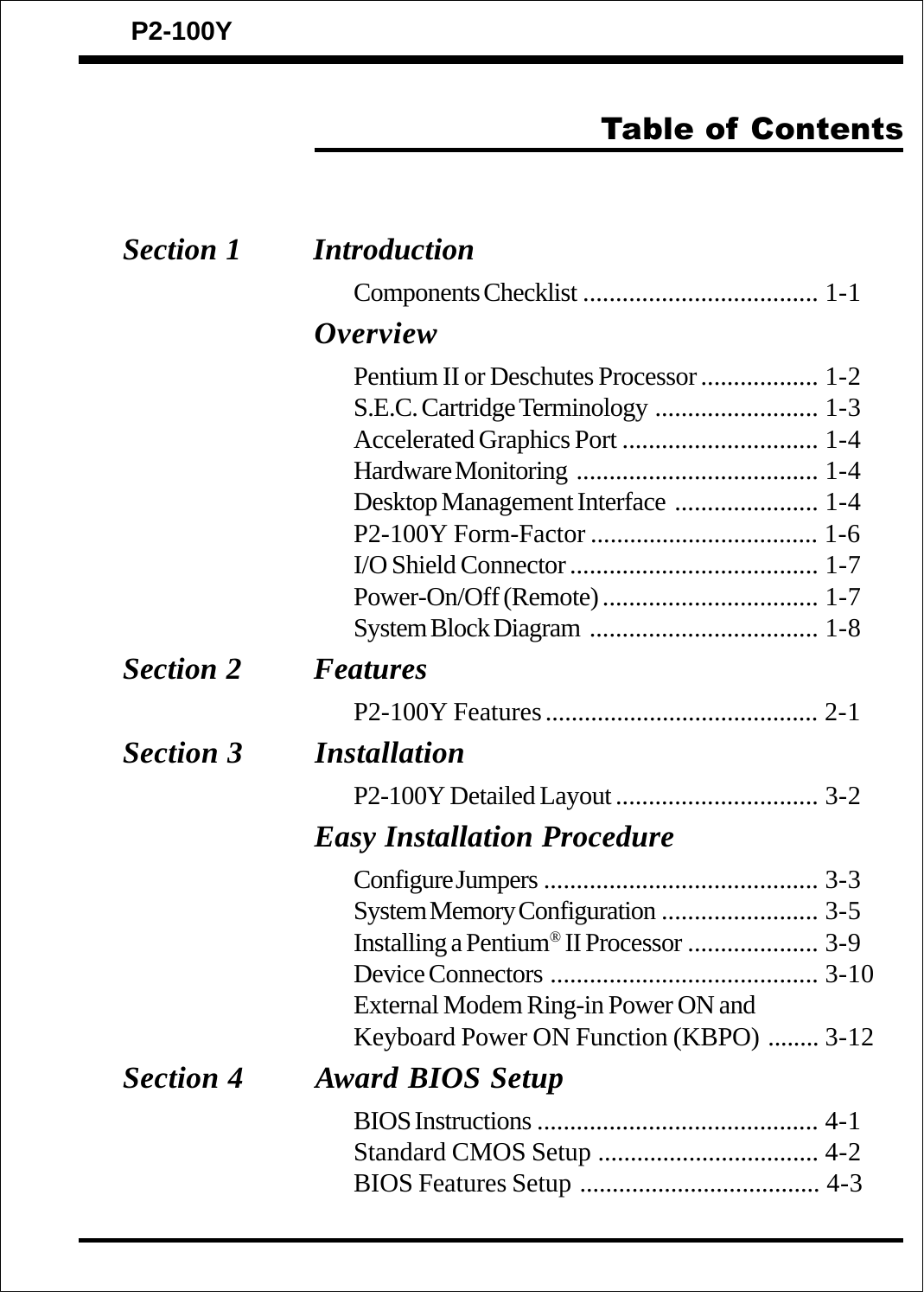# Table of Contents

## Section 1 *Introduction*

Components Checklist .................................... 1-1

### *Overview*

Pentium II or Deschutes Processor .................. 1-2
S.E.C. Cartridge Terminology ......................... 1-3
Accelerated Graphics Port .............................. 1-4
Hardware Monitoring ..................................... 1-4
Desktop Management Interface ...................... 1-4
P2-100Y Form-Factor ................................... 1-6
I/O Shield Connector ...................................... 1-7
Power-On/Off (Remote) ................................. 1-7
System Block Diagram ................................... 1-8

## Section 2 *Features*

P2-100Y Features .......................................... 2-1

## Section 3 *Installation*

P2-100Y Detailed Layout ............................... 3-2

### *Easy Installation Procedure*

Configure Jumpers .......................................... 3-3
System Memory Configuration ........................ 3-5
Installing a Pentium® II Processor .................... 3-9
Device Connectors ......................................... 3-10
External Modem Ring-in Power ON and
Keyboard Power ON Function (KBPO) ........ 3-12

## Section 4 *Award BIOS Setup*

BIOS Instructions ........................................... 4-1
Standard CMOS Setup .................................. 4-2
BIOS Features Setup ..................................... 4-3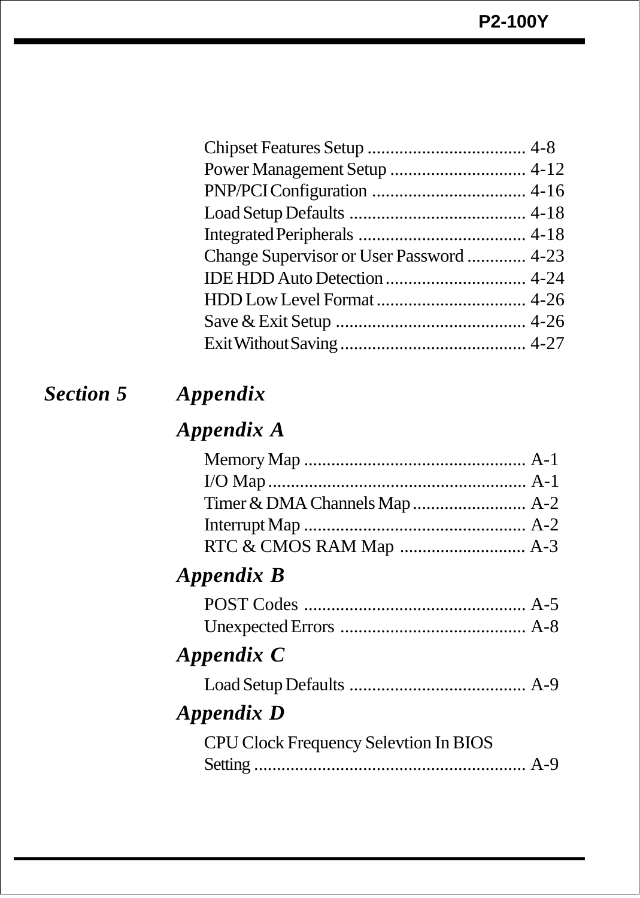Chipset Features Setup ................................... 4-8
Power Management Setup .............................. 4-12
PNP/PCI Configuration .................................. 4-16
Load Setup Defaults ....................................... 4-18
Integrated Peripherals ..................................... 4-18
Change Supervisor or User Password ............. 4-23
IDE HDD Auto Detection ............................... 4-24
HDD Low Level Format ................................. 4-26
Save & Exit Setup .......................................... 4-26
Exit Without Saving ......................................... 4-27

## *Section 5 Appendix*

### *Appendix A*

Memory Map ................................................. A-1
I/O Map ......................................................... A-1
Timer & DMA Channels Map ......................... A-2
Interrupt Map ................................................. A-2
RTC & CMOS RAM Map ............................ A-3

### *Appendix B*

POST Codes ................................................. A-5
Unexpected Errors ......................................... A-8

### *Appendix C*

Load Setup Defaults ....................................... A-9

### *Appendix D*

CPU Clock Frequency Selevtion In BIOS Setting ............................................................ A-9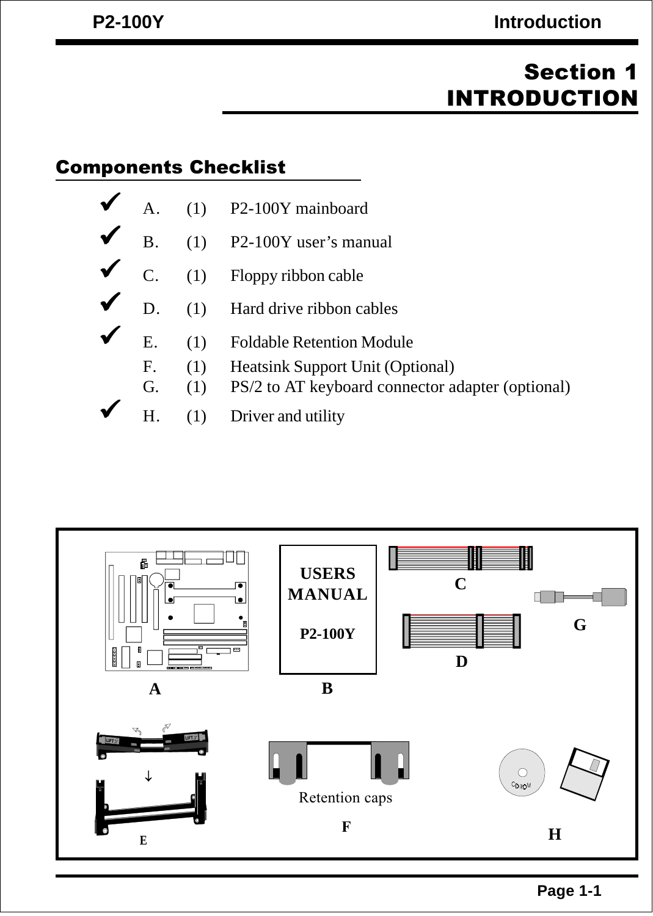# Section 1
# INTRODUCTION

## Components Checklist

- ✔ A. (1) P2-100Y mainboard
- ✔ B. (1) P2-100Y user's manual
- ✔ C. (1) Floppy ribbon cable
- ✔ D. (1) Hard drive ribbon cables
- ✔ E. (1) Foldable Retention Module
- F. (1) Heatsink Support Unit (Optional)
- G. (1) PS/2 to AT keyboard connector adapter (optional)
- ✔ H. (1) Driver and utility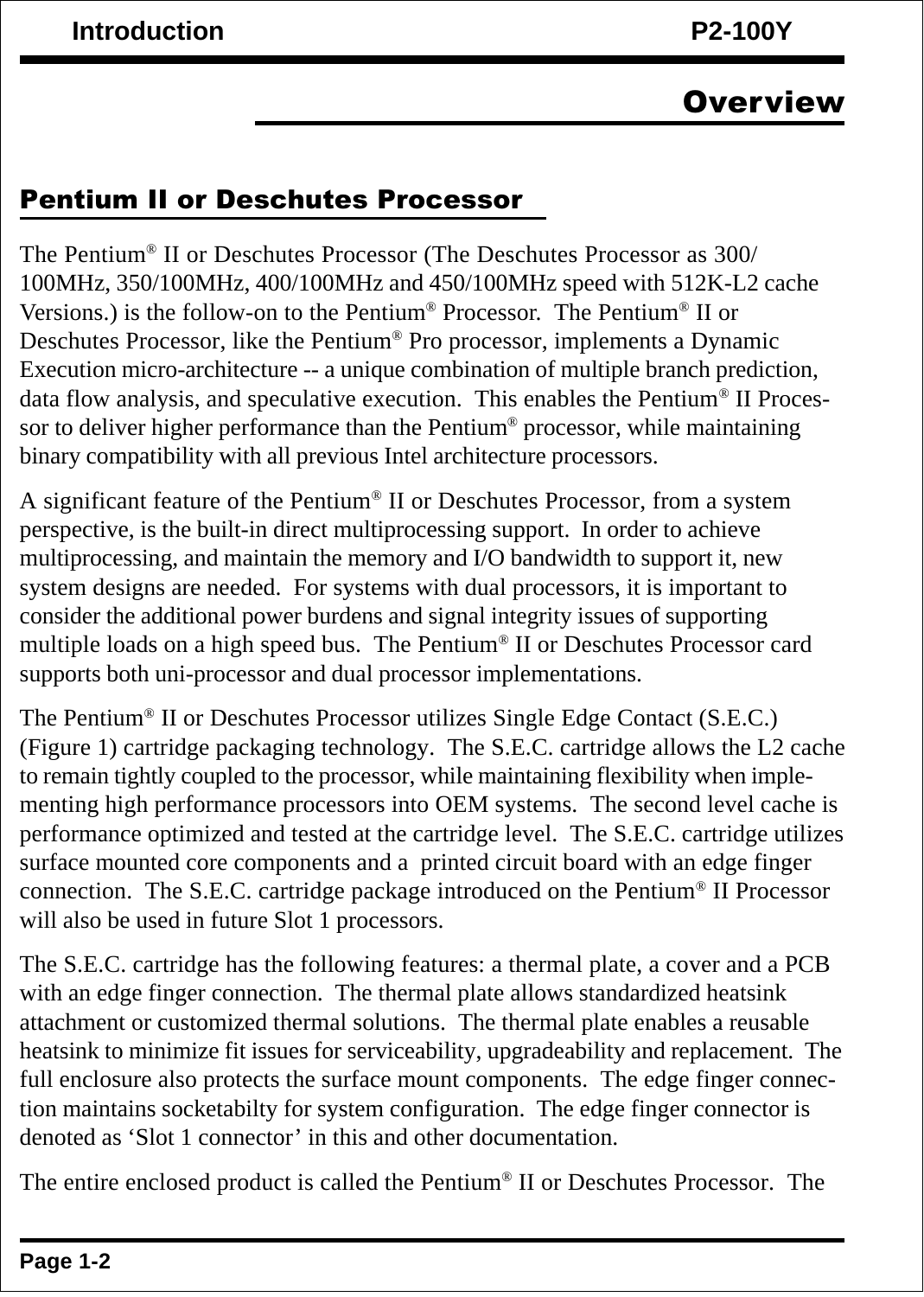## Overview

### Pentium II or Deschutes Processor

The Pentium® II or Deschutes Processor (The Deschutes Processor as 300/100MHz, 350/100MHz, 400/100MHz and 450/100MHz speed with 512K-L2 cache Versions.) is the follow-on to the Pentium® Processor. The Pentium® II or Deschutes Processor, like the Pentium® Pro processor, implements a Dynamic Execution micro-architecture -- a unique combination of multiple branch prediction, data flow analysis, and speculative execution. This enables the Pentium® II Processor to deliver higher performance than the Pentium® processor, while maintaining binary compatibility with all previous Intel architecture processors.

A significant feature of the Pentium® II or Deschutes Processor, from a system perspective, is the built-in direct multiprocessing support. In order to achieve multiprocessing, and maintain the memory and I/O bandwidth to support it, new system designs are needed. For systems with dual processors, it is important to consider the additional power burdens and signal integrity issues of supporting multiple loads on a high speed bus. The Pentium® II or Deschutes Processor card supports both uni-processor and dual processor implementations.

The Pentium® II or Deschutes Processor utilizes Single Edge Contact (S.E.C.) (Figure 1) cartridge packaging technology. The S.E.C. cartridge allows the L2 cache to remain tightly coupled to the processor, while maintaining flexibility when implementing high performance processors into OEM systems. The second level cache is performance optimized and tested at the cartridge level. The S.E.C. cartridge utilizes surface mounted core components and a printed circuit board with an edge finger connection. The S.E.C. cartridge package introduced on the Pentium® II Processor will also be used in future Slot 1 processors.

The S.E.C. cartridge has the following features: a thermal plate, a cover and a PCB with an edge finger connection. The thermal plate allows standardized heatsink attachment or customized thermal solutions. The thermal plate enables a reusable heatsink to minimize fit issues for serviceability, upgradeability and replacement. The full enclosure also protects the surface mount components. The edge finger connection maintains socketabilty for system configuration. The edge finger connector is denoted as 'Slot 1 connector' in this and other documentation.

The entire enclosed product is called the Pentium® II or Deschutes Processor. The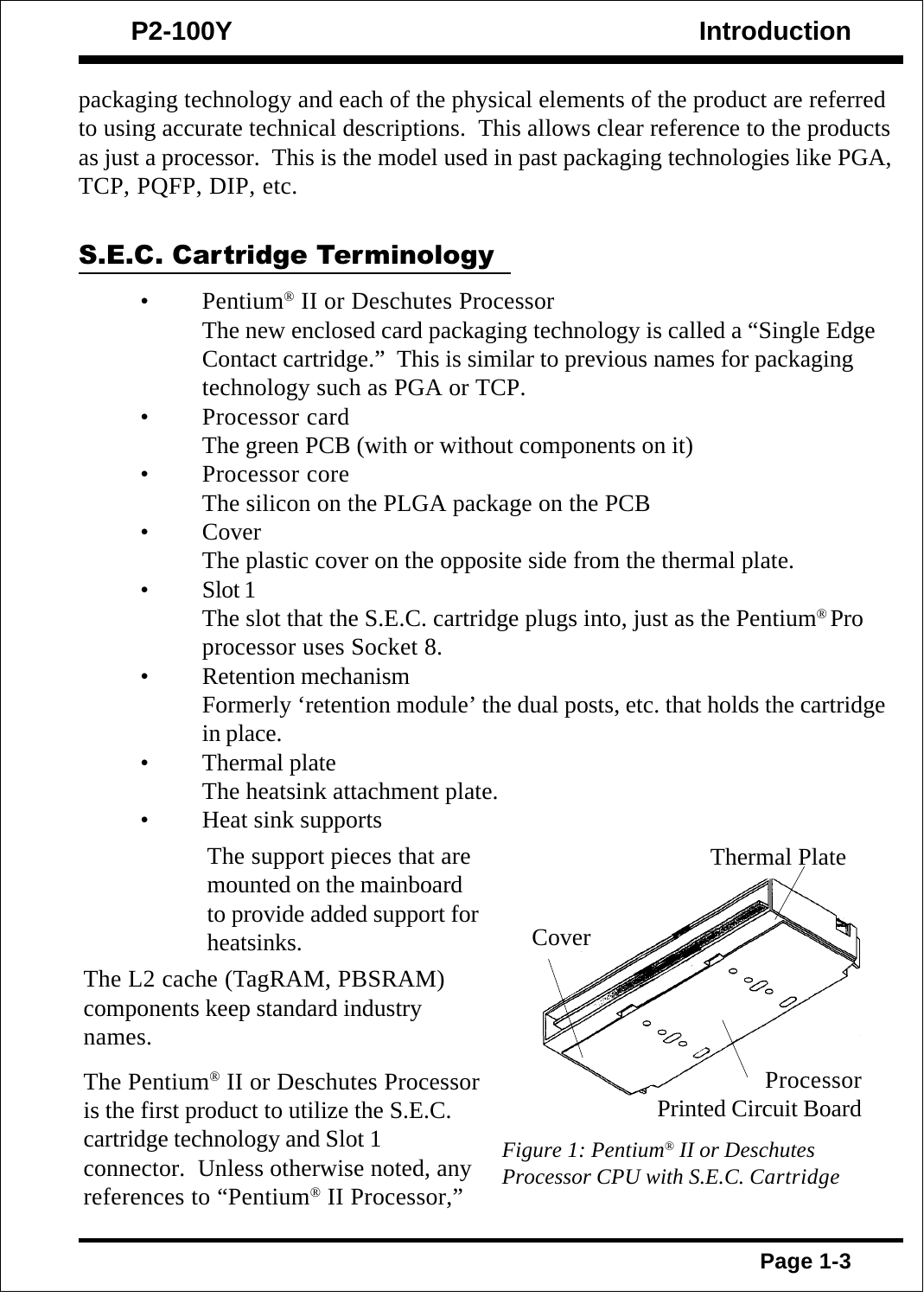packaging technology and each of the physical elements of the product are referred to using accurate technical descriptions.  This allows clear reference to the products as just a processor.  This is the model used in past packaging technologies like PGA, TCP, PQFP, DIP, etc.

## S.E.C. Cartridge Terminology

- Pentium® II or Deschutes Processor
  The new enclosed card packaging technology is called a “Single Edge Contact cartridge.”  This is similar to previous names for packaging technology such as PGA or TCP.
- Processor card
  The green PCB (with or without components on it)
- Processor core
  The silicon on the PLGA package on the PCB
- Cover
  The plastic cover on the opposite side from the thermal plate.
- Slot 1
  The slot that the S.E.C. cartridge plugs into, just as the Pentium® Pro processor uses Socket 8.
- Retention mechanism
  Formerly ‘retention module’ the dual posts, etc. that holds the cartridge in place.
- Thermal plate
  The heatsink attachment plate.
- Heat sink supports
  The support pieces that are mounted on the mainboard to provide added support for heatsinks.

The L2 cache (TagRAM, PBSRAM) components keep standard industry names.

The Pentium® II or Deschutes Processor is the first product to utilize the S.E.C. cartridge technology and Slot 1 connector.  Unless otherwise noted, any references to “Pentium® II Processor,”

Thermal Plate

Cover

Processor Printed Circuit Board

*Figure 1: Pentium® II or Deschutes Processor CPU with S.E.C. Cartridge*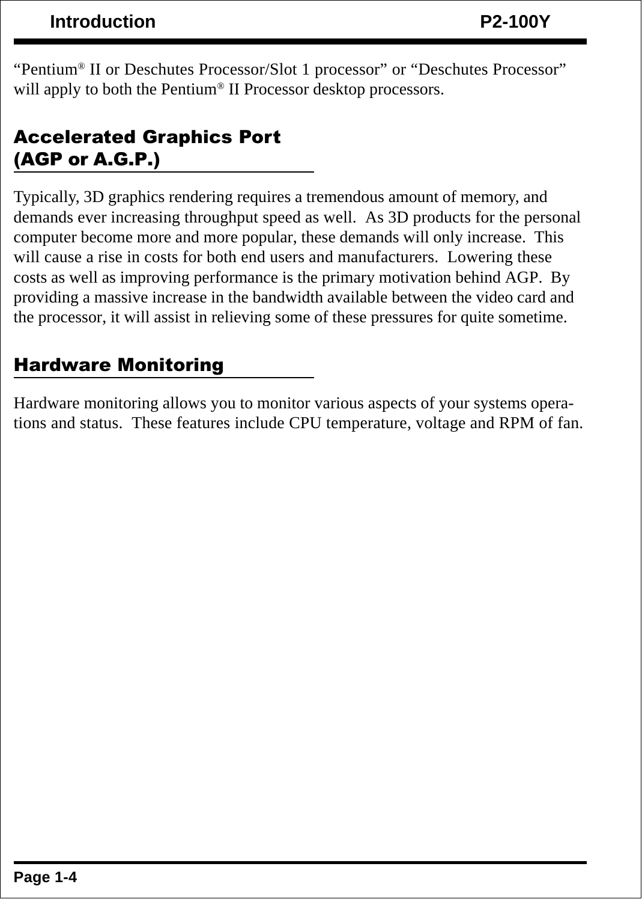"Pentium® II or Deschutes Processor/Slot 1 processor" or "Deschutes Processor" will apply to both the Pentium® II Processor desktop processors.

## Accelerated Graphics Port (AGP or A.G.P.)

Typically, 3D graphics rendering requires a tremendous amount of memory, and demands ever increasing throughput speed as well. As 3D products for the personal computer become more and more popular, these demands will only increase. This will cause a rise in costs for both end users and manufacturers. Lowering these costs as well as improving performance is the primary motivation behind AGP. By providing a massive increase in the bandwidth available between the video card and the processor, it will assist in relieving some of these pressures for quite sometime.

## Hardware Monitoring

Hardware monitoring allows you to monitor various aspects of your systems operations and status. These features include CPU temperature, voltage and RPM of fan.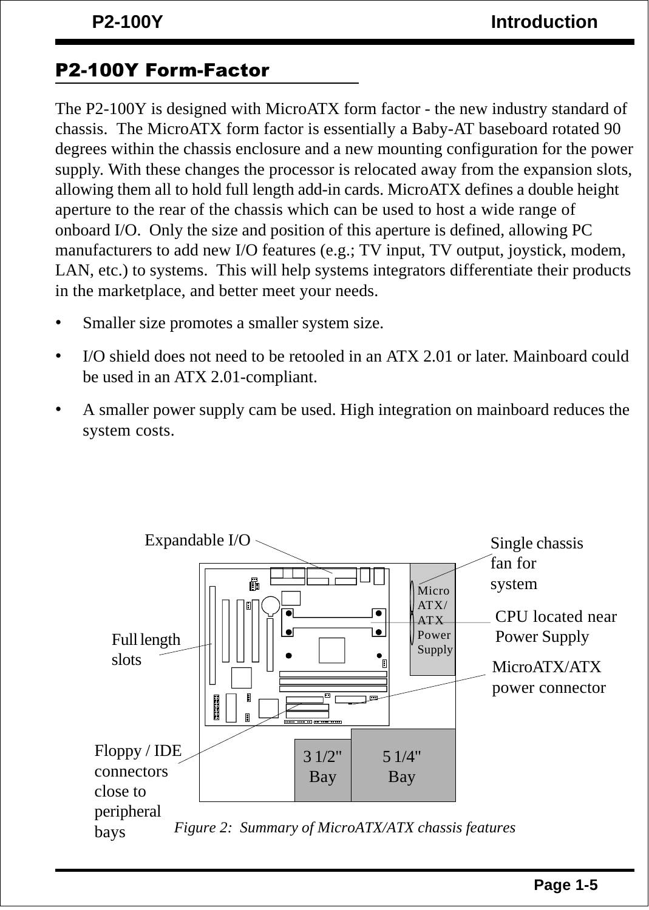## P2-100Y Form-Factor

The P2-100Y is designed with MicroATX form factor - the new industry standard of chassis. The MicroATX form factor is essentially a Baby-AT baseboard rotated 90 degrees within the chassis enclosure and a new mounting configuration for the power supply. With these changes the processor is relocated away from the expansion slots, allowing them all to hold full length add-in cards. MicroATX defines a double height aperture to the rear of the chassis which can be used to host a wide range of onboard I/O. Only the size and position of this aperture is defined, allowing PC manufacturers to add new I/O features (e.g.; TV input, TV output, joystick, modem, LAN, etc.) to systems. This will help systems integrators differentiate their products in the marketplace, and better meet your needs.

- Smaller size promotes a smaller system size.
- I/O shield does not need to be retooled in an ATX 2.01 or later. Mainboard could be used in an ATX 2.01-compliant.
- A smaller power supply cam be used. High integration on mainboard reduces the system costs.

Expandable I/O

Single chassis fan for system

Micro ATX/ ATX Power Supply

CPU located near Power Supply

Full length slots

MicroATX/ATX power connector

Floppy / IDE connectors close to peripheral bays

3 1/2" Bay

5 1/4" Bay

*Figure 2: Summary of MicroATX/ATX chassis features*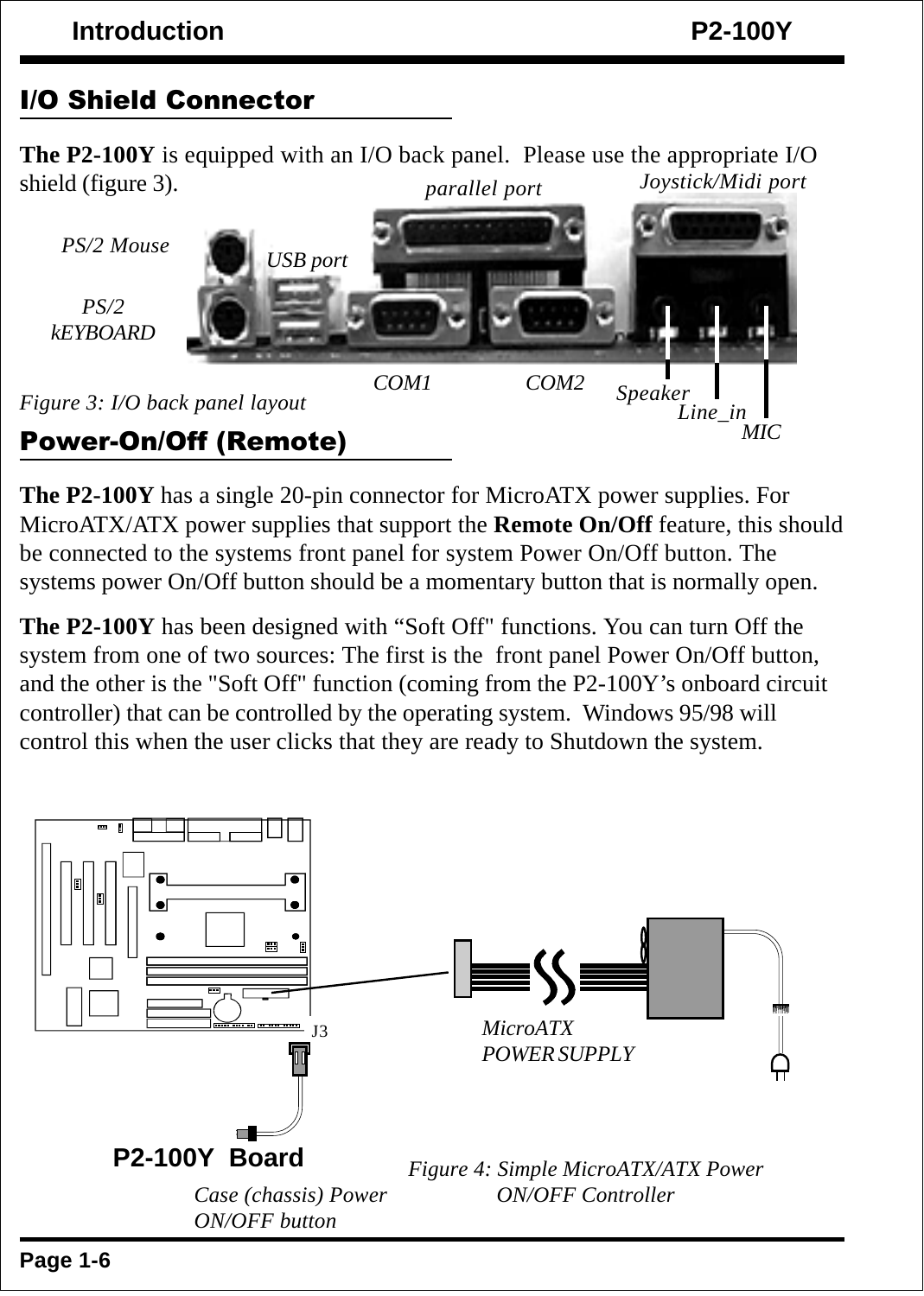## I/O Shield Connector

**The P2-100Y** is equipped with an I/O back panel. Please use the appropriate I/O shield (figure 3).

*Figure 3: I/O back panel layout*

## Power-On/Off (Remote)

**The P2-100Y** has a single 20-pin connector for MicroATX power supplies. For MicroATX/ATX power supplies that support the **Remote On/Off** feature, this should be connected to the systems front panel for system Power On/Off button. The systems power On/Off button should be a momentary button that is normally open.

**The P2-100Y** has been designed with "Soft Off" functions. You can turn Off the system from one of two sources: The first is the front panel Power On/Off button, and the other is the "Soft Off" function (coming from the P2-100Y's onboard circuit controller) that can be controlled by the operating system. Windows 95/98 will control this when the user clicks that they are ready to Shutdown the system.

*Figure 4: Simple MicroATX/ATX Power ON/OFF Controller*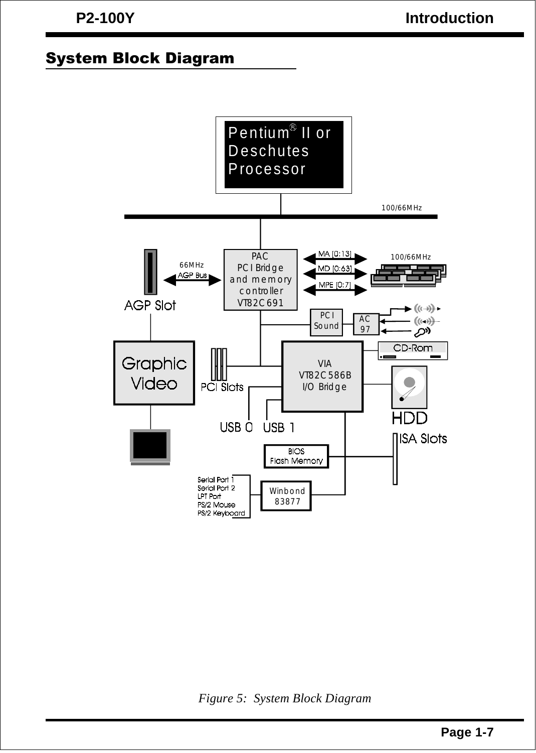## System Block Diagram

Pentium® II or Deschutes Processor

100/66MHz

PAC PCI Bridge and memory controller VT82C691

66MHz AGP Bus

AGP Slot

MA [0:13]

MD [0:63]

MPE [0:7]

100/66MHz

PCI Sound

AC 97

Graphic Video

PCI Slots

VIA VT82C586B I/O Bridge

CD-Rom

HDD

USB 0 USB 1

ISA Slots

BIOS Flash Memory

Serial Port 1
Serial Port 2
LPT Port
PS/2 Mouse
PS/2 Keyboard

Winbond 83877

*Figure 5: System Block Diagram*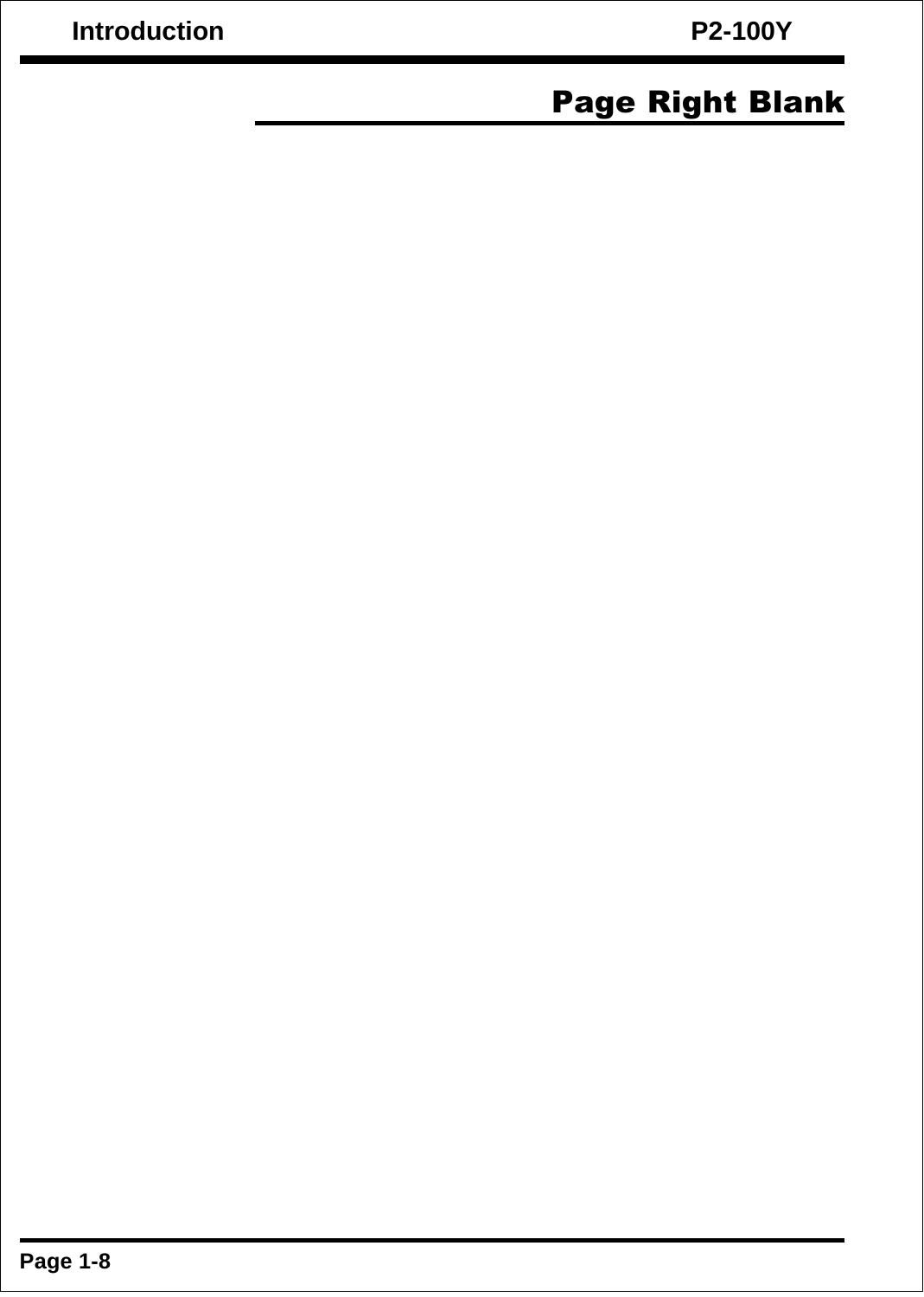## Page Right Blank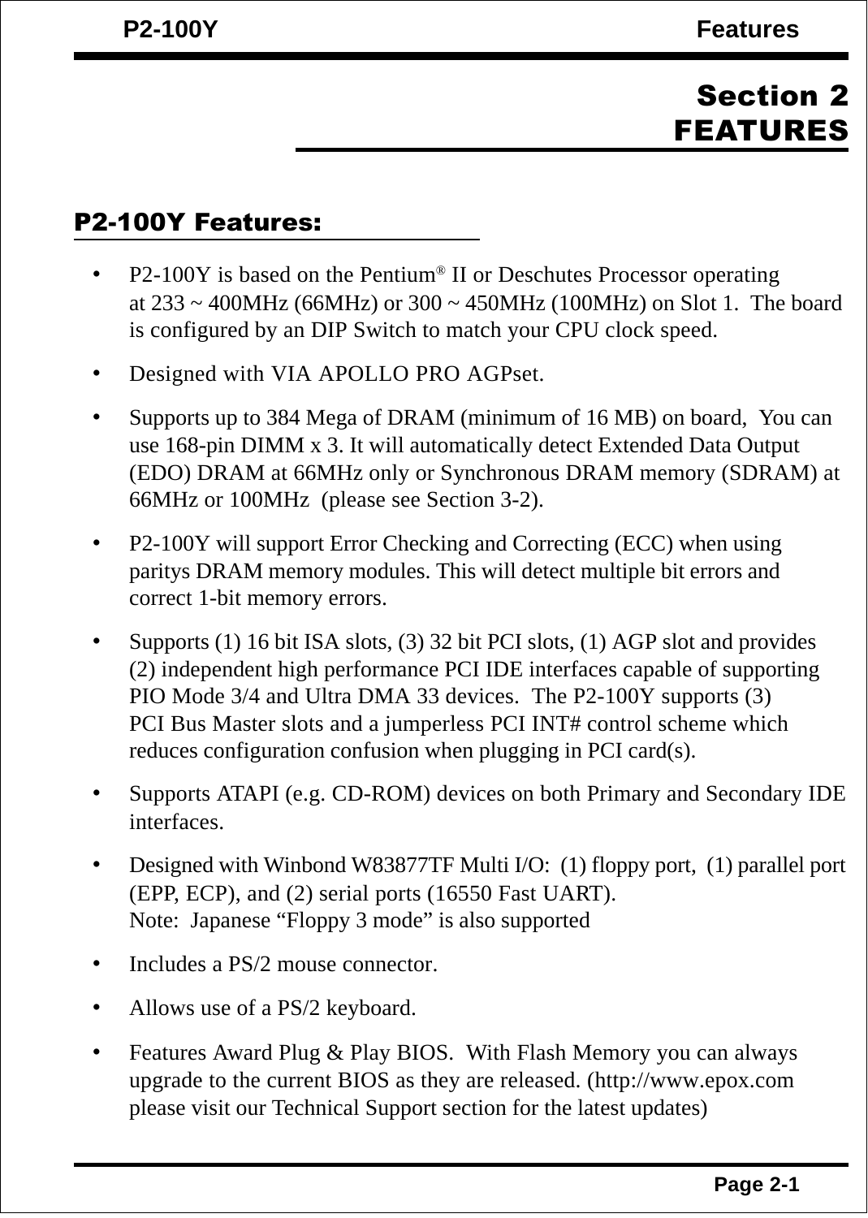# Section 2
# FEATURES

## P2-100Y Features:

- P2-100Y is based on the Pentium® II or Deschutes Processor operating at 233 ~ 400MHz (66MHz) or 300 ~ 450MHz (100MHz) on Slot 1. The board is configured by an DIP Switch to match your CPU clock speed.
- Designed with VIA APOLLO PRO AGPset.
- Supports up to 384 Mega of DRAM (minimum of 16 MB) on board, You can use 168-pin DIMM x 3. It will automatically detect Extended Data Output (EDO) DRAM at 66MHz only or Synchronous DRAM memory (SDRAM) at 66MHz or 100MHz (please see Section 3-2).
- P2-100Y will support Error Checking and Correcting (ECC) when using paritys DRAM memory modules. This will detect multiple bit errors and correct 1-bit memory errors.
- Supports (1) 16 bit ISA slots, (3) 32 bit PCI slots, (1) AGP slot and provides (2) independent high performance PCI IDE interfaces capable of supporting PIO Mode 3/4 and Ultra DMA 33 devices. The P2-100Y supports (3) PCI Bus Master slots and a jumperless PCI INT# control scheme which reduces configuration confusion when plugging in PCI card(s).
- Supports ATAPI (e.g. CD-ROM) devices on both Primary and Secondary IDE interfaces.
- Designed with Winbond W83877TF Multi I/O: (1) floppy port, (1) parallel port (EPP, ECP), and (2) serial ports (16550 Fast UART).
  Note: Japanese “Floppy 3 mode” is also supported
- Includes a PS/2 mouse connector.
- Allows use of a PS/2 keyboard.
- Features Award Plug & Play BIOS. With Flash Memory you can always upgrade to the current BIOS as they are released. (http://www.epox.com please visit our Technical Support section for the latest updates)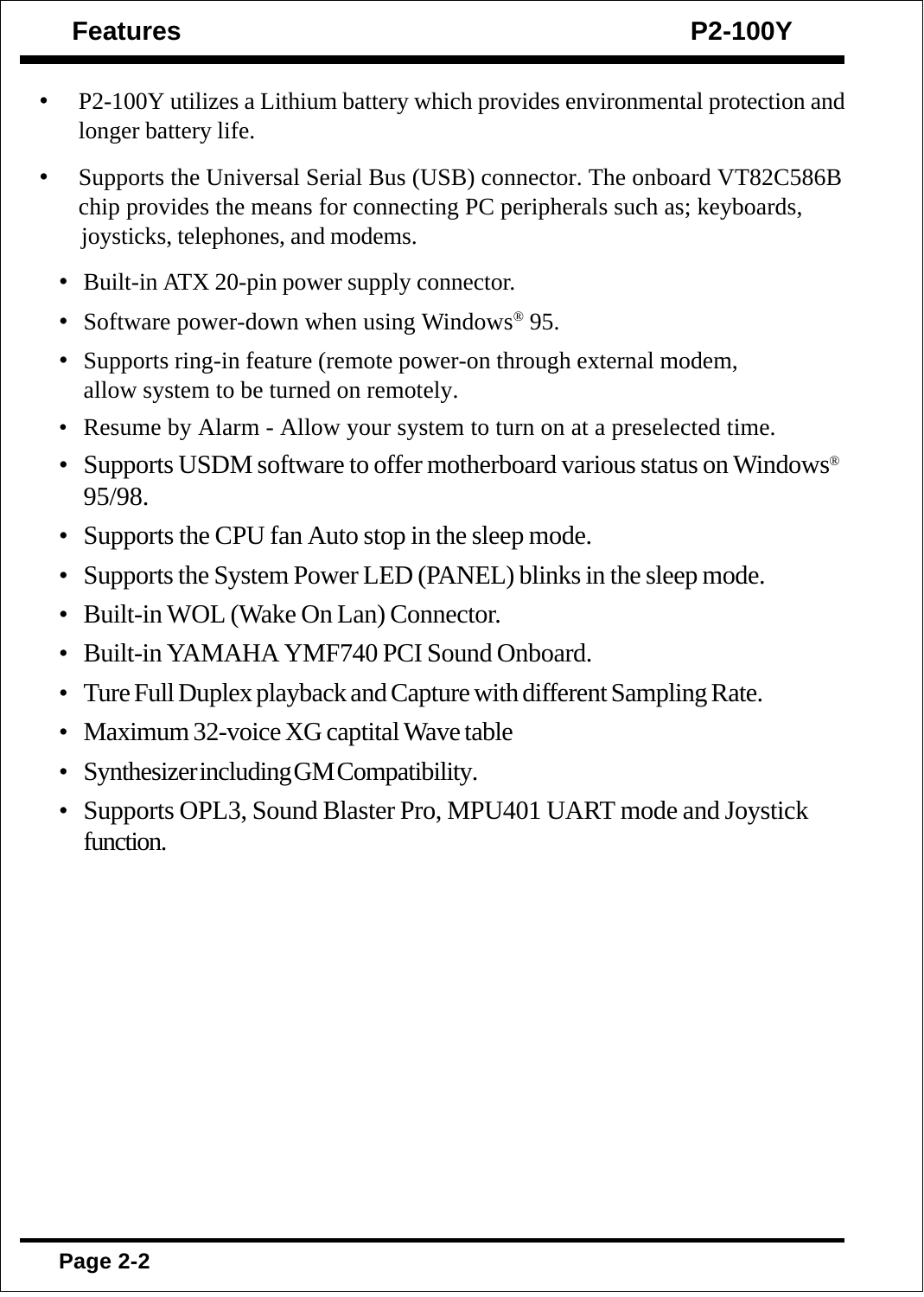- P2-100Y utilizes a Lithium battery which provides environmental protection and longer battery life.
- Supports the Universal Serial Bus (USB) connector. The onboard VT82C586B chip provides the means for connecting PC peripherals such as; keyboards, joysticks, telephones, and modems.
- Built-in ATX 20-pin power supply connector.
- Software power-down when using Windows® 95.
- Supports ring-in feature (remote power-on through external modem, allow system to be turned on remotely.
- Resume by Alarm - Allow your system to turn on at a preselected time.
- Supports USDM software to offer motherboard various status on Windows® 95/98.
- Supports the CPU fan Auto stop in the sleep mode.
- Supports the System Power LED (PANEL) blinks in the sleep mode.
- Built-in WOL (Wake On Lan) Connector.
- Built-in YAMAHA YMF740 PCI Sound Onboard.
- Ture Full Duplex playback and Capture with different Sampling Rate.
- Maximum 32-voice XG captital Wave table
- Synthesizer including GM Compatibility.
- Supports OPL3, Sound Blaster Pro, MPU401 UART mode and Joystick function.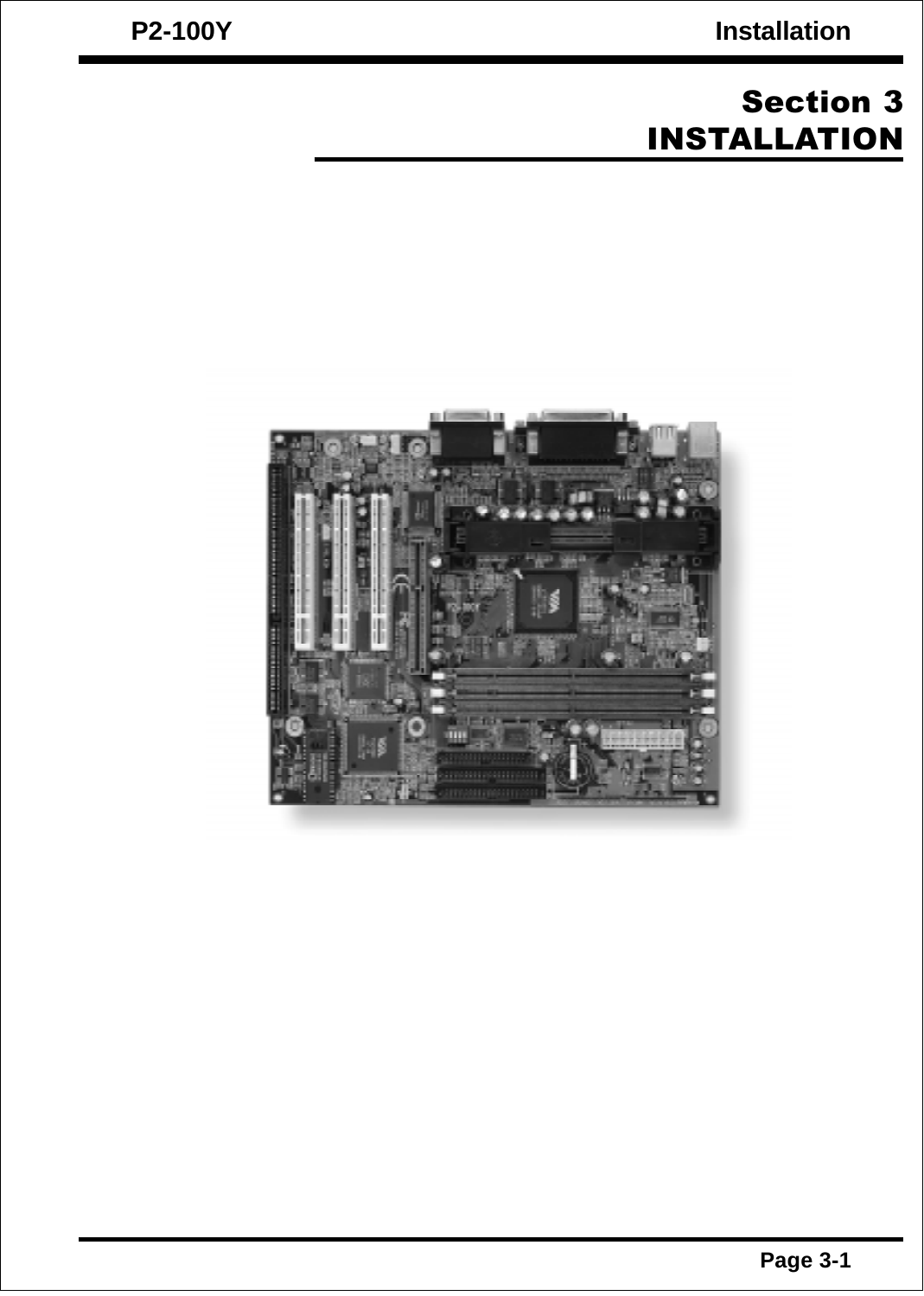# Section 3
# INSTALLATION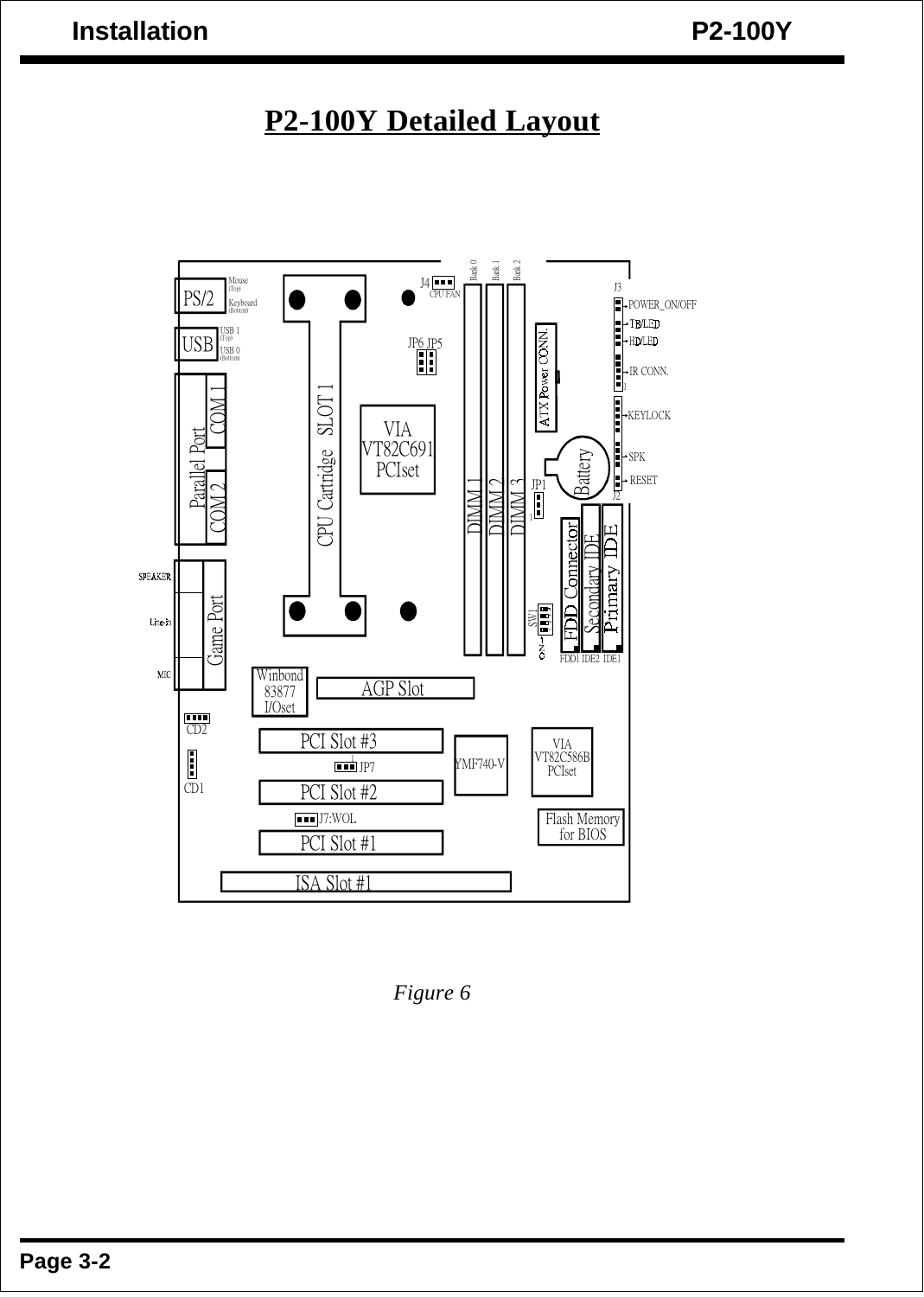# P2-100Y Detailed Layout

*Figure 6*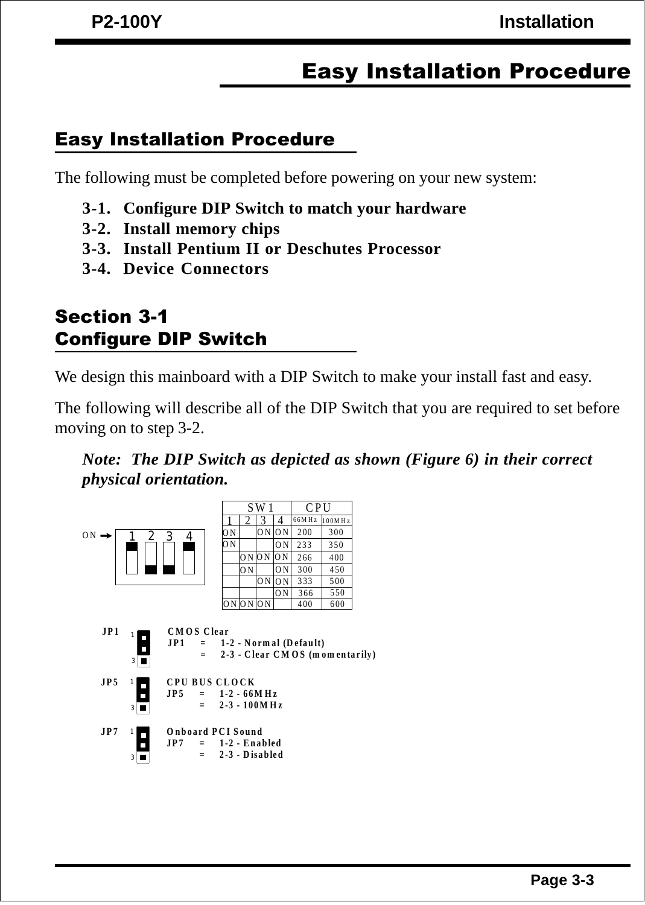# Easy Installation Procedure

## Easy Installation Procedure

The following must be completed before powering on your new system:

**3-1. Configure DIP Switch to match your hardware**
**3-2. Install memory chips**
**3-3. Install Pentium II or Deschutes Processor**
**3-4. Device Connectors**

## Section 3-1
## Configure DIP Switch

We design this mainboard with a DIP Switch to make your install fast and easy.

The following will describe all of the DIP Switch that you are required to set before moving on to step 3-2.

***Note: The DIP Switch as depicted as shown (Figure 6) in their correct physical orientation.***

ON → 1 2 3 4

| SW1 | | | | CPU | |
|---|---|---|---|---|---|
| 1 | 2 | 3 | 4 | 66MHz | 100MHz |
| ON | | ON | ON | 200 | 300 |
| ON | | | ON | 233 | 350 |
| | ON | ON | ON | 266 | 400 |
| | ON | | ON | 300 | 450 |
| | | ON | ON | 333 | 500 |
| | | | ON | 366 | 550 |
| ON | ON | ON | | 400 | 600 |

**JP1** — **CMOS Clear**
**JP1 = 1-2 - Normal (Default)**
**= 2-3 - Clear CMOS (momentarily)**

**JP5** — **CPU BUS CLOCK**
**JP5 = 1-2 - 66MHz**
**= 2-3 - 100MHz**

**JP7** — **Onboard PCI Sound**
**JP7 = 1-2 - Enabled**
**= 2-3 - Disabled**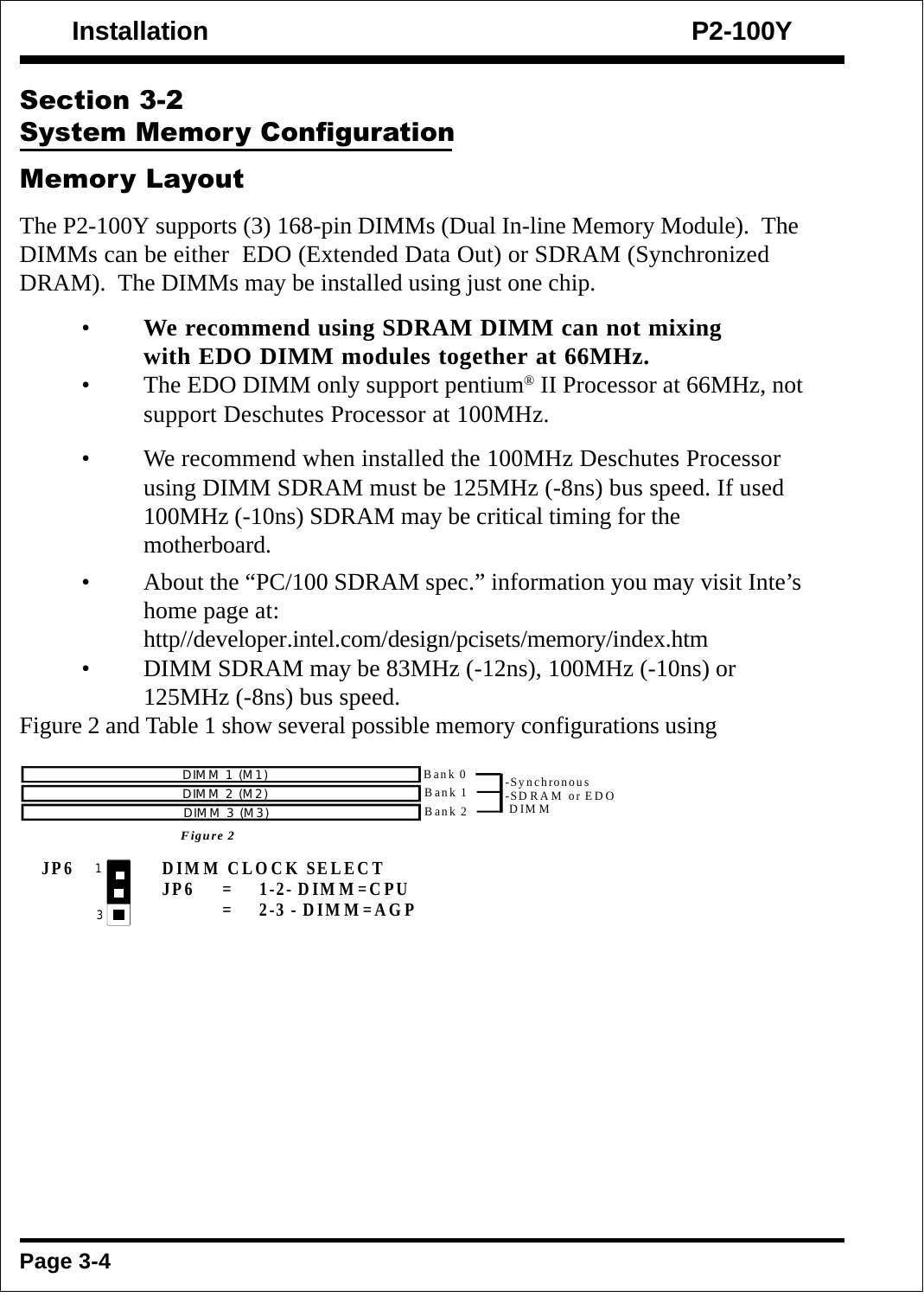## Section 3-2
## System Memory Configuration

### Memory Layout

The P2-100Y supports (3) 168-pin DIMMs (Dual In-line Memory Module). The DIMMs can be either EDO (Extended Data Out) or SDRAM (Synchronized DRAM). The DIMMs may be installed using just one chip.

- **We recommend using SDRAM DIMM can not mixing with EDO DIMM modules together at 66MHz.**
- The EDO DIMM only support pentium® II Processor at 66MHz, not support Deschutes Processor at 100MHz.
- We recommend when installed the 100MHz Deschutes Processor using DIMM SDRAM must be 125MHz (-8ns) bus speed. If used 100MHz (-10ns) SDRAM may be critical timing for the motherboard.
- About the "PC/100 SDRAM spec." information you may visit Inte's home page at: http//developer.intel.com/design/pcisets/memory/index.htm
- DIMM SDRAM may be 83MHz (-12ns), 100MHz (-10ns) or 125MHz (-8ns) bus speed.

Figure 2 and Table 1 show several possible memory configurations using

| Slot | Bank | Type |
|---|---|---|
| DIMM 1 (M1) | Bank 0 | -Synchronous -SDRAM or EDO DIMM |
| DIMM 2 (M2) | Bank 1 | |
| DIMM 3 (M3) | Bank 2 | |

*Figure 2*

**JP6** (pins 1–3)

**DIMM CLOCK SELECT**

**JP6 = 1-2- DIMM=CPU**

**= 2-3 - DIMM=AGP**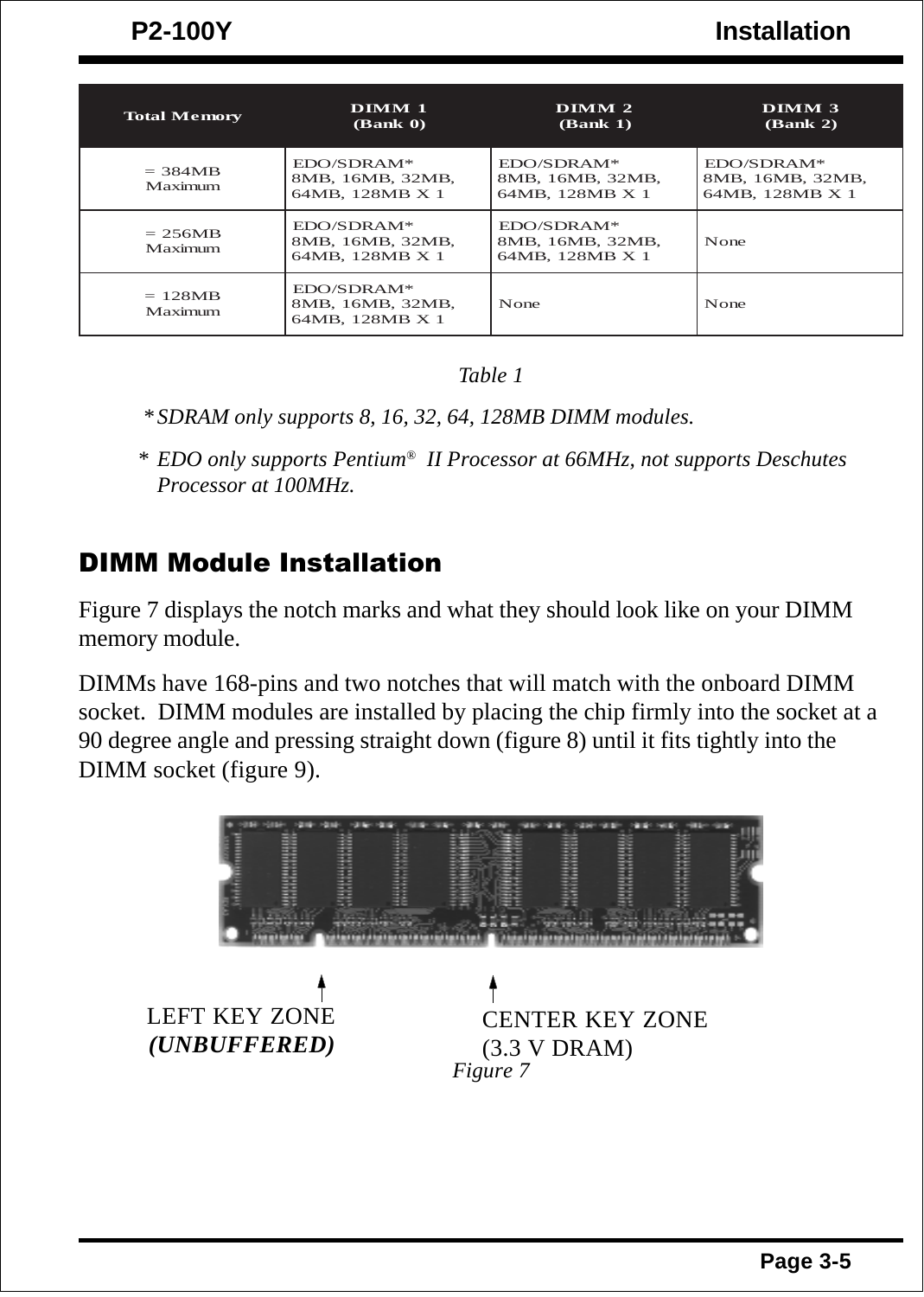| Total Memory | DIMM 1 (Bank 0) | DIMM 2 (Bank 1) | DIMM 3 (Bank 2) |
|---|---|---|---|
| = 384MB Maximum | EDO/SDRAM* 8MB, 16MB, 32MB, 64MB, 128MB X 1 | EDO/SDRAM* 8MB, 16MB, 32MB, 64MB, 128MB X 1 | EDO/SDRAM* 8MB, 16MB, 32MB, 64MB, 128MB X 1 |
| = 256MB Maximum | EDO/SDRAM* 8MB, 16MB, 32MB, 64MB, 128MB X 1 | EDO/SDRAM* 8MB, 16MB, 32MB, 64MB, 128MB X 1 | None |
| = 128MB Maximum | EDO/SDRAM* 8MB, 16MB, 32MB, 64MB, 128MB X 1 | None | None |

*Table 1*

\* *SDRAM only supports 8, 16, 32, 64, 128MB DIMM modules.*

\* *EDO only supports Pentium® II Processor at 66MHz, not supports Deschutes Processor at 100MHz.*

## DIMM Module Installation

Figure 7 displays the notch marks and what they should look like on your DIMM memory module.

DIMMs have 168-pins and two notches that will match with the onboard DIMM socket. DIMM modules are installed by placing the chip firmly into the socket at a 90 degree angle and pressing straight down (figure 8) until it fits tightly into the DIMM socket (figure 9).

LEFT KEY ZONE ***(UNBUFFERED)***

CENTER KEY ZONE (3.3 V DRAM)

*Figure 7*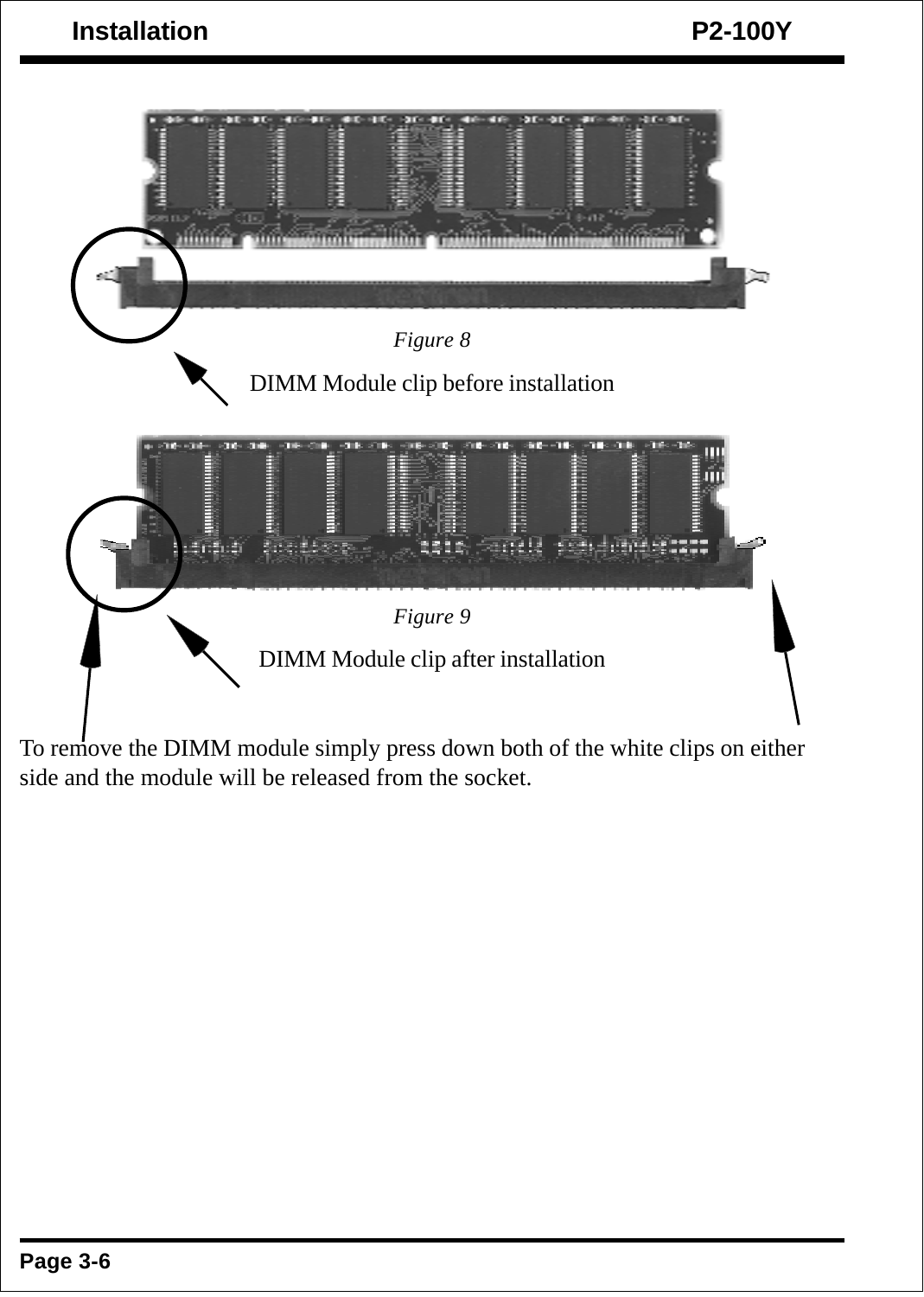*Figure 8*

DIMM Module clip before installation

*Figure 9*

DIMM Module clip after installation

To remove the DIMM module simply press down both of the white clips on either side and the module will be released from the socket.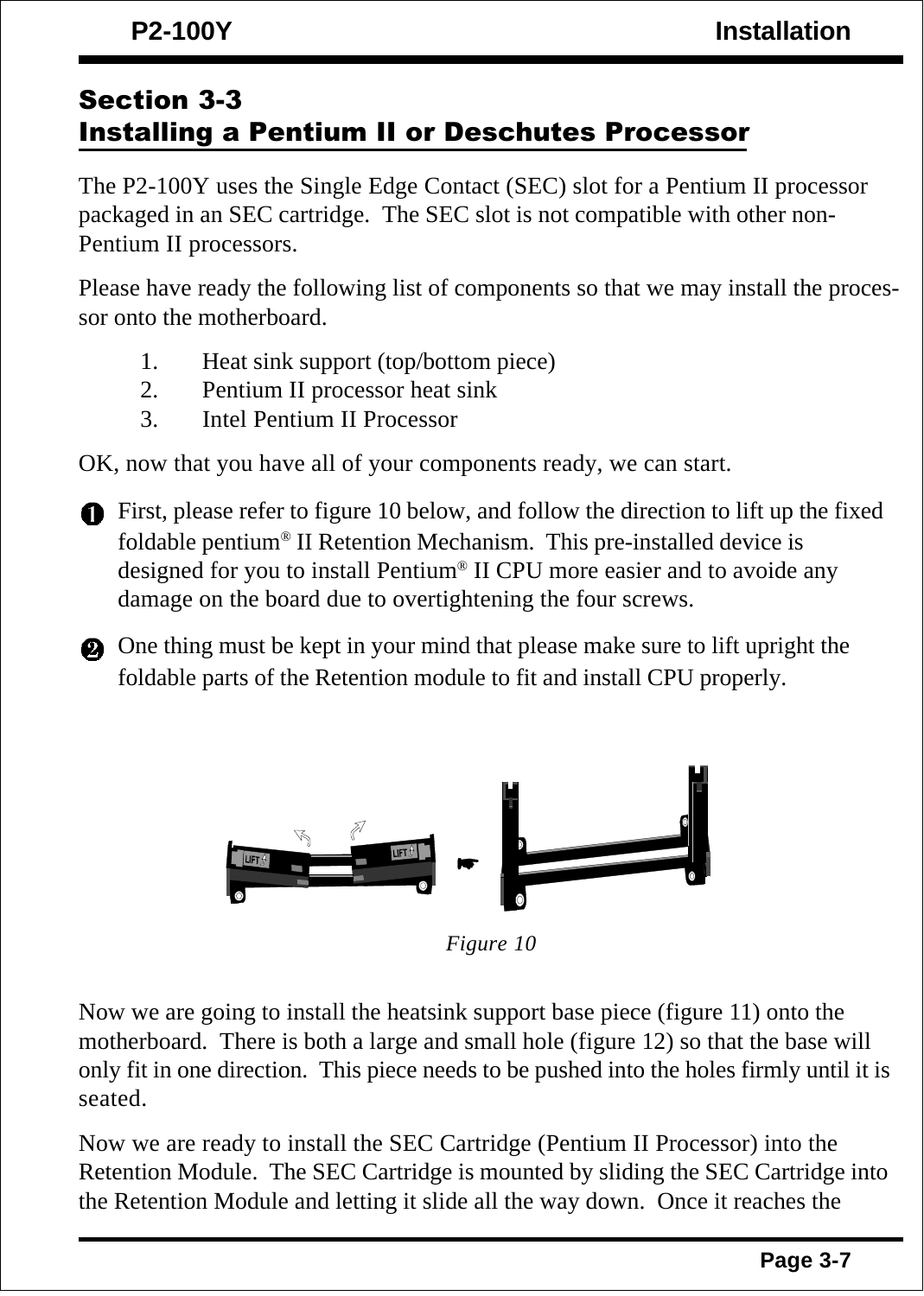## Section 3-3
## Installing a Pentium II or Deschutes Processor

The P2-100Y uses the Single Edge Contact (SEC) slot for a Pentium II processor packaged in an SEC cartridge. The SEC slot is not compatible with other non-Pentium II processors.

Please have ready the following list of components so that we may install the processor onto the motherboard.

1. Heat sink support (top/bottom piece)
2. Pentium II processor heat sink
3. Intel Pentium II Processor

OK, now that you have all of your components ready, we can start.

1. First, please refer to figure 10 below, and follow the direction to lift up the fixed foldable pentium® II Retention Mechanism. This pre-installed device is designed for you to install Pentium® II CPU more easier and to avoide any damage on the board due to overtightening the four screws.

2. One thing must be kept in your mind that please make sure to lift upright the foldable parts of the Retention module to fit and install CPU properly.

*Figure 10*

Now we are going to install the heatsink support base piece (figure 11) onto the motherboard. There is both a large and small hole (figure 12) so that the base will only fit in one direction. This piece needs to be pushed into the holes firmly until it is seated.

Now we are ready to install the SEC Cartridge (Pentium II Processor) into the Retention Module. The SEC Cartridge is mounted by sliding the SEC Cartridge into the Retention Module and letting it slide all the way down. Once it reaches the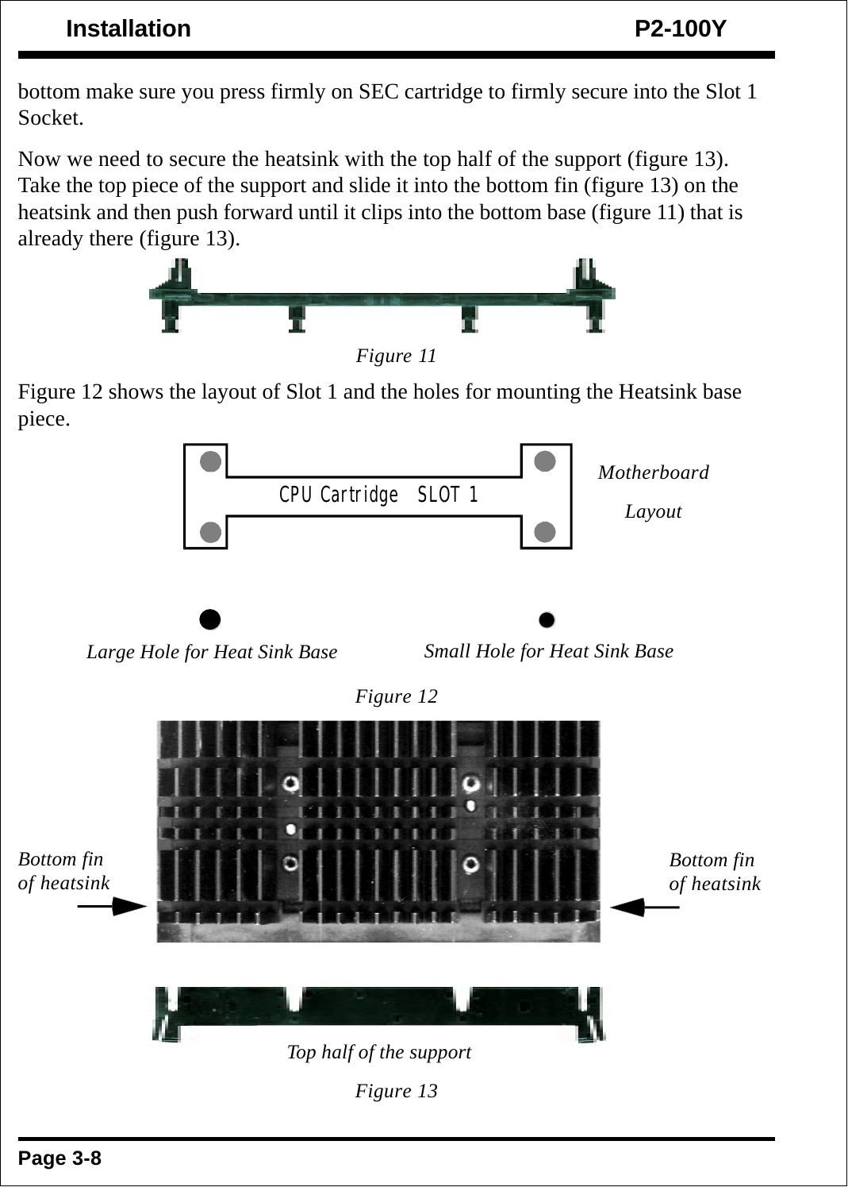bottom make sure you press firmly on SEC cartridge to firmly secure into the Slot 1 Socket.

Now we need to secure the heatsink with the top half of the support (figure 13). Take the top piece of the support and slide it into the bottom fin (figure 13) on the heatsink and then push forward until it clips into the bottom base (figure 11) that is already there (figure 13).

*Figure 11*

Figure 12 shows the layout of Slot 1 and the holes for mounting the Heatsink base piece.

CPU Cartridge SLOT 1

*Motherboard Layout*

*Large Hole for Heat Sink Base*

*Small Hole for Heat Sink Base*

*Figure 12*

*Bottom fin of heatsink*

*Bottom fin of heatsink*

*Top half of the support*

*Figure 13*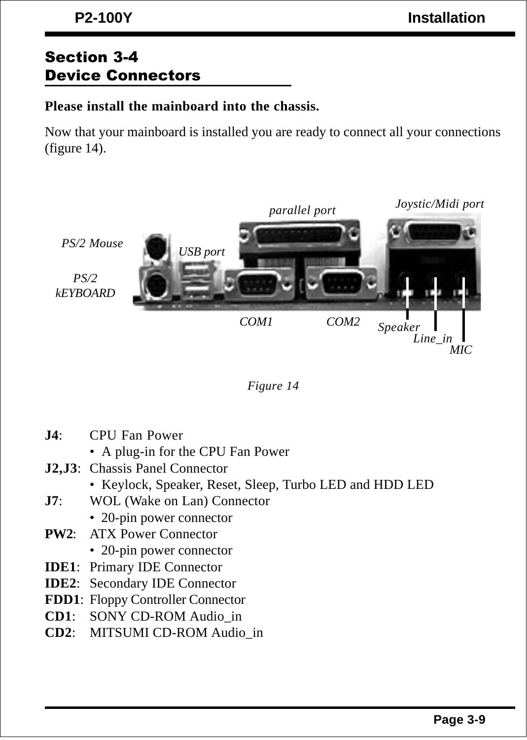## Section 3-4
## Device Connectors

**Please install the mainboard into the chassis.**

Now that your mainboard is installed you are ready to connect all your connections (figure 14).

*Figure 14*

**J4**: CPU Fan Power
- A plug-in for the CPU Fan Power

**J2,J3**: Chassis Panel Connector
- Keylock, Speaker, Reset, Sleep, Turbo LED and HDD LED

**J7**: WOL (Wake on Lan) Connector
- 20-pin power connector

**PW2**: ATX Power Connector
- 20-pin power connector

**IDE1**: Primary IDE Connector

**IDE2**: Secondary IDE Connector

**FDD1**: Floppy Controller Connector

**CD1**: SONY CD-ROM Audio_in

**CD2**: MITSUMI CD-ROM Audio_in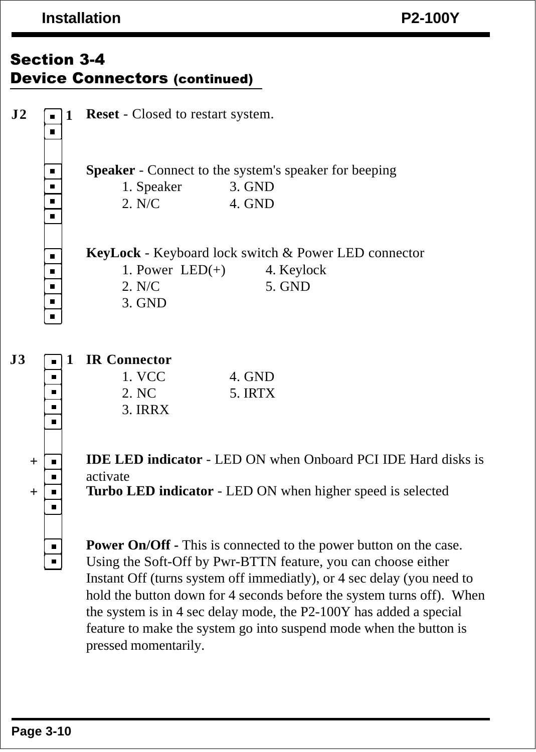## Section 3-4
## Device Connectors (continued)

**J2** 1 **Reset** - Closed to restart system.

**Speaker** - Connect to the system's speaker for beeping

| | |
|---|---|
| 1. Speaker | 3. GND |
| 2. N/C | 4. GND |

**KeyLock** - Keyboard lock switch & Power LED connector

| | |
|---|---|
| 1. Power LED(+) | 4. Keylock |
| 2. N/C | 5. GND |
| 3. GND | |

**J3** 1 **IR Connector**

| | |
|---|---|
| 1. VCC | 4. GND |
| 2. NC | 5. IRTX |
| 3. IRRX | |

\+ **IDE LED indicator** - LED ON when Onboard PCI IDE Hard disks is activate

\+ **Turbo LED indicator** - LED ON when higher speed is selected

**Power On/Off -** This is connected to the power button on the case. Using the Soft-Off by Pwr-BTTN feature, you can choose either Instant Off (turns system off immediatly), or 4 sec delay (you need to hold the button down for 4 seconds before the system turns off). When the system is in 4 sec delay mode, the P2-100Y has added a special feature to make the system go into suspend mode when the button is pressed momentarily.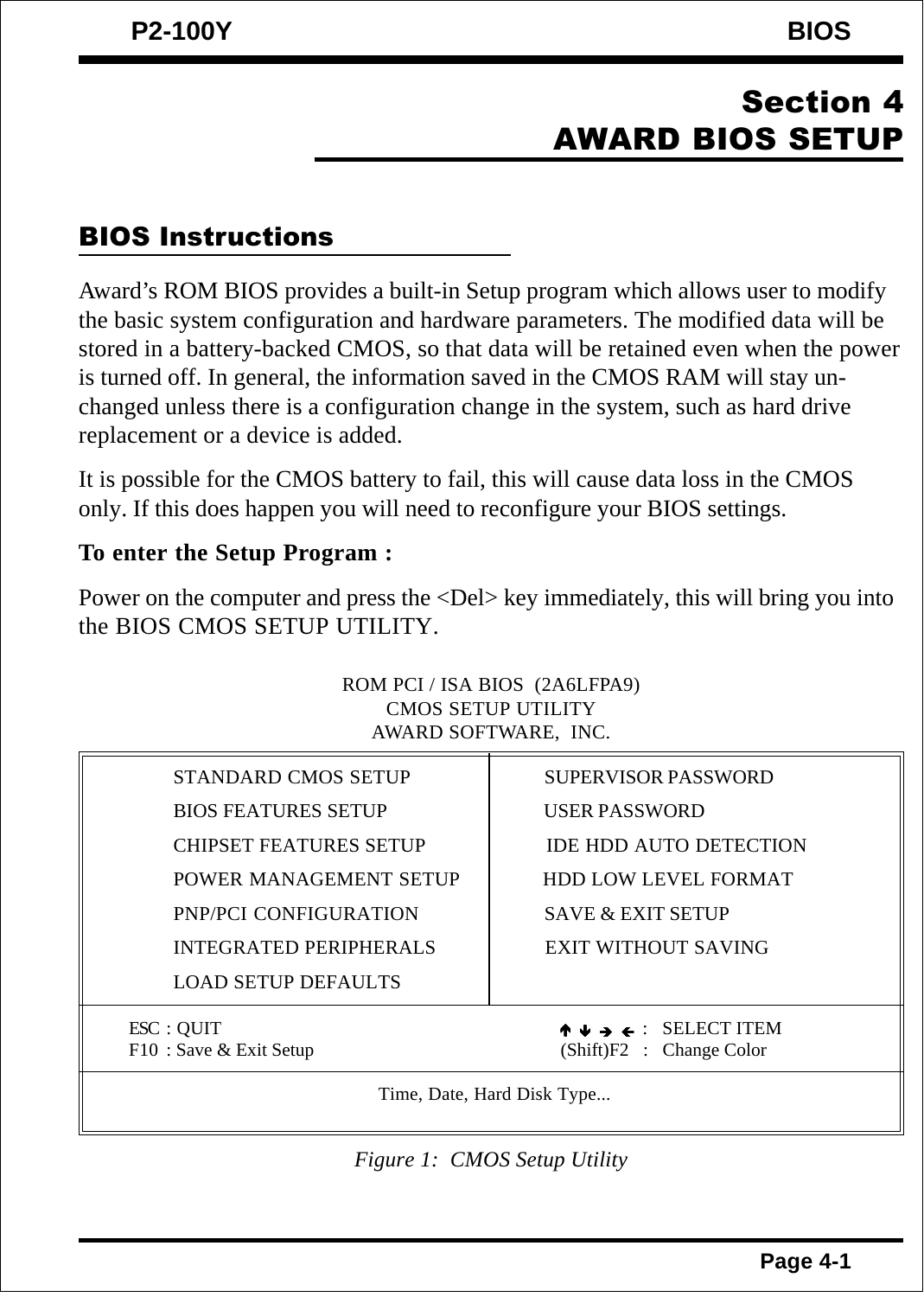# Section 4
# AWARD BIOS SETUP

## BIOS Instructions

Award's ROM BIOS provides a built-in Setup program which allows user to modify the basic system configuration and hardware parameters. The modified data will be stored in a battery-backed CMOS, so that data will be retained even when the power is turned off. In general, the information saved in the CMOS RAM will stay unchanged unless there is a configuration change in the system, such as hard drive replacement or a device is added.

It is possible for the CMOS battery to fail, this will cause data loss in the CMOS only. If this does happen you will need to reconfigure your BIOS settings.

**To enter the Setup Program :**

Power on the computer and press the <Del> key immediately, this will bring you into the BIOS CMOS SETUP UTILITY.

```
                    ROM PCI / ISA BIOS  (2A6LFPA9)
                         CMOS SETUP UTILITY
                        AWARD SOFTWARE,  INC.

  STANDARD CMOS SETUP              SUPERVISOR PASSWORD
  BIOS FEATURES SETUP              USER PASSWORD
  CHIPSET FEATURES SETUP           IDE HDD AUTO DETECTION
  POWER MANAGEMENT SETUP           HDD LOW LEVEL FORMAT
  PNP/PCI CONFIGURATION            SAVE & EXIT SETUP
  INTEGRATED PERIPHERALS           EXIT WITHOUT SAVING
  LOAD SETUP DEFAULTS

ESC : QUIT                              ↑ ↓ → ←  :   SELECT ITEM
F10 : Save & Exit Setup                 (Shift)F2 :   Change Color

                    Time, Date, Hard Disk Type...
```

*Figure 1: CMOS Setup Utility*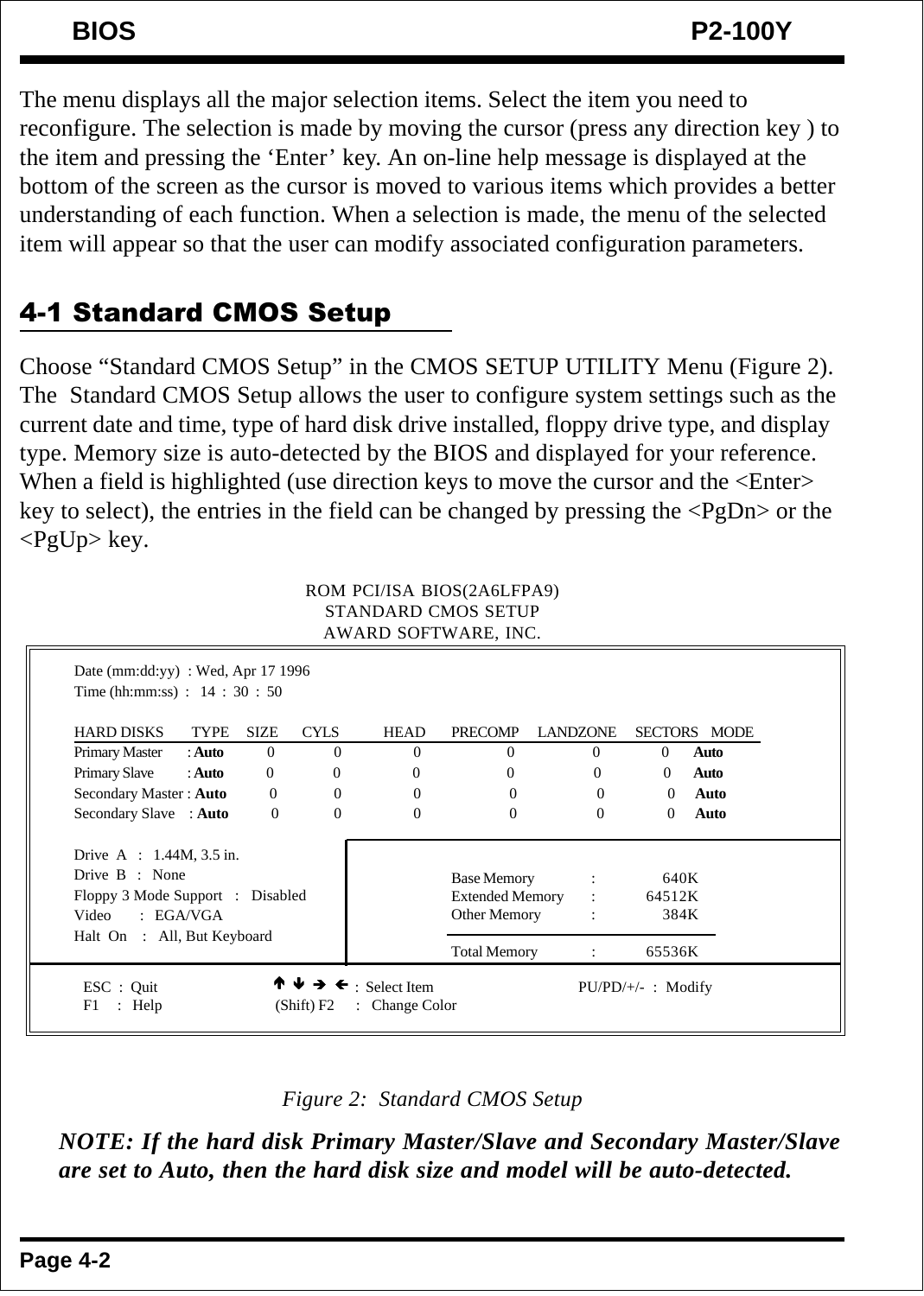The menu displays all the major selection items. Select the item you need to reconfigure. The selection is made by moving the cursor (press any direction key ) to the item and pressing the 'Enter' key. An on-line help message is displayed at the bottom of the screen as the cursor is moved to various items which provides a better understanding of each function. When a selection is made, the menu of the selected item will appear so that the user can modify associated configuration parameters.

## 4-1 Standard CMOS Setup

Choose "Standard CMOS Setup" in the CMOS SETUP UTILITY Menu (Figure 2). The Standard CMOS Setup allows the user to configure system settings such as the current date and time, type of hard disk drive installed, floppy drive type, and display type. Memory size is auto-detected by the BIOS and displayed for your reference. When a field is highlighted (use direction keys to move the cursor and the <Enter> key to select), the entries in the field can be changed by pressing the <PgDn> or the <PgUp> key.

```
                    ROM PCI/ISA BIOS(2A6LFPA9)
                       STANDARD CMOS SETUP
                      AWARD SOFTWARE, INC.

Date (mm:dd:yy)  : Wed, Apr 17 1996
Time (hh:mm:ss)  :  14 : 30 : 50

HARD DISKS         TYPE   SIZE   CYLS   HEAD   PRECOMP   LANDZONE   SECTORS   MODE
Primary Master   : Auto    0      0      0       0          0          0      Auto
Primary Slave    : Auto    0      0      0       0          0          0      Auto
Secondary Master : Auto    0      0      0       0          0          0      Auto
Secondary Slave  : Auto    0      0      0       0          0          0      Auto

Drive  A  :  1.44M, 3.5 in.
Drive  B  :  None                        Base Memory      :     640K
Floppy 3 Mode Support  :  Disabled       Extended Memory  :   64512K
Video     :  EGA/VGA                     Other Memory     :     384K
Halt On   :  All, But Keyboard
                                         Total Memory     :   65536K

ESC : Quit           ↑ ↓ → ← : Select Item          PU/PD/+/-  :  Modify
F1  : Help           (Shift) F2  :  Change Color
```

*Figure 2: Standard CMOS Setup*

***NOTE: If the hard disk Primary Master/Slave and Secondary Master/Slave are set to Auto, then the hard disk size and model will be auto-detected.***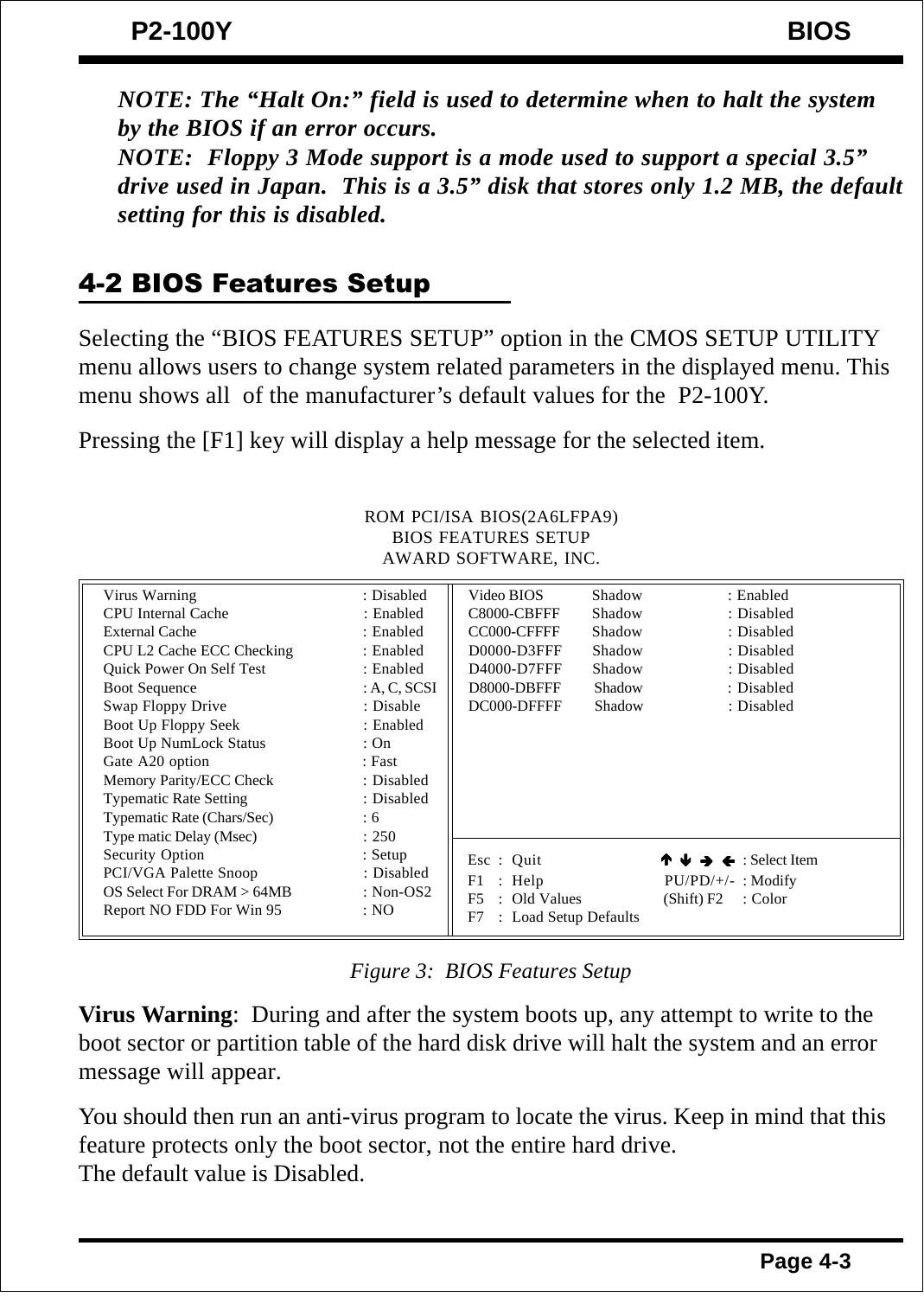*NOTE: The “Halt On:” field is used to determine when to halt the system by the BIOS if an error occurs.*
*NOTE: Floppy 3 Mode support is a mode used to support a special 3.5” drive used in Japan. This is a 3.5” disk that stores only 1.2 MB, the default setting for this is disabled.*

## 4-2 BIOS Features Setup

Selecting the “BIOS FEATURES SETUP” option in the CMOS SETUP UTILITY menu allows users to change system related parameters in the displayed menu. This menu shows all of the manufacturer’s default values for the P2-100Y.

Pressing the [F1] key will display a help message for the selected item.

```
                         ROM PCI/ISA BIOS(2A6LFPA9)
                            BIOS FEATURES SETUP
                           AWARD SOFTWARE, INC.

Virus Warning               : Disabled   | Video BIOS    Shadow    : Enabled
CPU Internal Cache          : Enabled    | C8000-CBFFF   Shadow    : Disabled
External Cache              : Enabled    | CC000-CFFFF   Shadow    : Disabled
CPU L2 Cache ECC Checking   : Enabled    | D0000-D3FFF   Shadow    : Disabled
Quick Power On Self Test    : Enabled    | D4000-D7FFF   Shadow    : Disabled
Boot Sequence               : A, C, SCSI | D8000-DBFFF   Shadow    : Disabled
Swap Floppy Drive           : Disable    | DC000-DFFFF   Shadow    : Disabled
Boot Up Floppy Seek         : Enabled    |
Boot Up NumLock Status      : On         |
Gate A20 option             : Fast       |
Memory Parity/ECC Check     : Disabled   |
Typematic Rate Setting      : Disabled   |
Typematic Rate (Chars/Sec)  : 6          |
Type matic Delay (Msec)     : 250        |
Security Option             : Setup      | Esc : Quit           ↑ ↓ → ← : Select Item
PCI/VGA Palette Snoop       : Disabled   | F1  : Help           PU/PD/+/- : Modify
OS Select For DRAM > 64MB   : Non-OS2    | F5  : Old Values     (Shift) F2 : Color
Report NO FDD For Win 95    : NO         | F7  : Load Setup Defaults
```

*Figure 3: BIOS Features Setup*

**Virus Warning**: During and after the system boots up, any attempt to write to the boot sector or partition table of the hard disk drive will halt the system and an error message will appear.

You should then run an anti-virus program to locate the virus. Keep in mind that this feature protects only the boot sector, not the entire hard drive.
The default value is Disabled.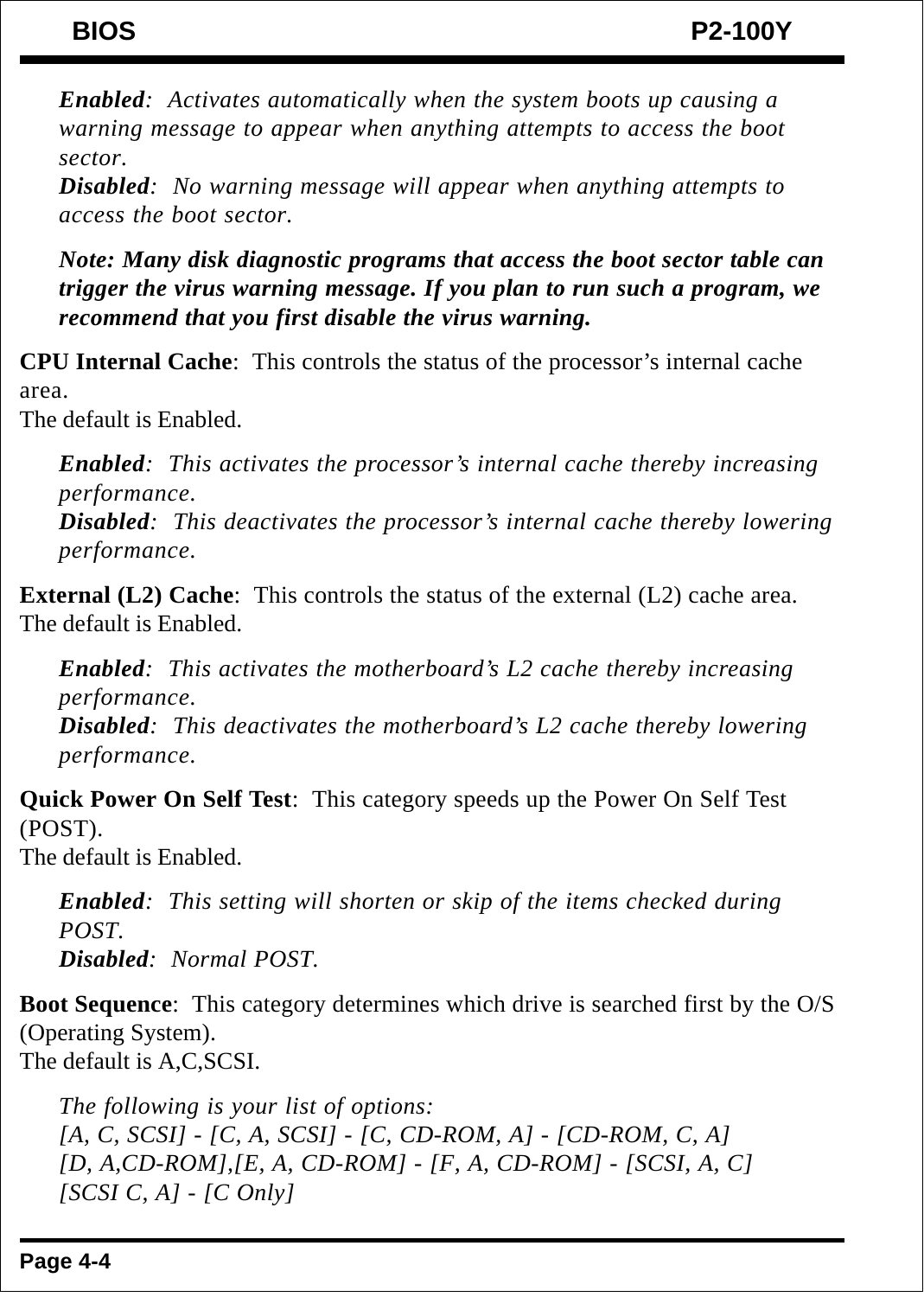*__Enabled__: Activates automatically when the system boots up causing a warning message to appear when anything attempts to access the boot sector.*
*__Disabled__: No warning message will appear when anything attempts to access the boot sector.*

***Note: Many disk diagnostic programs that access the boot sector table can trigger the virus warning message. If you plan to run such a program, we recommend that you first disable the virus warning.***

**CPU Internal Cache**: This controls the status of the processor's internal cache area.
The default is Enabled.

*__Enabled__: This activates the processor's internal cache thereby increasing performance.*
*__Disabled__: This deactivates the processor's internal cache thereby lowering performance.*

**External (L2) Cache**: This controls the status of the external (L2) cache area.
The default is Enabled.

*__Enabled__: This activates the motherboard's L2 cache thereby increasing performance.*
*__Disabled__: This deactivates the motherboard's L2 cache thereby lowering performance.*

**Quick Power On Self Test**: This category speeds up the Power On Self Test (POST).
The default is Enabled.

*__Enabled__: This setting will shorten or skip of the items checked during POST.*
*__Disabled__: Normal POST.*

**Boot Sequence**: This category determines which drive is searched first by the O/S (Operating System).
The default is A,C,SCSI.

*The following is your list of options:*
*[A, C, SCSI] - [C, A, SCSI] - [C, CD-ROM, A] - [CD-ROM, C, A]*
*[D, A,CD-ROM],[E, A, CD-ROM] - [F, A, CD-ROM] - [SCSI, A, C]*
*[SCSI C, A] - [C Only]*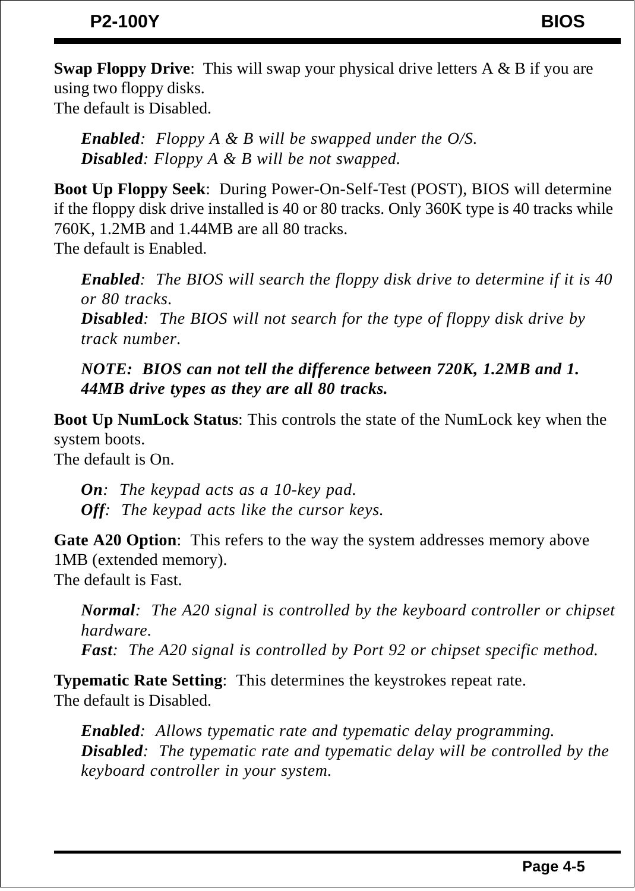**Swap Floppy Drive**:  This will swap your physical drive letters A & B if you are using two floppy disks.
The default is Disabled.

> ***Enabled***:  *Floppy A & B will be swapped under the O/S.*
> ***Disabled***: *Floppy A & B will be not swapped.*

**Boot Up Floppy Seek**:  During Power-On-Self-Test (POST), BIOS will determine if the floppy disk drive installed is 40 or 80 tracks. Only 360K type is 40 tracks while 760K, 1.2MB and 1.44MB are all 80 tracks.
The default is Enabled.

> ***Enabled***:  *The BIOS will search the floppy disk drive to determine if it is 40 or 80 tracks.*
> ***Disabled***:  *The BIOS will not search for the type of floppy disk drive by track number.*
>
> ***NOTE:  BIOS can not tell the difference between 720K, 1.2MB and 1.44MB drive types as they are all 80 tracks.***

**Boot Up NumLock Status**: This controls the state of the NumLock key when the system boots.
The default is On.

> ***On***:  *The keypad acts as a 10-key pad.*
> ***Off***:  *The keypad acts like the cursor keys.*

**Gate A20 Option**:  This refers to the way the system addresses memory above 1MB (extended memory).
The default is Fast.

> ***Normal***:  *The A20 signal is controlled by the keyboard controller or chipset hardware.*
> ***Fast***:  *The A20 signal is controlled by Port 92 or chipset specific method.*

**Typematic Rate Setting**:  This determines the keystrokes repeat rate.
The default is Disabled.

> ***Enabled***:  *Allows typematic rate and typematic delay programming.*
> ***Disabled***:  *The typematic rate and typematic delay will be controlled by the keyboard controller in your system.*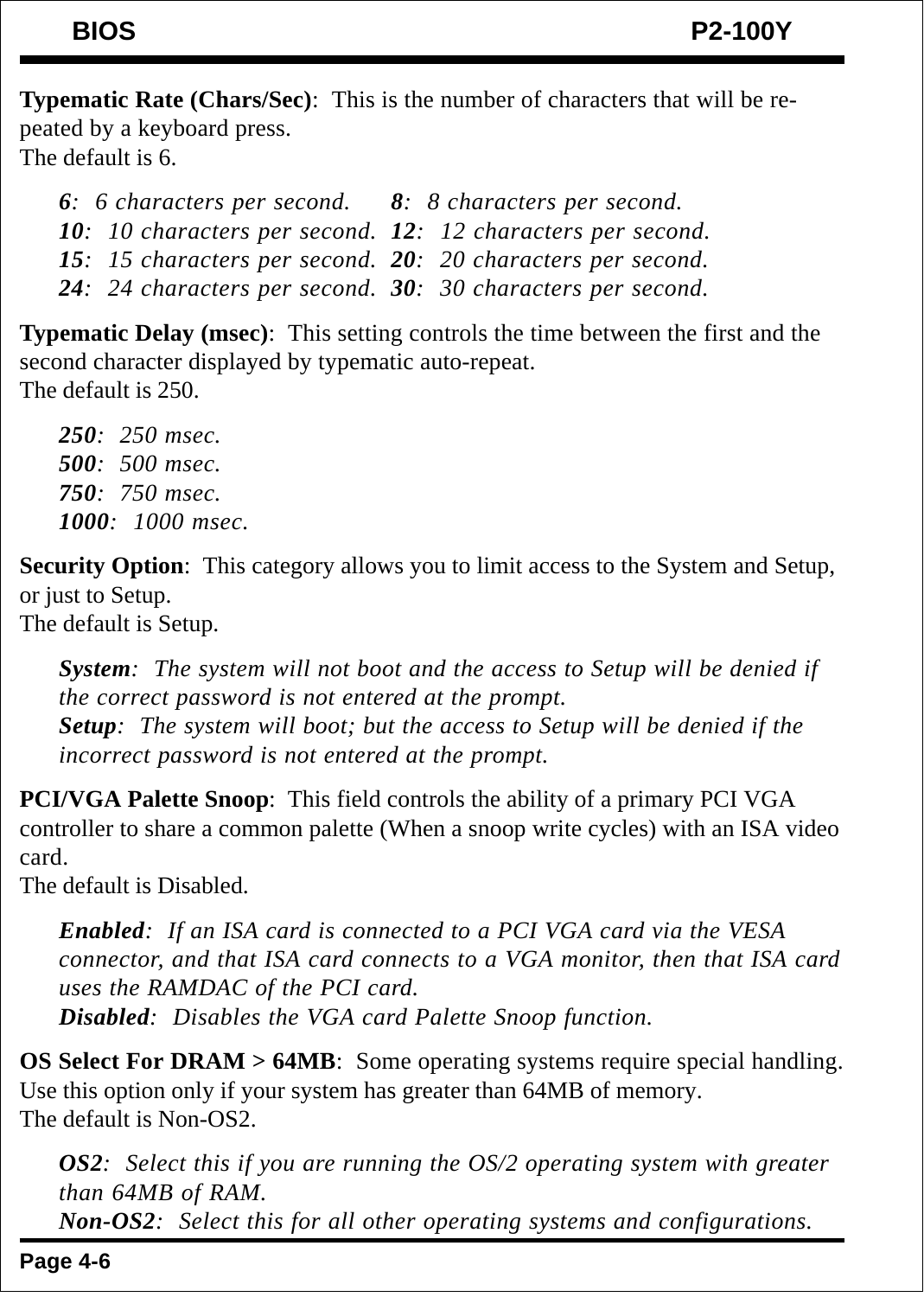**Typematic Rate (Chars/Sec)**:  This is the number of characters that will be repeated by a keyboard press.
The default is 6.

*6*:  *6 characters per second.*  *8*:  *8 characters per second.*
*10*:  *10 characters per second.*  *12*:  *12 characters per second.*
*15*:  *15 characters per second.*  *20*:  *20 characters per second.*
*24*:  *24 characters per second.*  *30*:  *30 characters per second.*

**Typematic Delay (msec)**:  This setting controls the time between the first and the second character displayed by typematic auto-repeat.
The default is 250.

*250*:  *250 msec.*
*500*:  *500 msec.*
*750*:  *750 msec.*
*1000*:  *1000 msec.*

**Security Option**:  This category allows you to limit access to the System and Setup, or just to Setup.
The default is Setup.

*System*:  *The system will not boot and the access to Setup will be denied if the correct password is not entered at the prompt.*
*Setup*:  *The system will boot; but the access to Setup will be denied if the incorrect password is not entered at the prompt.*

**PCI/VGA Palette Snoop**:  This field controls the ability of a primary PCI VGA controller to share a common palette (When a snoop write cycles) with an ISA video card.
The default is Disabled.

*Enabled*:  *If an ISA card is connected to a PCI VGA card via the VESA connector, and that ISA card connects to a VGA monitor, then that ISA card uses the RAMDAC of the PCI card.*
*Disabled*:  *Disables the VGA card Palette Snoop function.*

**OS Select For DRAM > 64MB**:  Some operating systems require special handling. Use this option only if your system has greater than 64MB of memory.
The default is Non-OS2.

*OS2*:  *Select this if you are running the OS/2 operating system with greater than 64MB of RAM.*
*Non-OS2*:  *Select this for all other operating systems and configurations.*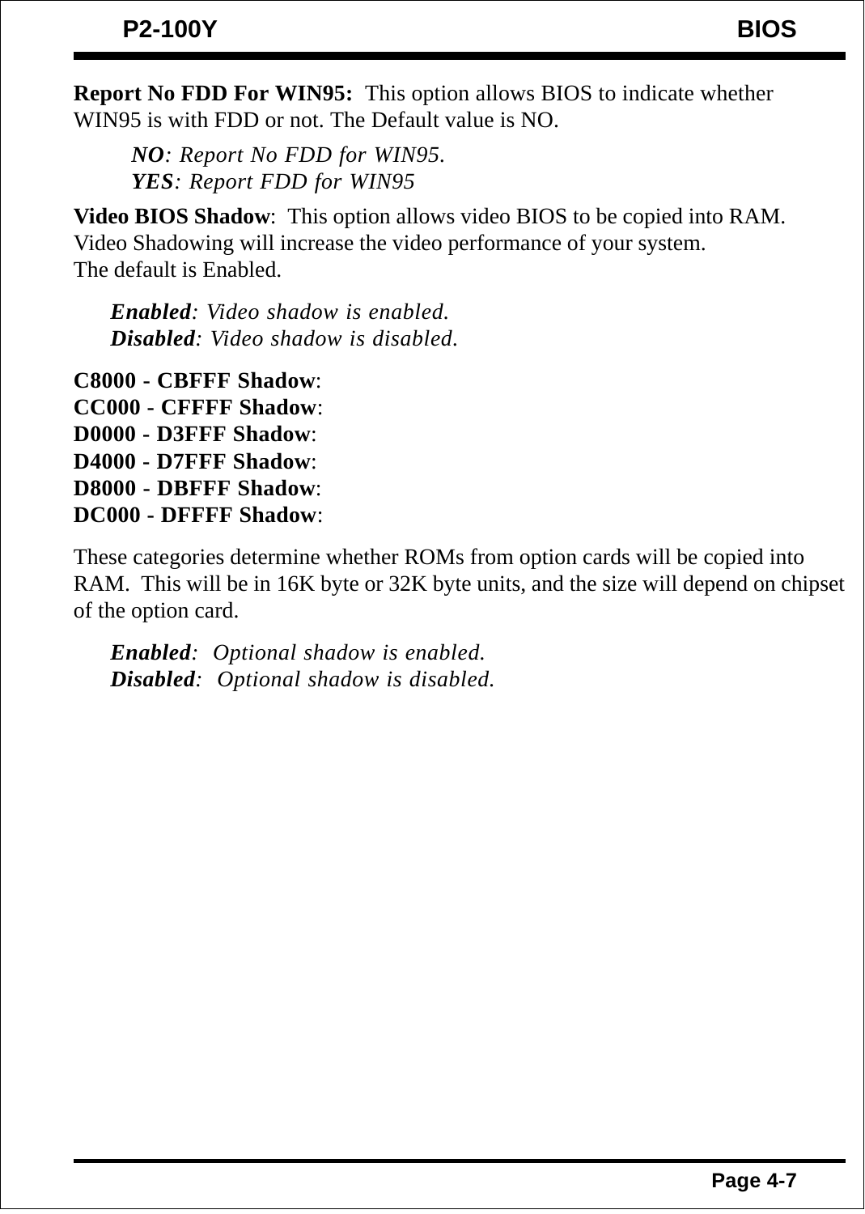**Report No FDD For WIN95:** This option allows BIOS to indicate whether WIN95 is with FDD or not. The Default value is NO.

*__NO__: Report No FDD for WIN95.*
*__YES__: Report FDD for WIN95*

**Video BIOS Shadow**: This option allows video BIOS to be copied into RAM. Video Shadowing will increase the video performance of your system. The default is Enabled.

*__Enabled__: Video shadow is enabled.*
*__Disabled__: Video shadow is disabled.*

**C8000 - CBFFF Shadow**:
**CC000 - CFFFF Shadow**:
**D0000 - D3FFF Shadow**:
**D4000 - D7FFF Shadow**:
**D8000 - DBFFF Shadow**:
**DC000 - DFFFF Shadow**:

These categories determine whether ROMs from option cards will be copied into RAM. This will be in 16K byte or 32K byte units, and the size will depend on chipset of the option card.

*__Enabled__: Optional shadow is enabled.*
*__Disabled__: Optional shadow is disabled.*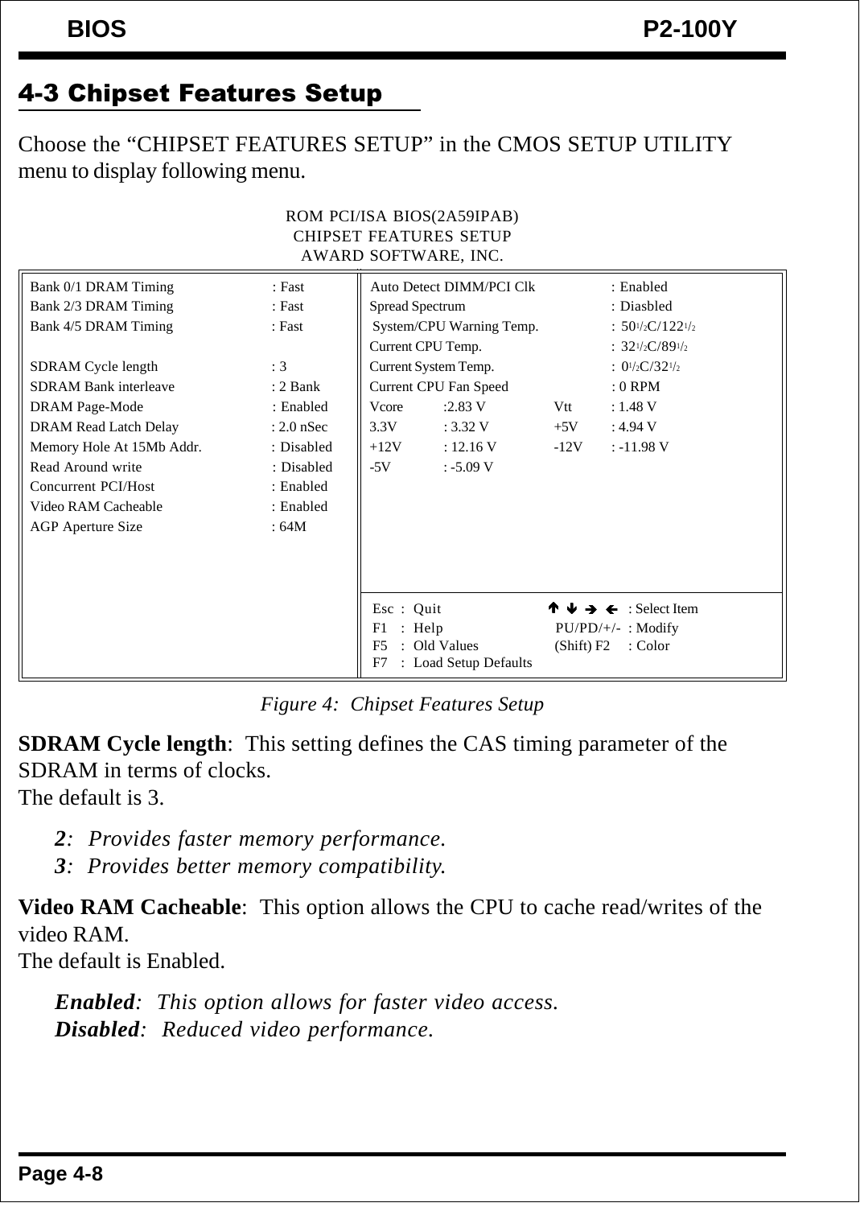## 4-3 Chipset Features Setup

Choose the "CHIPSET FEATURES SETUP" in the CMOS SETUP UTILITY menu to display following menu.

```
                         ROM PCI/ISA BIOS(2A59IPAB)
                          CHIPSET FEATURES SETUP
                           AWARD SOFTWARE, INC.

Bank 0/1 DRAM Timing         : Fast       Auto Detect DIMM/PCI Clk      : Enabled
Bank 2/3 DRAM Timing         : Fast       Spread Spectrum               : Diasbled
Bank 4/5 DRAM Timing         : Fast       System/CPU Warning Temp.      : 50 1/2C/122 1/2
                                          Current CPU Temp.             : 32 1/2C/89 1/2
SDRAM Cycle length           : 3          Current System Temp.          : 0 1/2C/32 1/2
SDRAM Bank interleave        : 2 Bank     Current CPU Fan Speed         : 0 RPM
DRAM Page-Mode               : Enabled    Vcore     :2.83 V      Vtt    : 1.48 V
DRAM Read Latch Delay        : 2.0 nSec   3.3V      : 3.32 V     +5V    : 4.94 V
Memory Hole At 15Mb Addr.    : Disabled   +12V      : 12.16 V    -12V   : -11.98 V
Read Around write            : Disabled   -5V       : -5.09 V
Concurrent PCI/Host          : Enabled
Video RAM Cacheable          : Enabled
AGP Aperture Size            : 64M

                                          Esc : Quit               ↑ ↓ → ← : Select Item
                                          F1  : Help               PU/PD/+/- : Modify
                                          F5  : Old Values         (Shift) F2 : Color
                                          F7  : Load Setup Defaults
```

*Figure 4: Chipset Features Setup*

**SDRAM Cycle length**: This setting defines the CAS timing parameter of the SDRAM in terms of clocks.
The default is 3.

> ***2***: *Provides faster memory performance.*
> ***3***: *Provides better memory compatibility.*

**Video RAM Cacheable**: This option allows the CPU to cache read/writes of the video RAM.
The default is Enabled.

> ***Enabled***: *This option allows for faster video access.*
> ***Disabled***: *Reduced video performance.*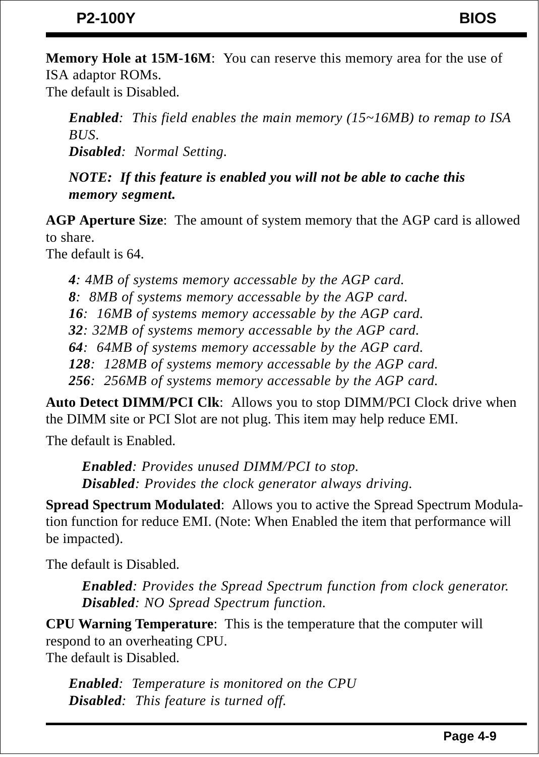**Memory Hole at 15M-16M**: You can reserve this memory area for the use of ISA adaptor ROMs.
The default is Disabled.

> ***Enabled***: *This field enables the main memory (15~16MB) to remap to ISA BUS.*
> ***Disabled***: *Normal Setting.*
>
> ***NOTE: If this feature is enabled you will not be able to cache this memory segment.***

**AGP Aperture Size**: The amount of system memory that the AGP card is allowed to share.
The default is 64.

> ***4***: *4MB of systems memory accessable by the AGP card.*
> ***8***: *8MB of systems memory accessable by the AGP card.*
> ***16***: *16MB of systems memory accessable by the AGP card.*
> ***32***: *32MB of systems memory accessable by the AGP card.*
> ***64***: *64MB of systems memory accessable by the AGP card.*
> ***128***: *128MB of systems memory accessable by the AGP card.*
> ***256***: *256MB of systems memory accessable by the AGP card.*

**Auto Detect DIMM/PCI Clk**: Allows you to stop DIMM/PCI Clock drive when the DIMM site or PCI Slot are not plug. This item may help reduce EMI.

The default is Enabled.

> ***Enabled***: *Provides unused DIMM/PCI to stop.*
> ***Disabled***: *Provides the clock generator always driving.*

**Spread Spectrum Modulated**: Allows you to active the Spread Spectrum Modulation function for reduce EMI. (Note: When Enabled the item that performance will be impacted).

The default is Disabled.

> ***Enabled***: *Provides the Spread Spectrum function from clock generator.*
> ***Disabled***: *NO Spread Spectrum function.*

**CPU Warning Temperature**: This is the temperature that the computer will respond to an overheating CPU.
The default is Disabled.

> ***Enabled***: *Temperature is monitored on the CPU*
> ***Disabled***: *This feature is turned off.*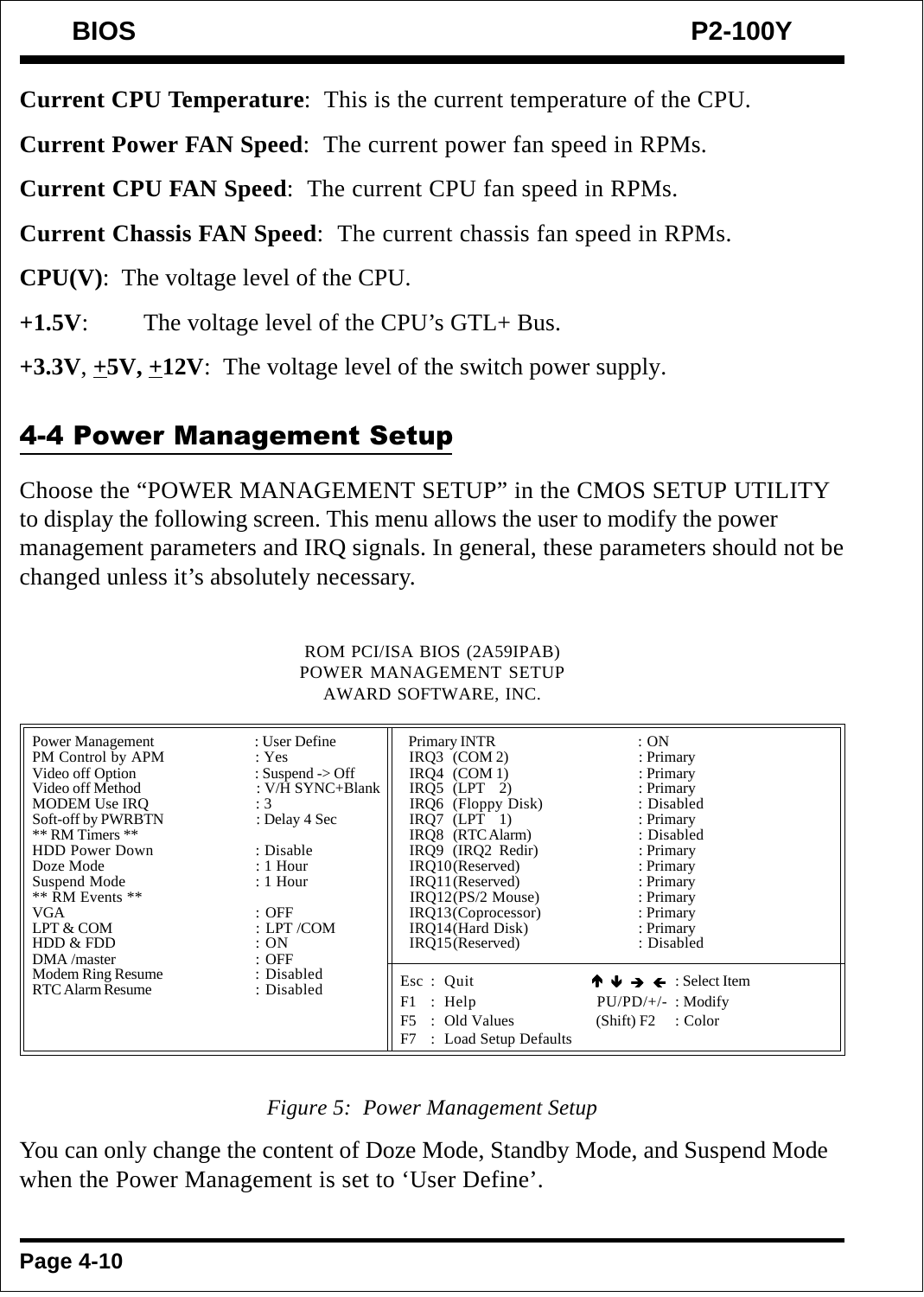**Current CPU Temperature**: This is the current temperature of the CPU.

**Current Power FAN Speed**: The current power fan speed in RPMs.

**Current CPU FAN Speed**: The current CPU fan speed in RPMs.

**Current Chassis FAN Speed**: The current chassis fan speed in RPMs.

**CPU(V)**: The voltage level of the CPU.

**+1.5V**: The voltage level of the CPU's GTL+ Bus.

**+3.3V**, **+5V, +12V**: The voltage level of the switch power supply.

## 4-4 Power Management Setup

Choose the "POWER MANAGEMENT SETUP" in the CMOS SETUP UTILITY to display the following screen. This menu allows the user to modify the power management parameters and IRQ signals. In general, these parameters should not be changed unless it's absolutely necessary.

```
                         ROM PCI/ISA BIOS (2A59IPAB)
                           POWER MANAGEMENT SETUP
                            AWARD SOFTWARE, INC.

Power Management        : User Define       | Primary INTR              : ON
PM Control by APM       : Yes               |  IRQ3  (COM 2)            : Primary
Video off Option        : Suspend -> Off    |  IRQ4  (COM 1)            : Primary
Video off Method        : V/H SYNC+Blank    |  IRQ5  (LPT   2)          : Primary
MODEM Use IRQ           : 3                 |  IRQ6  (Floppy Disk)      : Disabled
Soft-off by PWRBTN      : Delay 4 Sec       |  IRQ7  (LPT   1)          : Primary
** RM Timers **                             |  IRQ8  (RTC Alarm)        : Disabled
HDD Power Down          : Disable           |  IRQ9  (IRQ2  Redir)      : Primary
Doze Mode               : 1 Hour            |  IRQ10 (Reserved)         : Primary
Suspend Mode            : 1 Hour            |  IRQ11 (Reserved)         : Primary
** RM Events **                             |  IRQ12 (PS/2 Mouse)       : Primary
VGA                     : OFF               |  IRQ13 (Coprocessor)      : Primary
LPT & COM               : LPT /COM          |  IRQ14 (Hard Disk)        : Primary
HDD & FDD               : ON                |  IRQ15 (Reserved)         : Disabled
DMA /master             : OFF               |
Modem Ring Resume       : Disabled          | Esc : Quit           ↑ ↓ → ← : Select Item
RTC Alarm Resume        : Disabled          | F1  : Help           PU/PD/+/- : Modify
                                            | F5  : Old Values     (Shift) F2 : Color
                                            | F7  : Load Setup Defaults
```

*Figure 5: Power Management Setup*

You can only change the content of Doze Mode, Standby Mode, and Suspend Mode when the Power Management is set to 'User Define'.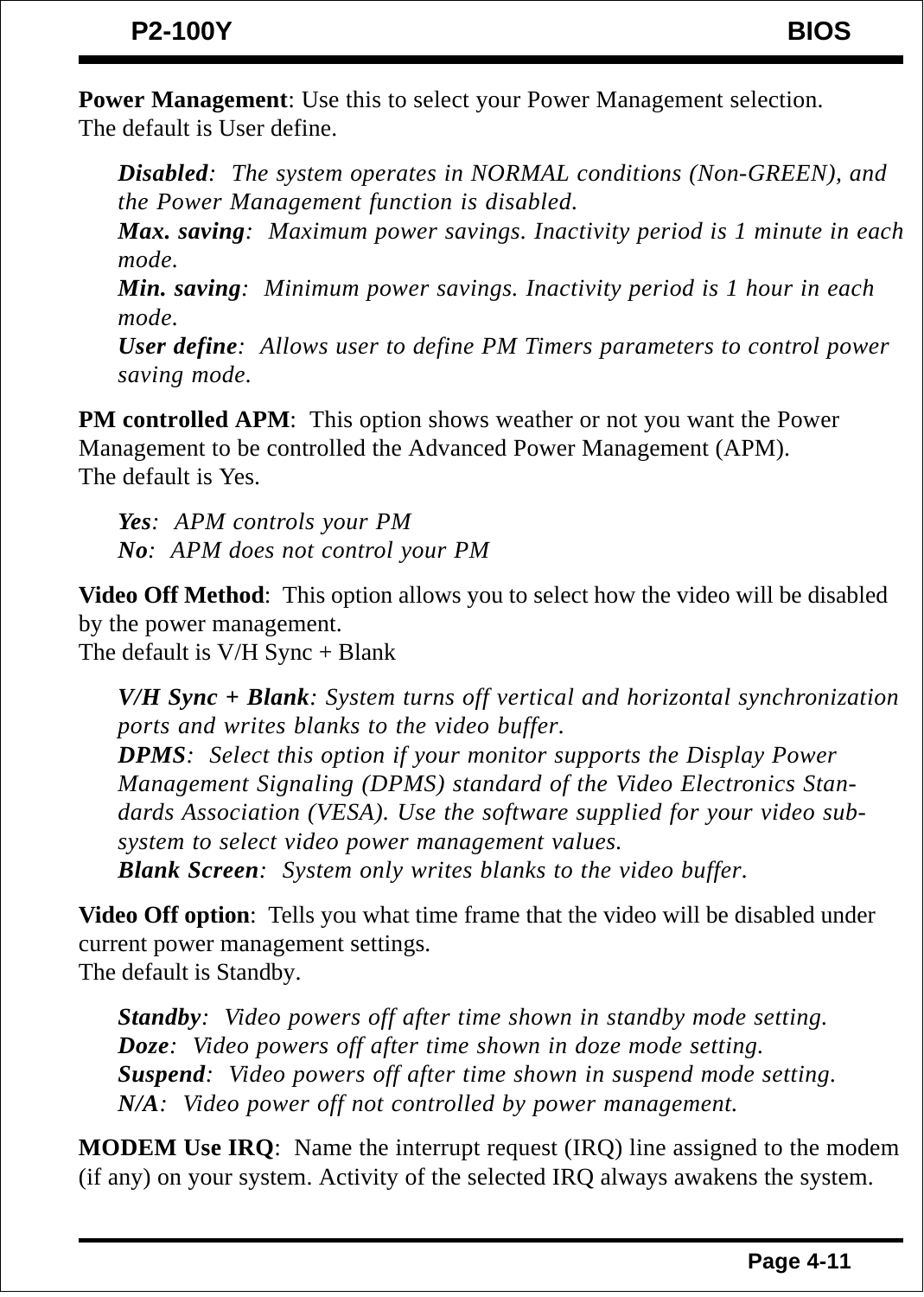**Power Management**: Use this to select your Power Management selection.
The default is User define.

> ***Disabled***: *The system operates in NORMAL conditions (Non-GREEN), and the Power Management function is disabled.*
> ***Max. saving***: *Maximum power savings. Inactivity period is 1 minute in each mode.*
> ***Min. saving***: *Minimum power savings. Inactivity period is 1 hour in each mode.*
> ***User define***: *Allows user to define PM Timers parameters to control power saving mode.*

**PM controlled APM**: This option shows weather or not you want the Power Management to be controlled the Advanced Power Management (APM).
The default is Yes.

> ***Yes***: *APM controls your PM*
> ***No***: *APM does not control your PM*

**Video Off Method**: This option allows you to select how the video will be disabled by the power management.
The default is V/H Sync + Blank

> ***V/H Sync + Blank***: *System turns off vertical and horizontal synchronization ports and writes blanks to the video buffer.*
> ***DPMS***: *Select this option if your monitor supports the Display Power Management Signaling (DPMS) standard of the Video Electronics Standards Association (VESA). Use the software supplied for your video subsystem to select video power management values.*
> ***Blank Screen***: *System only writes blanks to the video buffer.*

**Video Off option**: Tells you what time frame that the video will be disabled under current power management settings.
The default is Standby.

> ***Standby***: *Video powers off after time shown in standby mode setting.*
> ***Doze***: *Video powers off after time shown in doze mode setting.*
> ***Suspend***: *Video powers off after time shown in suspend mode setting.*
> ***N/A***: *Video power off not controlled by power management.*

**MODEM Use IRQ**: Name the interrupt request (IRQ) line assigned to the modem (if any) on your system. Activity of the selected IRQ always awakens the system.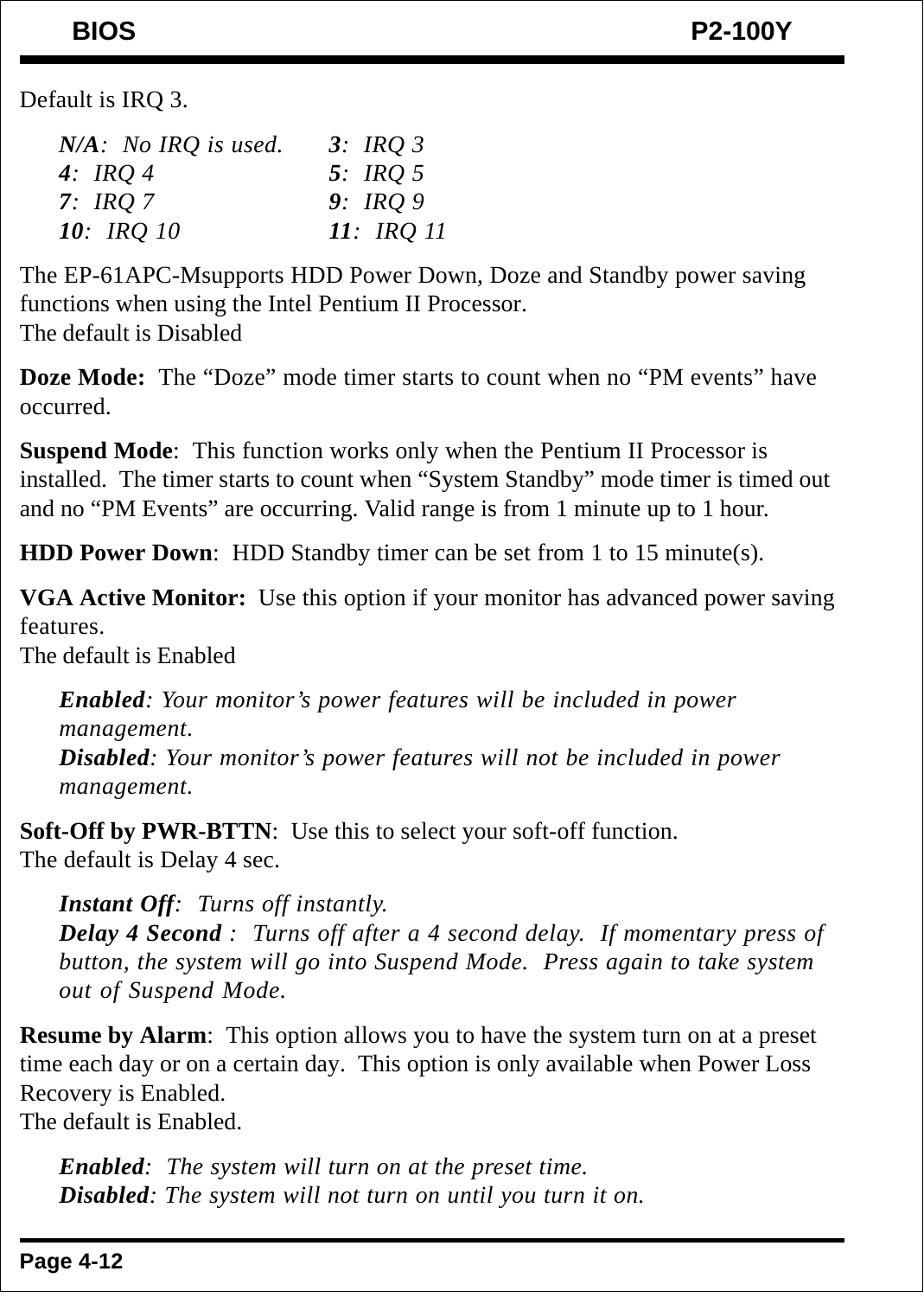Default is IRQ 3.

*N/A*: *No IRQ is used.* &nbsp;&nbsp;&nbsp; *3*: *IRQ 3*
*4*: *IRQ 4* &nbsp;&nbsp;&nbsp; *5*: *IRQ 5*
*7*: *IRQ 7* &nbsp;&nbsp;&nbsp; *9*: *IRQ 9*
*10*: *IRQ 10* &nbsp;&nbsp;&nbsp; *11*: *IRQ 11*

The EP-61APC-Msupports HDD Power Down, Doze and Standby power saving functions when using the Intel Pentium II Processor.
The default is Disabled

**Doze Mode:** The "Doze" mode timer starts to count when no "PM events" have occurred.

**Suspend Mode**: This function works only when the Pentium II Processor is installed. The timer starts to count when "System Standby" mode timer is timed out and no "PM Events" are occurring. Valid range is from 1 minute up to 1 hour.

**HDD Power Down**: HDD Standby timer can be set from 1 to 15 minute(s).

**VGA Active Monitor:** Use this option if your monitor has advanced power saving features.
The default is Enabled

***Enabled****: Your monitor's power features will be included in power management.*
***Disabled****: Your monitor's power features will not be included in power management.*

**Soft-Off by PWR-BTTN**: Use this to select your soft-off function.
The default is Delay 4 sec.

***Instant Off****: Turns off instantly.*
***Delay 4 Second*** *: Turns off after a 4 second delay. If momentary press of button, the system will go into Suspend Mode. Press again to take system out of Suspend Mode.*

**Resume by Alarm**: This option allows you to have the system turn on at a preset time each day or on a certain day. This option is only available when Power Loss Recovery is Enabled.
The default is Enabled.

***Enabled****: The system will turn on at the preset time.*
***Disabled****: The system will not turn on until you turn it on.*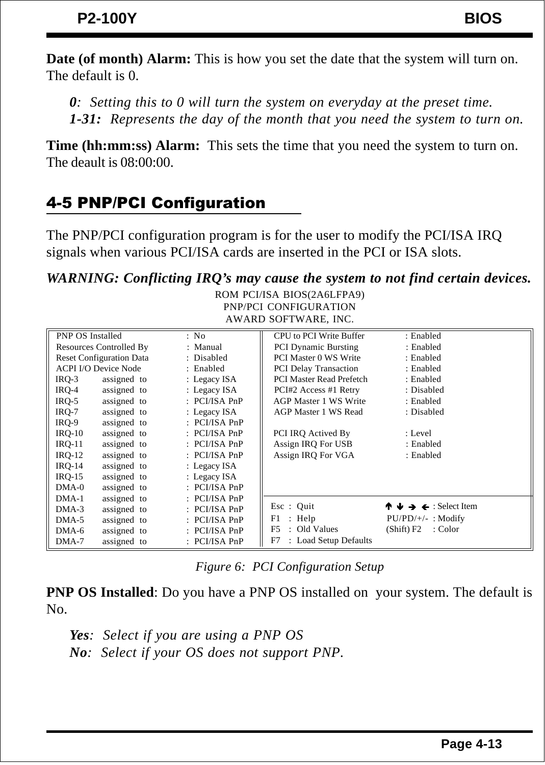**Date (of month) Alarm:** This is how you set the date that the system will turn on. The default is 0.

> ***0**: Setting this to 0 will turn the system on everyday at the preset time.*
> ***1-31:** Represents the day of the month that you need the system to turn on.*

**Time (hh:mm:ss) Alarm:** This sets the time that you need the system to turn on. The deault is 08:00:00.

## 4-5 PNP/PCI Configuration

The PNP/PCI configuration program is for the user to modify the PCI/ISA IRQ signals when various PCI/ISA cards are inserted in the PCI or ISA slots.

***WARNING: Conflicting IRQ's may cause the system to not find certain devices.***

```
                          ROM PCI/ISA BIOS(2A6LFPA9)
                             PNP/PCI CONFIGURATION
                              AWARD SOFTWARE, INC.

PNP OS Installed          : No            CPU to PCI Write Buffer     : Enabled
Resources Controlled By   : Manual        PCI Dynamic Bursting        : Enabled
Reset Configuration Data  : Disabled      PCI Master 0 WS Write       : Enabled
ACPI I/O Device Node      : Enabled       PCI Delay Transaction       : Enabled
IRQ-3   assigned to       : Legacy ISA    PCI Master Read Prefetch    : Enabled
IRQ-4   assigned to       : Legacy ISA    PCI#2 Access #1 Retry       : Disabled
IRQ-5   assigned to       : PCI/ISA PnP   AGP Master 1 WS Write       : Enabled
IRQ-7   assigned to       : Legacy ISA    AGP Master 1 WS Read        : Disabled
IRQ-9   assigned to       : PCI/ISA PnP
IRQ-10  assigned to       : PCI/ISA PnP   PCI IRQ Actived By          : Level
IRQ-11  assigned to       : PCI/ISA PnP   Assign IRQ For USB          : Enabled
IRQ-12  assigned to       : PCI/ISA PnP   Assign IRQ For VGA          : Enabled
IRQ-14  assigned to       : Legacy ISA
IRQ-15  assigned to       : Legacy ISA
DMA-0   assigned to       : PCI/ISA PnP
DMA-1   assigned to       : PCI/ISA PnP   Esc : Quit         ↑ ↓ → ← : Select Item
DMA-3   assigned to       : PCI/ISA PnP   F1  : Help         PU/PD/+/- : Modify
DMA-5   assigned to       : PCI/ISA PnP   F5  : Old Values   (Shift) F2 : Color
DMA-6   assigned to       : PCI/ISA PnP   F7  : Load Setup Defaults
DMA-7   assigned to       : PCI/ISA PnP
```

*Figure 6: PCI Configuration Setup*

**PNP OS Installed**: Do you have a PNP OS installed on your system. The default is No.

> ***Yes**: Select if you are using a PNP OS*
> ***No**: Select if your OS does not support PNP.*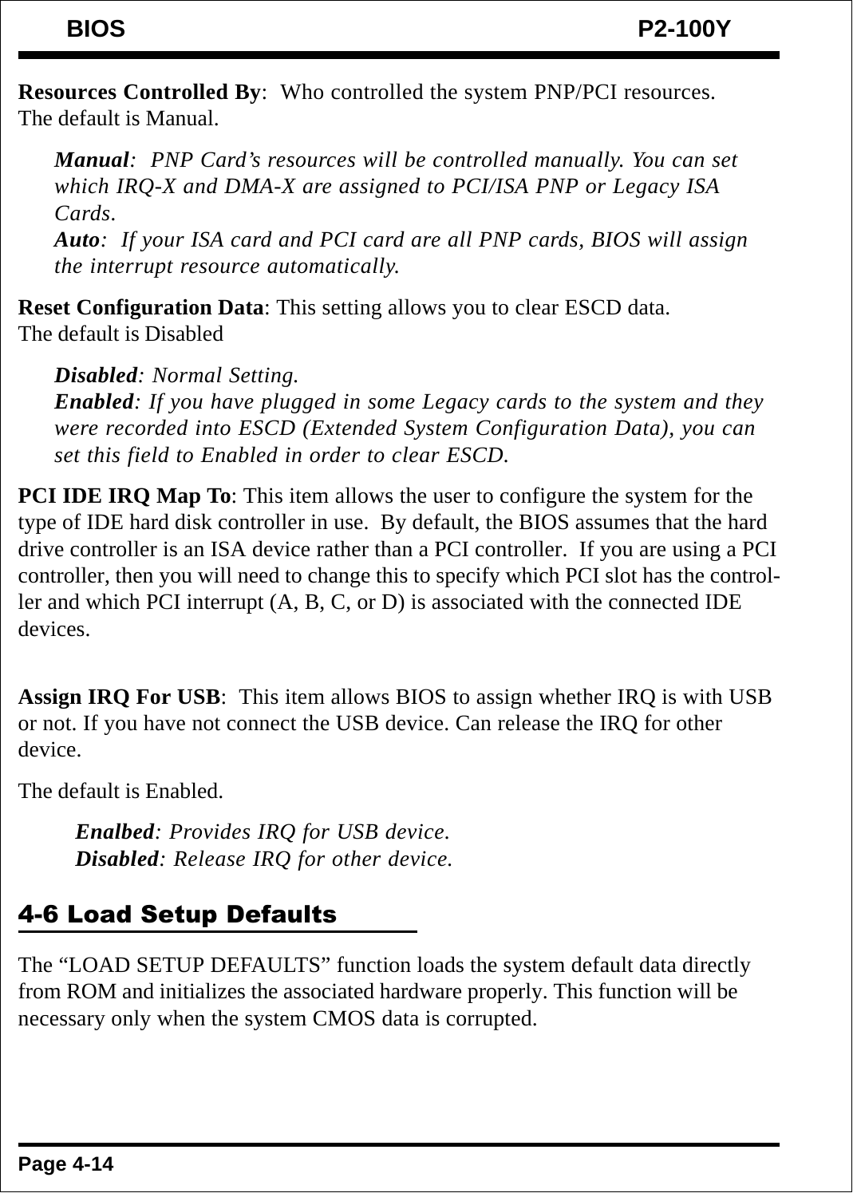**Resources Controlled By**: Who controlled the system PNP/PCI resources.
The default is Manual.

> ***Manual***: *PNP Card's resources will be controlled manually. You can set which IRQ-X and DMA-X are assigned to PCI/ISA PNP or Legacy ISA Cards.*
> ***Auto***: *If your ISA card and PCI card are all PNP cards, BIOS will assign the interrupt resource automatically.*

**Reset Configuration Data**: This setting allows you to clear ESCD data.
The default is Disabled

> ***Disabled***: *Normal Setting.*
> ***Enabled***: *If you have plugged in some Legacy cards to the system and they were recorded into ESCD (Extended System Configuration Data), you can set this field to Enabled in order to clear ESCD.*

**PCI IDE IRQ Map To**: This item allows the user to configure the system for the type of IDE hard disk controller in use. By default, the BIOS assumes that the hard drive controller is an ISA device rather than a PCI controller. If you are using a PCI controller, then you will need to change this to specify which PCI slot has the controller and which PCI interrupt (A, B, C, or D) is associated with the connected IDE devices.

**Assign IRQ For USB**: This item allows BIOS to assign whether IRQ is with USB or not. If you have not connect the USB device. Can release the IRQ for other device.

The default is Enabled.

> ***Enalbed***: *Provides IRQ for USB device.*
> ***Disabled***: *Release IRQ for other device.*

## 4-6 Load Setup Defaults

The "LOAD SETUP DEFAULTS" function loads the system default data directly from ROM and initializes the associated hardware properly. This function will be necessary only when the system CMOS data is corrupted.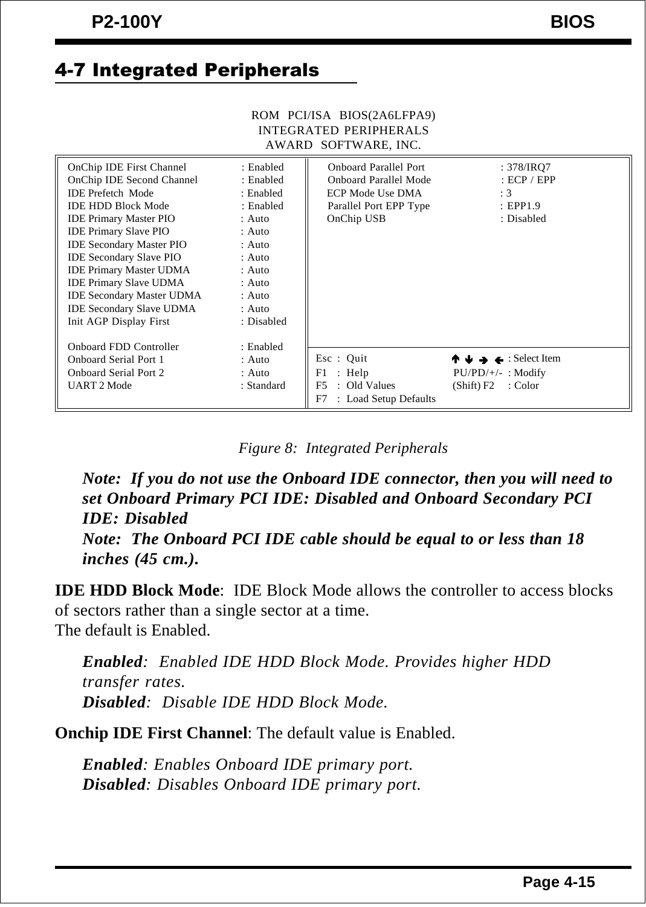## 4-7 Integrated Peripherals

```
                    ROM  PCI/ISA  BIOS(2A6LFPA9)
                     INTEGRATED PERIPHERALS
                       AWARD  SOFTWARE, INC.

OnChip IDE First Channel      : Enabled   | Onboard Parallel Port      : 378/IRQ7
OnChip IDE Second Channel     : Enabled   | Onboard Parallel Mode      : ECP / EPP
IDE Prefetch  Mode            : Enabled   | ECP Mode Use DMA           : 3
IDE HDD Block Mode            : Enabled   | Parallel Port EPP Type     : EPP1.9
IDE Primary Master PIO        : Auto      | OnChip USB                 : Disabled
IDE Primary Slave PIO         : Auto      |
IDE Secondary Master PIO      : Auto      |
IDE Secondary Slave PIO       : Auto      |
IDE Primary Master UDMA       : Auto      |
IDE Primary Slave UDMA        : Auto      |
IDE Secondary Master UDMA     : Auto      |
IDE Secondary Slave UDMA      : Auto      |
Init AGP Display First        : Disabled  |
                                          |
Onboard FDD Controller        : Enabled   | Esc : Quit              ↑ ↓ → ← : Select Item
Onboard Serial Port 1         : Auto      | F1  : Help              PU/PD/+/-  : Modify
Onboard Serial Port 2         : Auto      | F5  : Old Values        (Shift) F2 : Color
UART 2 Mode                   : Standard  | F7  : Load Setup Defaults
```

*Figure 8: Integrated Peripherals*

***Note: If you do not use the Onboard IDE connector, then you will need to set Onboard Primary PCI IDE: Disabled and Onboard Secondary PCI IDE: Disabled***

***Note: The Onboard PCI IDE cable should be equal to or less than 18 inches (45 cm.).***

**IDE HDD Block Mode**: IDE Block Mode allows the controller to access blocks of sectors rather than a single sector at a time.
The default is Enabled.

> ***Enabled***: *Enabled IDE HDD Block Mode. Provides higher HDD transfer rates.*
> ***Disabled***: *Disable IDE HDD Block Mode.*

**Onchip IDE First Channel**: The default value is Enabled.

> ***Enabled***: *Enables Onboard IDE primary port.*
> ***Disabled***: *Disables Onboard IDE primary port.*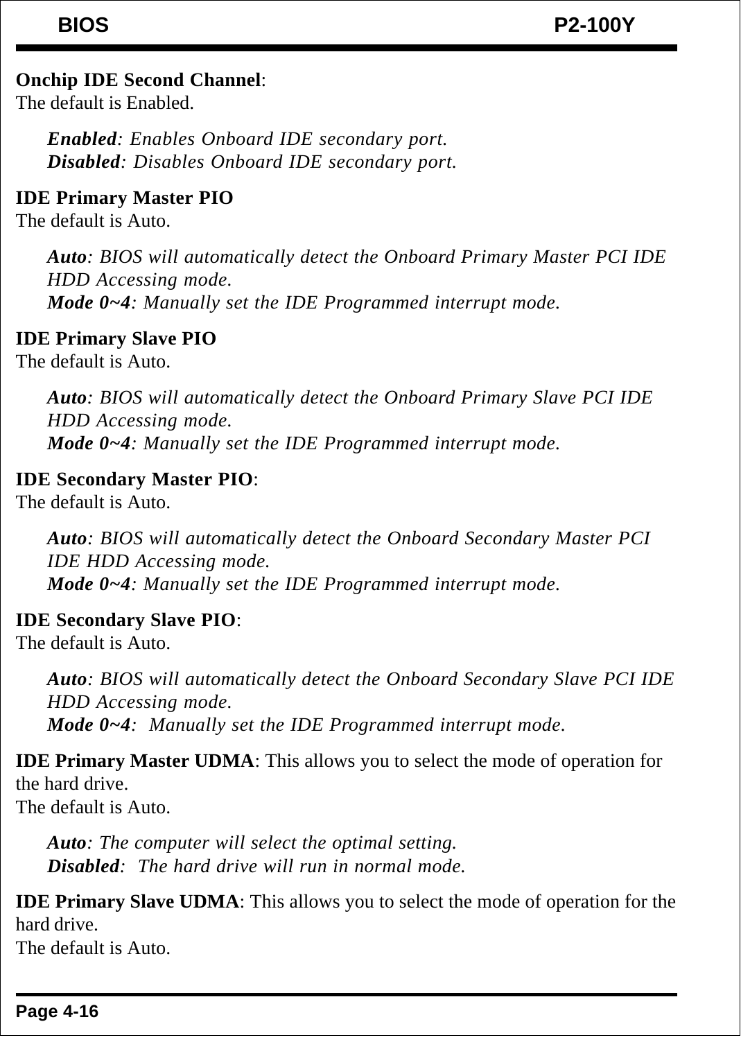**Onchip IDE Second Channel**:
The default is Enabled.

> ***Enabled***: *Enables Onboard IDE secondary port.*
> ***Disabled***: *Disables Onboard IDE secondary port.*

**IDE Primary Master PIO**
The default is Auto.

> ***Auto***: *BIOS will automatically detect the Onboard Primary Master PCI IDE HDD Accessing mode.*
> ***Mode 0~4***: *Manually set the IDE Programmed interrupt mode.*

**IDE Primary Slave PIO**
The default is Auto.

> ***Auto***: *BIOS will automatically detect the Onboard Primary Slave PCI IDE HDD Accessing mode.*
> ***Mode 0~4***: *Manually set the IDE Programmed interrupt mode.*

**IDE Secondary Master PIO**:
The default is Auto.

> ***Auto***: *BIOS will automatically detect the Onboard Secondary Master PCI IDE HDD Accessing mode.*
> ***Mode 0~4***: *Manually set the IDE Programmed interrupt mode.*

**IDE Secondary Slave PIO**:
The default is Auto.

> ***Auto***: *BIOS will automatically detect the Onboard Secondary Slave PCI IDE HDD Accessing mode.*
> ***Mode 0~4***: *Manually set the IDE Programmed interrupt mode.*

**IDE Primary Master UDMA**: This allows you to select the mode of operation for the hard drive.
The default is Auto.

> ***Auto***: *The computer will select the optimal setting.*
> ***Disabled***: *The hard drive will run in normal mode.*

**IDE Primary Slave UDMA**: This allows you to select the mode of operation for the hard drive.
The default is Auto.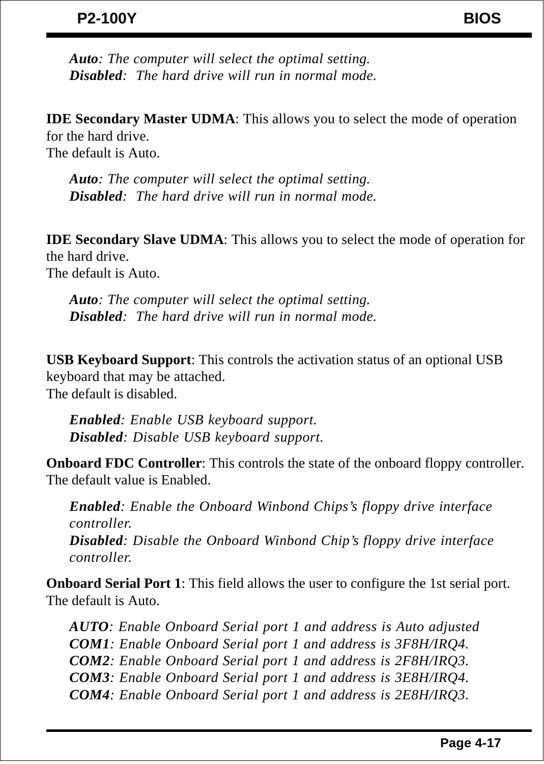*Auto: The computer will select the optimal setting.*
*Disabled: The hard drive will run in normal mode.*

**IDE Secondary Master UDMA**: This allows you to select the mode of operation for the hard drive.
The default is Auto.

*Auto: The computer will select the optimal setting.*
*Disabled: The hard drive will run in normal mode.*

**IDE Secondary Slave UDMA**: This allows you to select the mode of operation for the hard drive.
The default is Auto.

*Auto: The computer will select the optimal setting.*
*Disabled: The hard drive will run in normal mode.*

**USB Keyboard Support**: This controls the activation status of an optional USB keyboard that may be attached.
The default is disabled.

*Enabled: Enable USB keyboard support.*
*Disabled: Disable USB keyboard support.*

**Onboard FDC Controller**: This controls the state of the onboard floppy controller. The default value is Enabled.

*Enabled: Enable the Onboard Winbond Chips's floppy drive interface controller.*
*Disabled: Disable the Onboard Winbond Chip's floppy drive interface controller.*

**Onboard Serial Port 1**: This field allows the user to configure the 1st serial port. The default is Auto.

*AUTO: Enable Onboard Serial port 1 and address is Auto adjusted*
*COM1: Enable Onboard Serial port 1 and address is 3F8H/IRQ4.*
*COM2: Enable Onboard Serial port 1 and address is 2F8H/IRQ3.*
*COM3: Enable Onboard Serial port 1 and address is 3E8H/IRQ4.*
*COM4: Enable Onboard Serial port 1 and address is 2E8H/IRQ3.*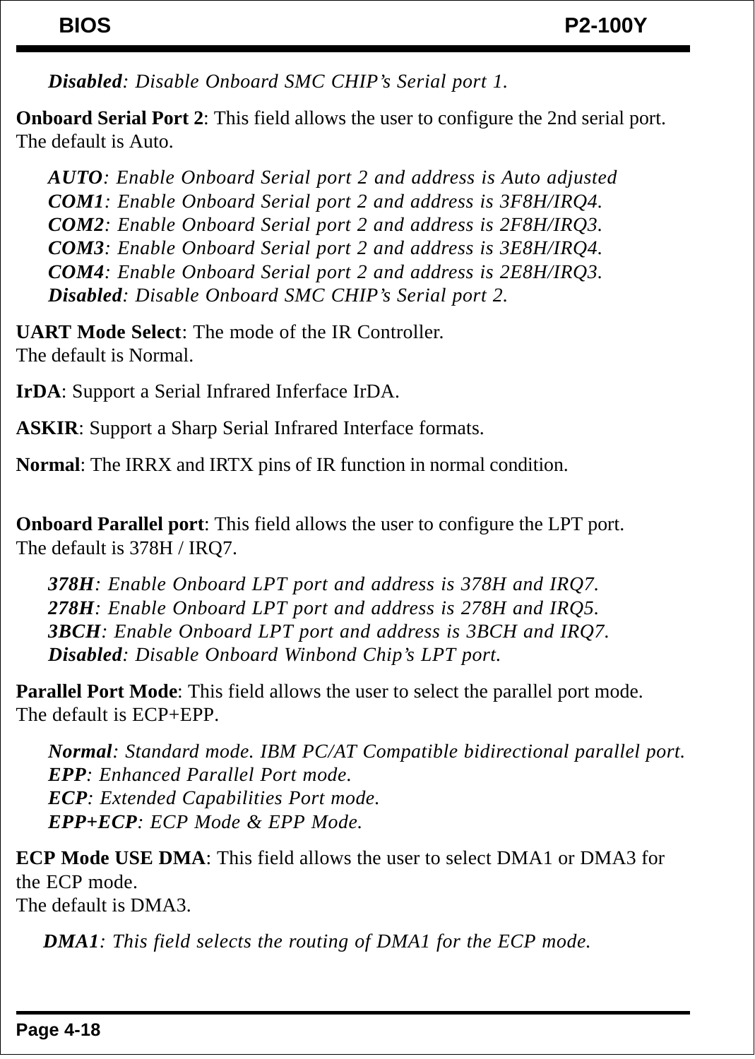*__Disabled__: Disable Onboard SMC CHIP's Serial port 1.*

**Onboard Serial Port 2**: This field allows the user to configure the 2nd serial port. The default is Auto.

*__AUTO__: Enable Onboard Serial port 2 and address is Auto adjusted*
*__COM1__: Enable Onboard Serial port 2 and address is 3F8H/IRQ4.*
*__COM2__: Enable Onboard Serial port 2 and address is 2F8H/IRQ3.*
*__COM3__: Enable Onboard Serial port 2 and address is 3E8H/IRQ4.*
*__COM4__: Enable Onboard Serial port 2 and address is 2E8H/IRQ3.*
*__Disabled__: Disable Onboard SMC CHIP's Serial port 2.*

**UART Mode Select**: The mode of the IR Controller.
The default is Normal.

**IrDA**: Support a Serial Infrared Inferface IrDA.

**ASKIR**: Support a Sharp Serial Infrared Interface formats.

**Normal**: The IRRX and IRTX pins of IR function in normal condition.

**Onboard Parallel port**: This field allows the user to configure the LPT port.
The default is 378H / IRQ7.

*__378H__: Enable Onboard LPT port and address is 378H and IRQ7.*
*__278H__: Enable Onboard LPT port and address is 278H and IRQ5.*
*__3BCH__: Enable Onboard LPT port and address is 3BCH and IRQ7.*
*__Disabled__: Disable Onboard Winbond Chip's LPT port.*

**Parallel Port Mode**: This field allows the user to select the parallel port mode.
The default is ECP+EPP.

*__Normal__: Standard mode. IBM PC/AT Compatible bidirectional parallel port.*
*__EPP__: Enhanced Parallel Port mode.*
*__ECP__: Extended Capabilities Port mode.*
*__EPP+ECP__: ECP Mode & EPP Mode.*

**ECP Mode USE DMA**: This field allows the user to select DMA1 or DMA3 for the ECP mode.
The default is DMA3.

*__DMA1__: This field selects the routing of DMA1 for the ECP mode.*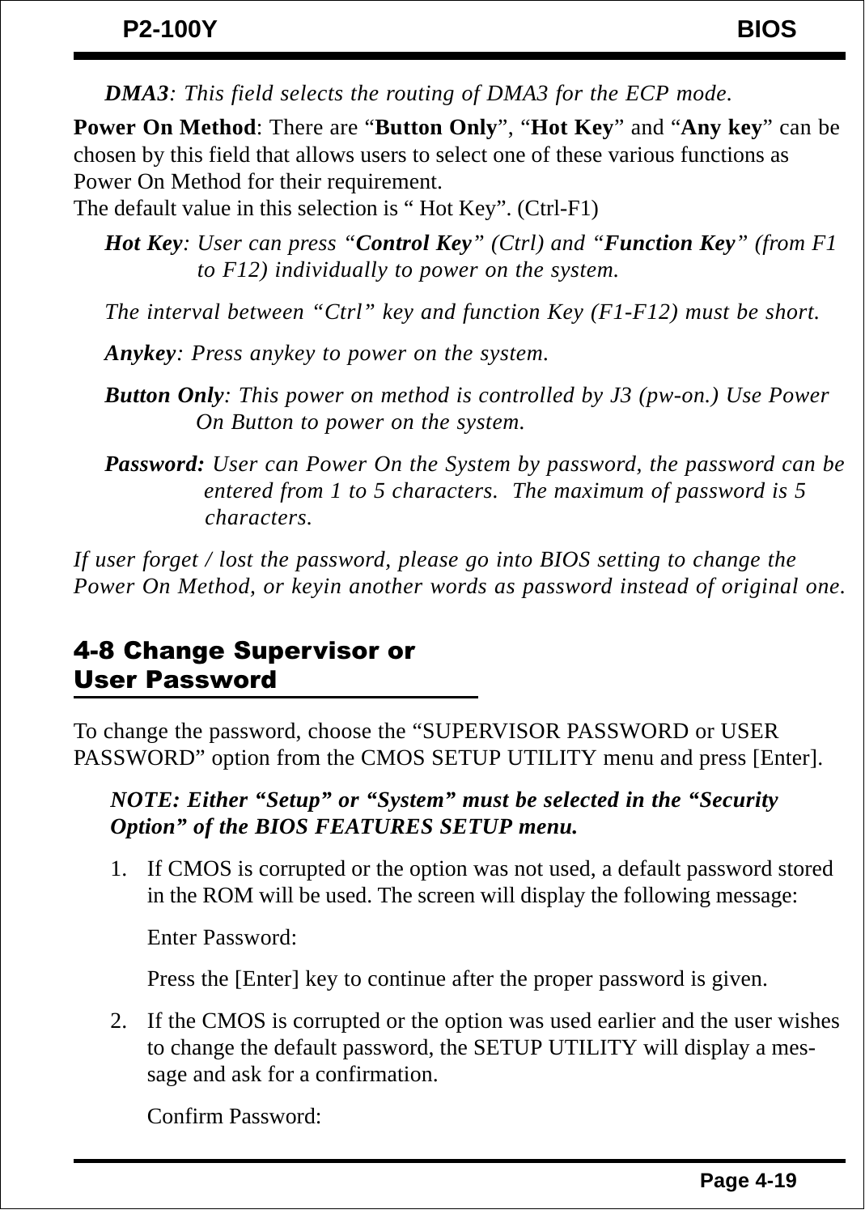*DMA3*: *This field selects the routing of DMA3 for the ECP mode.*

**Power On Method**: There are "**Button Only**", "**Hot Key**" and "**Any key**" can be chosen by this field that allows users to select one of these various functions as Power On Method for their requirement.
The default value in this selection is " Hot Key". (Ctrl-F1)

*Hot Key: User can press "**Control Key**" (Ctrl) and "**Function Key**" (from F1 to F12) individually to power on the system.*

*The interval between "Ctrl" key and function Key (F1-F12) must be short.*

*Anykey: Press anykey to power on the system.*

*Button Only: This power on method is controlled by J3 (pw-on.) Use Power On Button to power on the system.*

***Password:** User can Power On the System by password, the password can be entered from 1 to 5 characters. The maximum of password is 5 characters.*

*If user forget / lost the password, please go into BIOS setting to change the Power On Method, or keyin another words as password instead of original one.*

## 4-8 Change Supervisor or User Password

To change the password, choose the "SUPERVISOR PASSWORD or USER PASSWORD" option from the CMOS SETUP UTILITY menu and press [Enter].

***NOTE: Either "Setup" or "System" must be selected in the "Security Option" of the BIOS FEATURES SETUP menu.***

1. If CMOS is corrupted or the option was not used, a default password stored in the ROM will be used. The screen will display the following message:

   Enter Password:

   Press the [Enter] key to continue after the proper password is given.

2. If the CMOS is corrupted or the option was used earlier and the user wishes to change the default password, the SETUP UTILITY will display a message and ask for a confirmation.

   Confirm Password: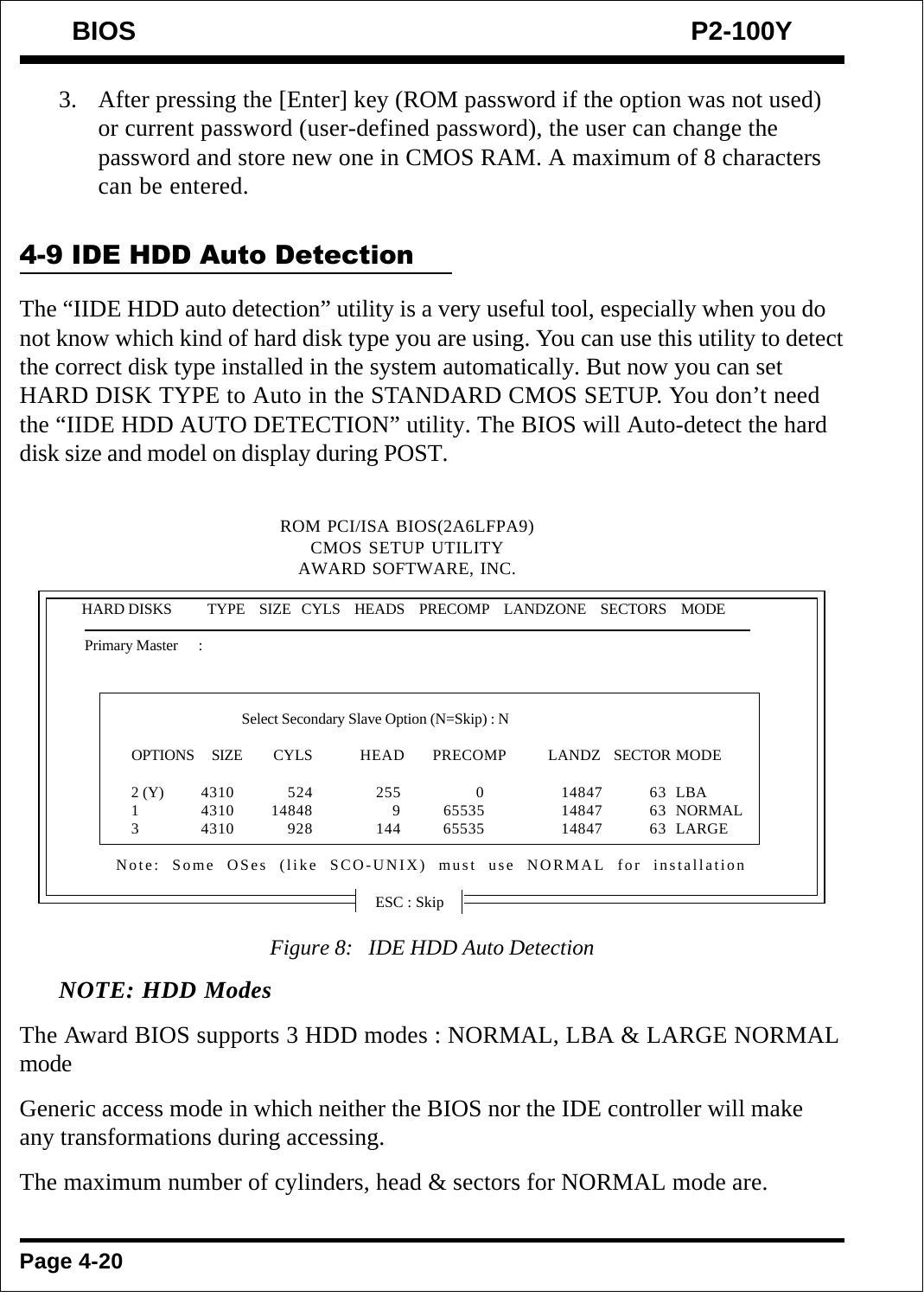3. After pressing the [Enter] key (ROM password if the option was not used) or current password (user-defined password), the user can change the password and store new one in CMOS RAM. A maximum of 8 characters can be entered.

## 4-9 IDE HDD Auto Detection

The “IIDE HDD auto detection” utility is a very useful tool, especially when you do not know which kind of hard disk type you are using. You can use this utility to detect the correct disk type installed in the system automatically. But now you can set HARD DISK TYPE to Auto in the STANDARD CMOS SETUP. You don’t need the “IIDE HDD AUTO DETECTION” utility. The BIOS will Auto-detect the hard disk size and model on display during POST.

```
                    ROM PCI/ISA BIOS(2A6LFPA9)
                        CMOS SETUP UTILITY
                       AWARD SOFTWARE, INC.

 HARD DISKS      TYPE   SIZE  CYLS   HEADS  PRECOMP  LANDZONE  SECTORS  MODE
 ---------------------------------------------------------------------------
 Primary Master    :

            Select Secondary Slave Option (N=Skip) : N

   OPTIONS  SIZE   CYLS    HEAD   PRECOMP    LANDZ  SECTOR MODE

   2 (Y)    4310    524     255        0     14847     63  LBA
   1        4310  14848       9    65535     14847     63  NORMAL
   3        4310    928     144    65535     14847     63  LARGE

   Note: Some OSes (like SCO-UNIX) must use NORMAL for installation

                             ESC : Skip
```

*Figure 8: IDE HDD Auto Detection*

***NOTE: HDD Modes***

The Award BIOS supports 3 HDD modes : NORMAL, LBA & LARGE NORMAL mode

Generic access mode in which neither the BIOS nor the IDE controller will make any transformations during accessing.

The maximum number of cylinders, head & sectors for NORMAL mode are.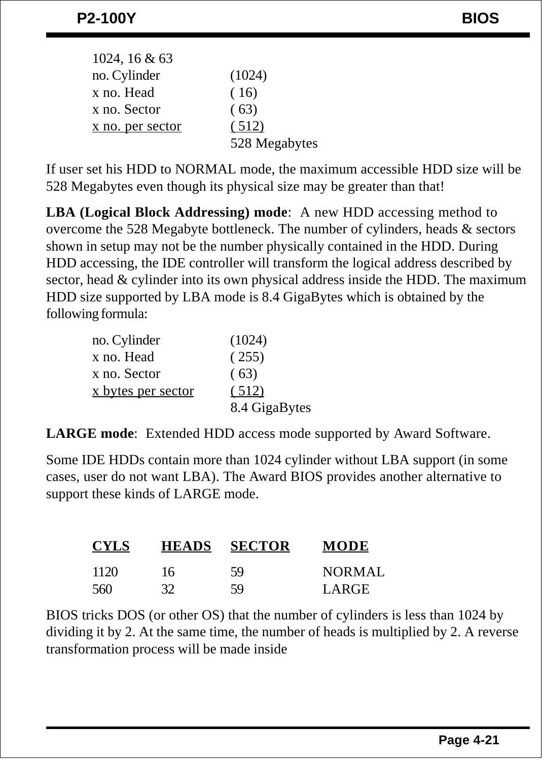1024, 16 & 63

| | |
|---|---|
| no. Cylinder | (1024) |
| x no. Head | ( 16) |
| x no. Sector | ( 63) |
| x no. per sector | ( 512) |
| | 528 Megabytes |

If user set his HDD to NORMAL mode, the maximum accessible HDD size will be 528 Megabytes even though its physical size may be greater than that!

**LBA (Logical Block Addressing) mode**: A new HDD accessing method to overcome the 528 Megabyte bottleneck. The number of cylinders, heads & sectors shown in setup may not be the number physically contained in the HDD. During HDD accessing, the IDE controller will transform the logical address described by sector, head & cylinder into its own physical address inside the HDD. The maximum HDD size supported by LBA mode is 8.4 GigaBytes which is obtained by the following formula:

| | |
|---|---|
| no. Cylinder | (1024) |
| x no. Head | ( 255) |
| x no. Sector | ( 63) |
| x bytes per sector | ( 512) |
| | 8.4 GigaBytes |

**LARGE mode**: Extended HDD access mode supported by Award Software.

Some IDE HDDs contain more than 1024 cylinder without LBA support (in some cases, user do not want LBA). The Award BIOS provides another alternative to support these kinds of LARGE mode.

| CYLS | HEADS | SECTOR | MODE |
|---|---|---|---|
| 1120 | 16 | 59 | NORMAL |
| 560 | 32 | 59 | LARGE |

BIOS tricks DOS (or other OS) that the number of cylinders is less than 1024 by dividing it by 2. At the same time, the number of heads is multiplied by 2. A reverse transformation process will be made inside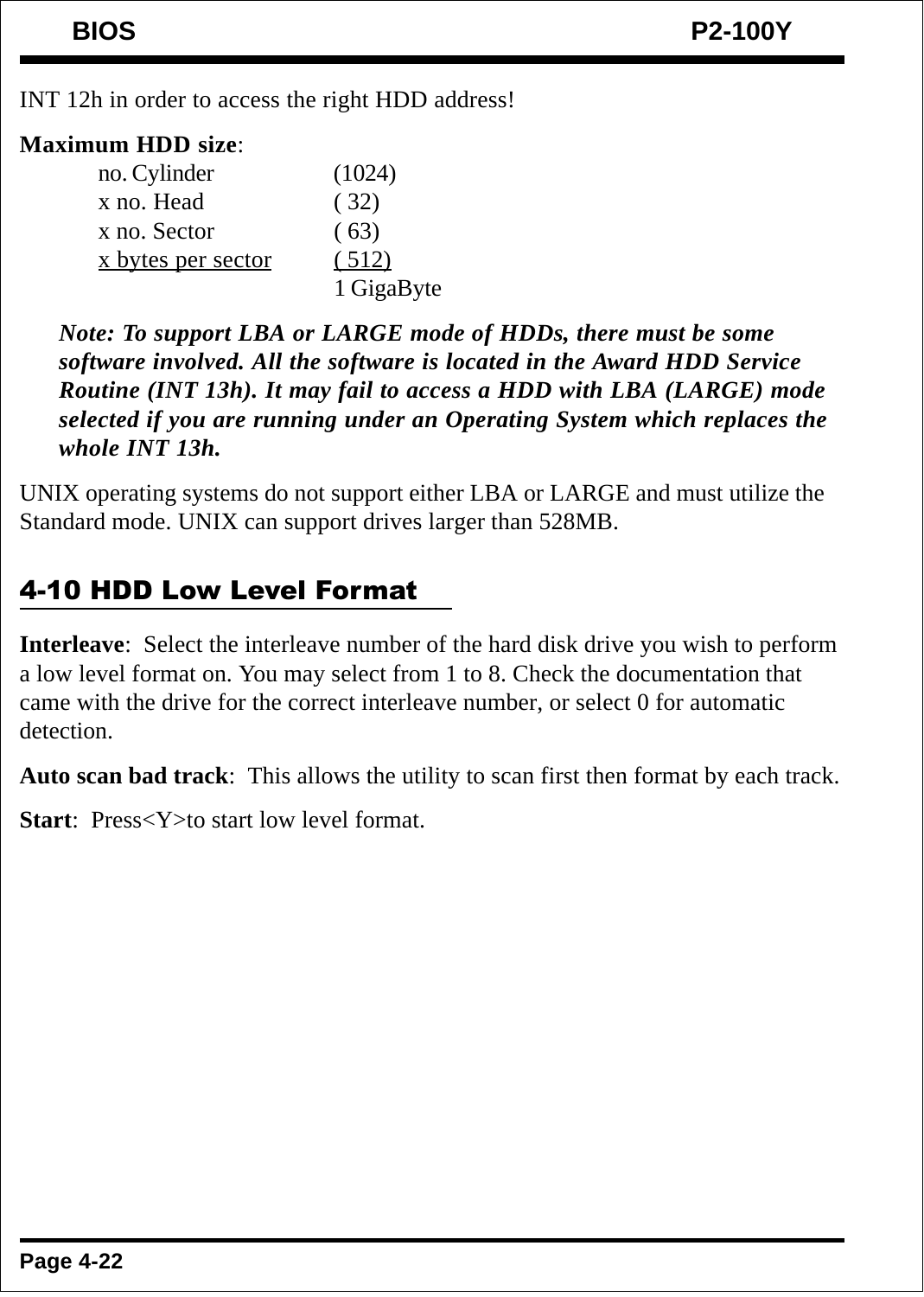INT 12h in order to access the right HDD address!

**Maximum HDD size**:

| | |
|---|---|
| no. Cylinder | (1024) |
| x no. Head | ( 32) |
| x no. Sector | ( 63) |
| x bytes per sector | ( 512) |
| | 1 GigaByte |

***Note: To support LBA or LARGE mode of HDDs, there must be some software involved. All the software is located in the Award HDD Service Routine (INT 13h). It may fail to access a HDD with LBA (LARGE) mode selected if you are running under an Operating System which replaces the whole INT 13h.***

UNIX operating systems do not support either LBA or LARGE and must utilize the Standard mode. UNIX can support drives larger than 528MB.

## 4-10 HDD Low Level Format

**Interleave**: Select the interleave number of the hard disk drive you wish to perform a low level format on. You may select from 1 to 8. Check the documentation that came with the drive for the correct interleave number, or select 0 for automatic detection.

**Auto scan bad track**: This allows the utility to scan first then format by each track.

**Start**: Press<Y>to start low level format.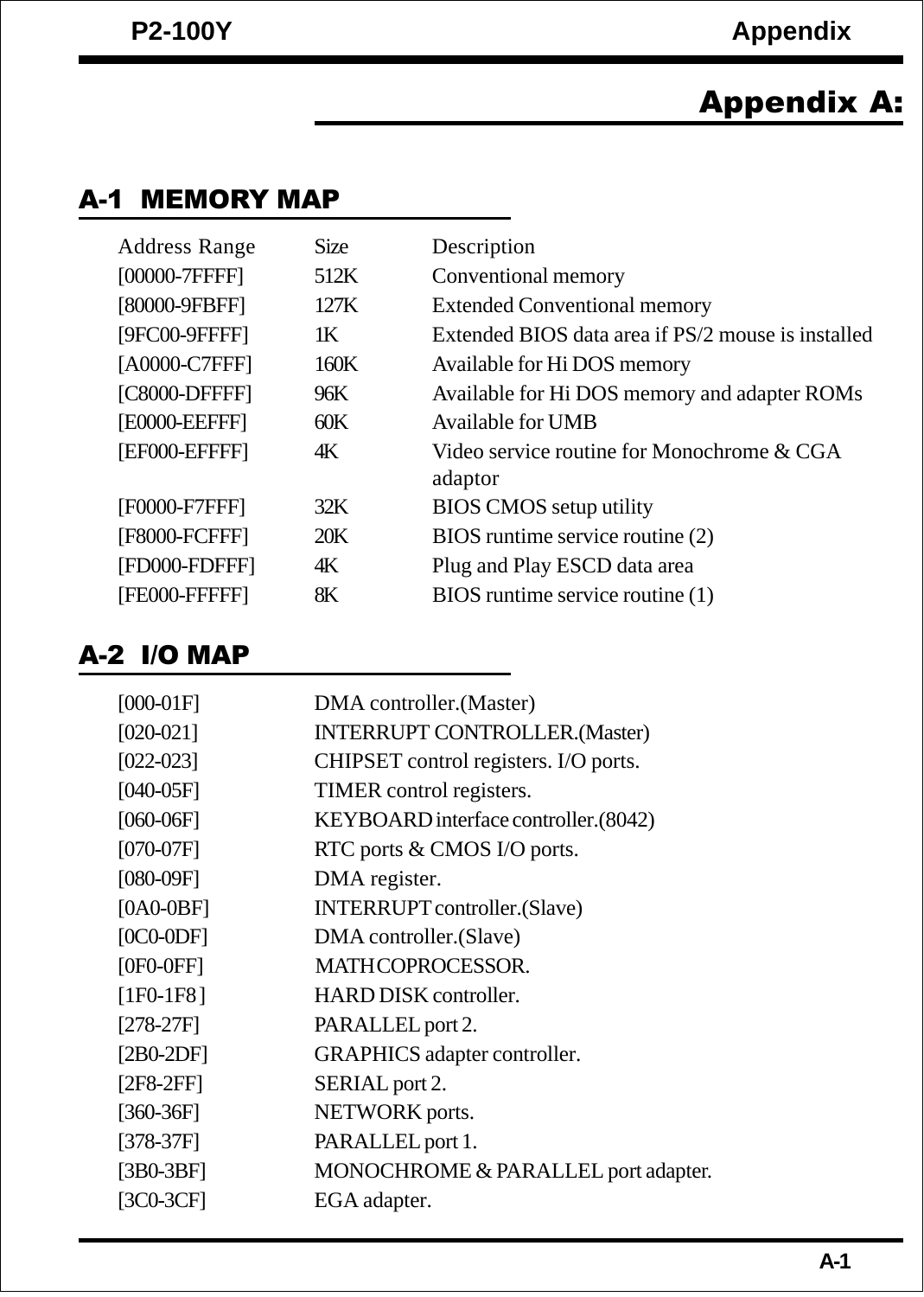# Appendix A:

## A-1 MEMORY MAP

| Address Range | Size | Description |
|---|---|---|
| [00000-7FFFF] | 512K | Conventional memory |
| [80000-9FBFF] | 127K | Extended Conventional memory |
| [9FC00-9FFFF] | 1K | Extended BIOS data area if PS/2 mouse is installed |
| [A0000-C7FFF] | 160K | Available for Hi DOS memory |
| [C8000-DFFFF] | 96K | Available for Hi DOS memory and adapter ROMs |
| [E0000-EEFFF] | 60K | Available for UMB |
| [EF000-EFFFF] | 4K | Video service routine for Monochrome & CGA adaptor |
| [F0000-F7FFF] | 32K | BIOS CMOS setup utility |
| [F8000-FCFFF] | 20K | BIOS runtime service routine (2) |
| [FD000-FDFFF] | 4K | Plug and Play ESCD data area |
| [FE000-FFFFF] | 8K | BIOS runtime service routine (1) |

## A-2 I/O MAP

| | |
|---|---|
| [000-01F] | DMA controller.(Master) |
| [020-021] | INTERRUPT CONTROLLER.(Master) |
| [022-023] | CHIPSET control registers. I/O ports. |
| [040-05F] | TIMER control registers. |
| [060-06F] | KEYBOARD interface controller.(8042) |
| [070-07F] | RTC ports & CMOS I/O ports. |
| [080-09F] | DMA register. |
| [0A0-0BF] | INTERRUPT controller.(Slave) |
| [0C0-0DF] | DMA controller.(Slave) |
| [0F0-0FF] | MATH COPROCESSOR. |
| [1F0-1F8] | HARD DISK controller. |
| [278-27F] | PARALLEL port 2. |
| [2B0-2DF] | GRAPHICS adapter controller. |
| [2F8-2FF] | SERIAL port 2. |
| [360-36F] | NETWORK ports. |
| [378-37F] | PARALLEL port 1. |
| [3B0-3BF] | MONOCHROME & PARALLEL port adapter. |
| [3C0-3CF] | EGA adapter. |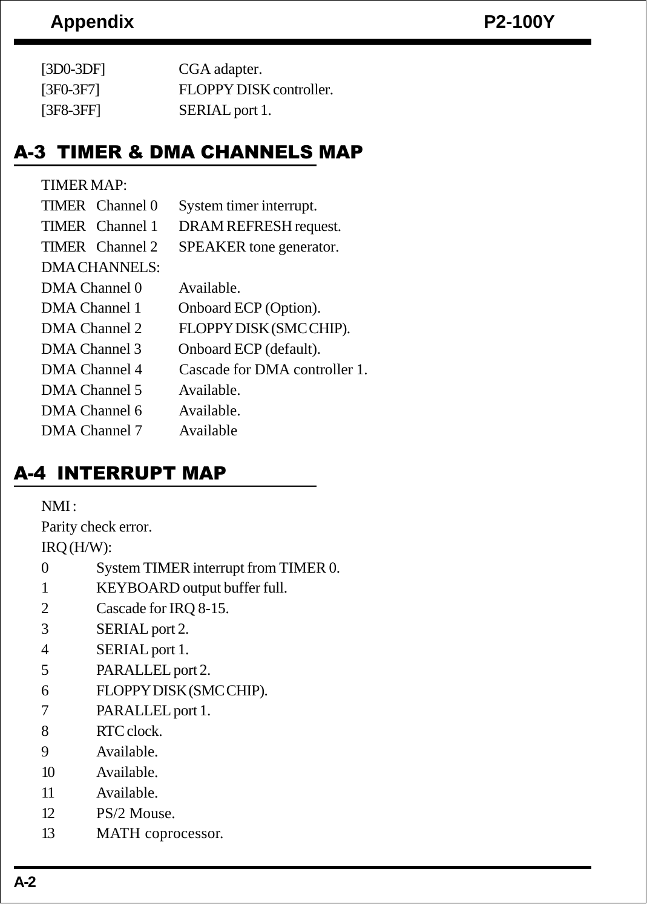[3D0-3DF] CGA adapter.
[3F0-3F7] FLOPPY DISK controller.
[3F8-3FF] SERIAL port 1.

## A-3 TIMER & DMA CHANNELS MAP

TIMER MAP:

TIMER Channel 0 System timer interrupt.
TIMER Channel 1 DRAM REFRESH request.
TIMER Channel 2 SPEAKER tone generator.

DMA CHANNELS:

DMA Channel 0 Available.
DMA Channel 1 Onboard ECP (Option).
DMA Channel 2 FLOPPY DISK (SMC CHIP).
DMA Channel 3 Onboard ECP (default).
DMA Channel 4 Cascade for DMA controller 1.
DMA Channel 5 Available.
DMA Channel 6 Available.
DMA Channel 7 Available

## A-4 INTERRUPT MAP

NMI :

Parity check error.

IRQ (H/W):

0 System TIMER interrupt from TIMER 0.
1 KEYBOARD output buffer full.
2 Cascade for IRQ 8-15.
3 SERIAL port 2.
4 SERIAL port 1.
5 PARALLEL port 2.
6 FLOPPY DISK (SMC CHIP).
7 PARALLEL port 1.
8 RTC clock.
9 Available.
10 Available.
11 Available.
12 PS/2 Mouse.
13 MATH coprocessor.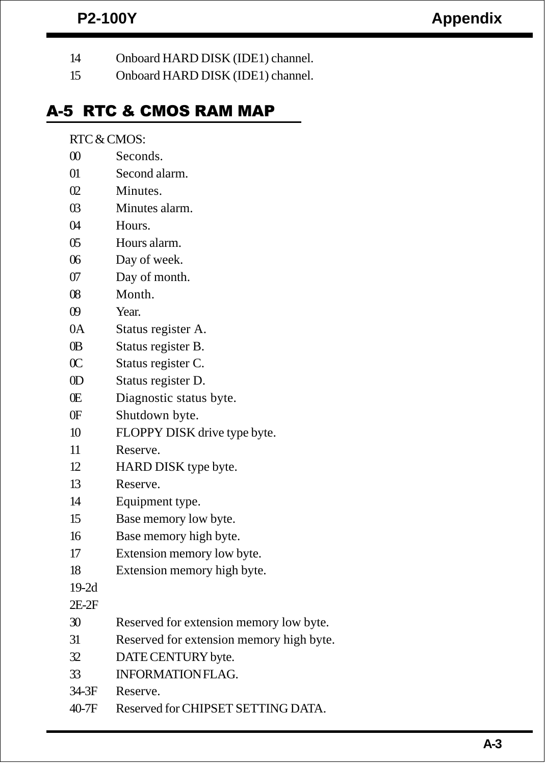14 Onboard HARD DISK (IDE1) channel.
15 Onboard HARD DISK (IDE1) channel.

## A-5 RTC & CMOS RAM MAP

RTC & CMOS:

| | |
|---|---|
| 00 | Seconds. |
| 01 | Second alarm. |
| 02 | Minutes. |
| 03 | Minutes alarm. |
| 04 | Hours. |
| 05 | Hours alarm. |
| 06 | Day of week. |
| 07 | Day of month. |
| 08 | Month. |
| 09 | Year. |
| 0A | Status register A. |
| 0B | Status register B. |
| 0C | Status register C. |
| 0D | Status register D. |
| 0E | Diagnostic status byte. |
| 0F | Shutdown byte. |
| 10 | FLOPPY DISK drive type byte. |
| 11 | Reserve. |
| 12 | HARD DISK type byte. |
| 13 | Reserve. |
| 14 | Equipment type. |
| 15 | Base memory low byte. |
| 16 | Base memory high byte. |
| 17 | Extension memory low byte. |
| 18 | Extension memory high byte. |
| 19-2d | |
| 2E-2F | |
| 30 | Reserved for extension memory low byte. |
| 31 | Reserved for extension memory high byte. |
| 32 | DATE CENTURY byte. |
| 33 | INFORMATION FLAG. |
| 34-3F | Reserve. |
| 40-7F | Reserved for CHIPSET SETTING DATA. |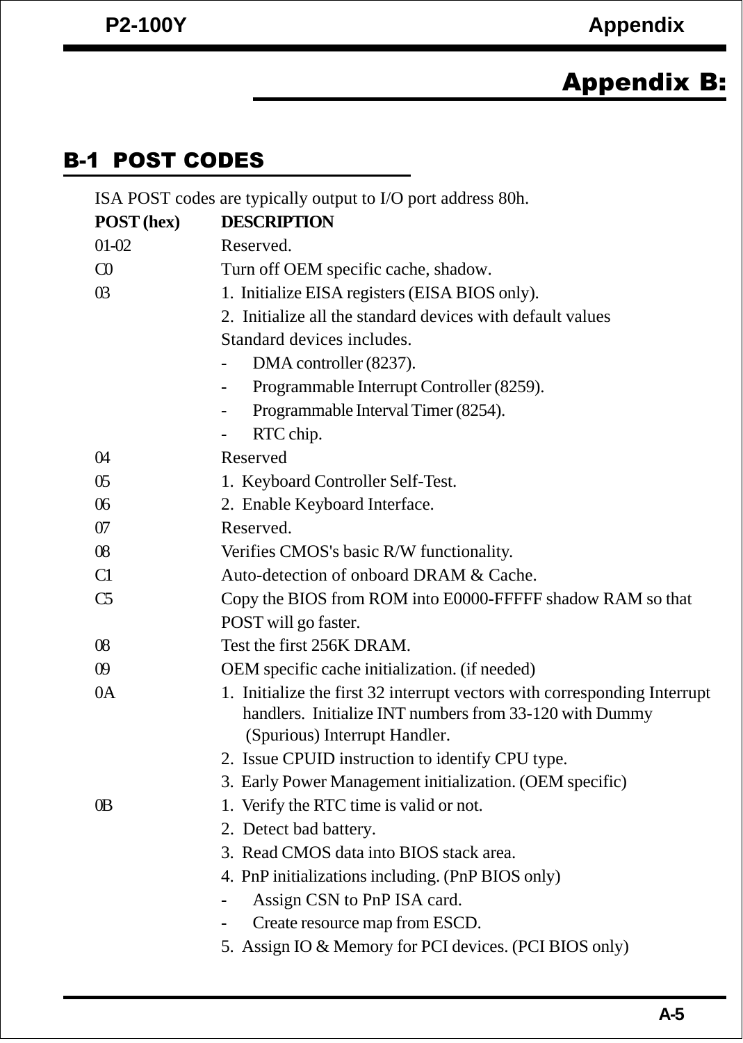# Appendix B:

## B-1 POST CODES

ISA POST codes are typically output to I/O port address 80h.

| POST (hex) | DESCRIPTION |
|---|---|
| 01-02 | Reserved. |
| C0 | Turn off OEM specific cache, shadow. |
| 03 | 1. Initialize EISA registers (EISA BIOS only). |
| | 2. Initialize all the standard devices with default values |
| | Standard devices includes. |
| | - DMA controller (8237). |
| | - Programmable Interrupt Controller (8259). |
| | - Programmable Interval Timer (8254). |
| | - RTC chip. |
| 04 | Reserved |
| 05 | 1. Keyboard Controller Self-Test. |
| 06 | 2. Enable Keyboard Interface. |
| 07 | Reserved. |
| 08 | Verifies CMOS's basic R/W functionality. |
| C1 | Auto-detection of onboard DRAM & Cache. |
| C5 | Copy the BIOS from ROM into E0000-FFFFF shadow RAM so that POST will go faster. |
| 08 | Test the first 256K DRAM. |
| 09 | OEM specific cache initialization. (if needed) |
| 0A | 1. Initialize the first 32 interrupt vectors with corresponding Interrupt handlers. Initialize INT numbers from 33-120 with Dummy (Spurious) Interrupt Handler. |
| | 2. Issue CPUID instruction to identify CPU type. |
| | 3. Early Power Management initialization. (OEM specific) |
| 0B | 1. Verify the RTC time is valid or not. |
| | 2. Detect bad battery. |
| | 3. Read CMOS data into BIOS stack area. |
| | 4. PnP initializations including. (PnP BIOS only) |
| | - Assign CSN to PnP ISA card. |
| | - Create resource map from ESCD. |
| | 5. Assign IO & Memory for PCI devices. (PCI BIOS only) |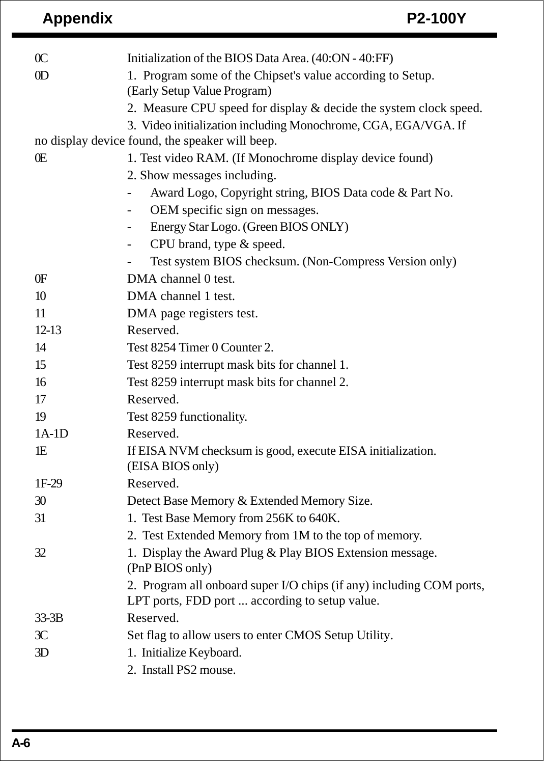| Code | Description |
|---|---|
| 0C | Initialization of the BIOS Data Area. (40:ON - 40:FF) |
| 0D | 1. Program some of the Chipset's value according to Setup. (Early Setup Value Program)<br>2. Measure CPU speed for display & decide the system clock speed.<br>3. Video initialization including Monochrome, CGA, EGA/VGA. If no display device found, the speaker will beep. |
| 0E | 1. Test video RAM. (If Monochrome display device found)<br>2. Show messages including.<br>- Award Logo, Copyright string, BIOS Data code & Part No.<br>- OEM specific sign on messages.<br>- Energy Star Logo. (Green BIOS ONLY)<br>- CPU brand, type & speed.<br>- Test system BIOS checksum. (Non-Compress Version only) |
| 0F | DMA channel 0 test. |
| 10 | DMA channel 1 test. |
| 11 | DMA page registers test. |
| 12-13 | Reserved. |
| 14 | Test 8254 Timer 0 Counter 2. |
| 15 | Test 8259 interrupt mask bits for channel 1. |
| 16 | Test 8259 interrupt mask bits for channel 2. |
| 17 | Reserved. |
| 19 | Test 8259 functionality. |
| 1A-1D | Reserved. |
| 1E | If EISA NVM checksum is good, execute EISA initialization. (EISA BIOS only) |
| 1F-29 | Reserved. |
| 30 | Detect Base Memory & Extended Memory Size. |
| 31 | 1. Test Base Memory from 256K to 640K.<br>2. Test Extended Memory from 1M to the top of memory. |
| 32 | 1. Display the Award Plug & Play BIOS Extension message. (PnP BIOS only)<br>2. Program all onboard super I/O chips (if any) including COM ports, LPT ports, FDD port ... according to setup value. |
| 33-3B | Reserved. |
| 3C | Set flag to allow users to enter CMOS Setup Utility. |
| 3D | 1. Initialize Keyboard.<br>2. Install PS2 mouse. |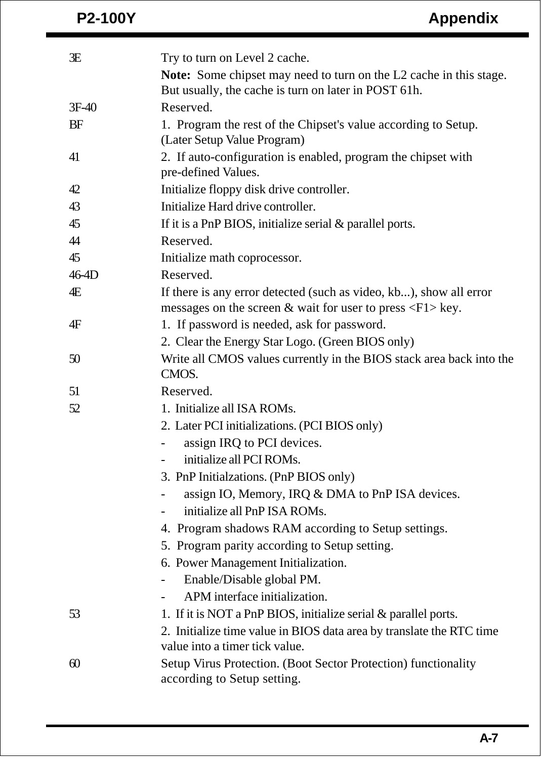| Code | Description |
|---|---|
| 3E | Try to turn on Level 2 cache.<br>**Note:** Some chipset may need to turn on the L2 cache in this stage. But usually, the cache is turn on later in POST 61h. |
| 3F-40 | Reserved. |
| BF | 1. Program the rest of the Chipset's value according to Setup. (Later Setup Value Program) |
| 41 | 2. If auto-configuration is enabled, program the chipset with pre-defined Values. |
| 42 | Initialize floppy disk drive controller. |
| 43 | Initialize Hard drive controller. |
| 45 | If it is a PnP BIOS, initialize serial & parallel ports. |
| 44 | Reserved. |
| 45 | Initialize math coprocessor. |
| 46-4D | Reserved. |
| 4E | If there is any error detected (such as video, kb...), show all error messages on the screen & wait for user to press <F1> key. |
| 4F | 1. If password is needed, ask for password.<br>2. Clear the Energy Star Logo. (Green BIOS only) |
| 50 | Write all CMOS values currently in the BIOS stack area back into the CMOS. |
| 51 | Reserved. |
| 52 | 1. Initialize all ISA ROMs.<br>2. Later PCI initializations. (PCI BIOS only)<br>- assign IRQ to PCI devices.<br>- initialize all PCI ROMs.<br>3. PnP Initialzations. (PnP BIOS only)<br>- assign IO, Memory, IRQ & DMA to PnP ISA devices.<br>- initialize all PnP ISA ROMs.<br>4. Program shadows RAM according to Setup settings.<br>5. Program parity according to Setup setting.<br>6. Power Management Initialization.<br>- Enable/Disable global PM.<br>- APM interface initialization. |
| 53 | 1. If it is NOT a PnP BIOS, initialize serial & parallel ports.<br>2. Initialize time value in BIOS data area by translate the RTC time value into a timer tick value. |
| 60 | Setup Virus Protection. (Boot Sector Protection) functionality according to Setup setting. |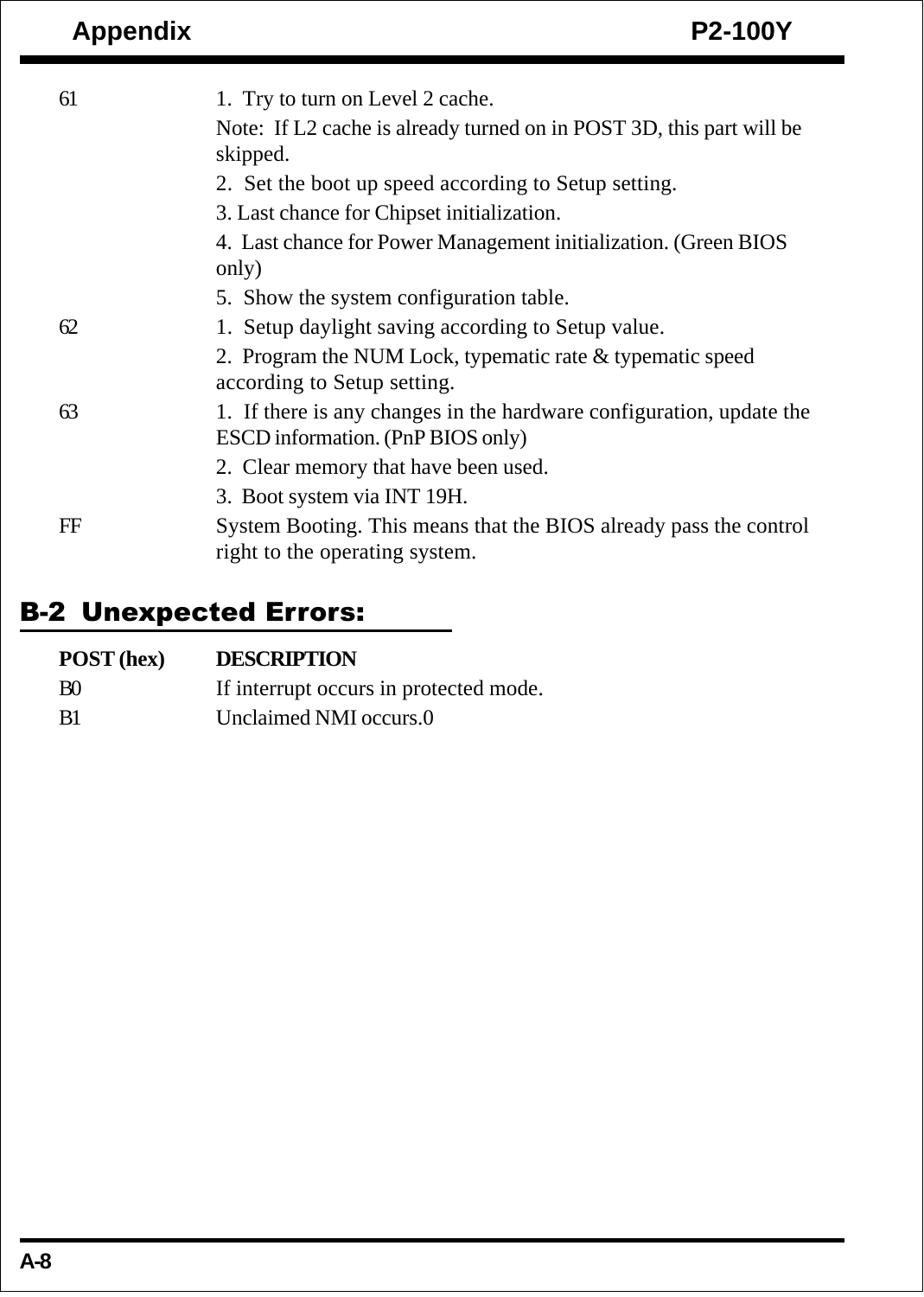| | |
|---|---|
| 61 | 1. Try to turn on Level 2 cache.<br>Note: If L2 cache is already turned on in POST 3D, this part will be skipped.<br>2. Set the boot up speed according to Setup setting.<br>3. Last chance for Chipset initialization.<br>4. Last chance for Power Management initialization. (Green BIOS only)<br>5. Show the system configuration table. |
| 62 | 1. Setup daylight saving according to Setup value.<br>2. Program the NUM Lock, typematic rate & typematic speed according to Setup setting. |
| 63 | 1. If there is any changes in the hardware configuration, update the ESCD information. (PnP BIOS only)<br>2. Clear memory that have been used.<br>3. Boot system via INT 19H. |
| FF | System Booting. This means that the BIOS already pass the control right to the operating system. |

## B-2 Unexpected Errors:

| POST (hex) | DESCRIPTION |
|---|---|
| B0 | If interrupt occurs in protected mode. |
| B1 | Unclaimed NMI occurs.0 |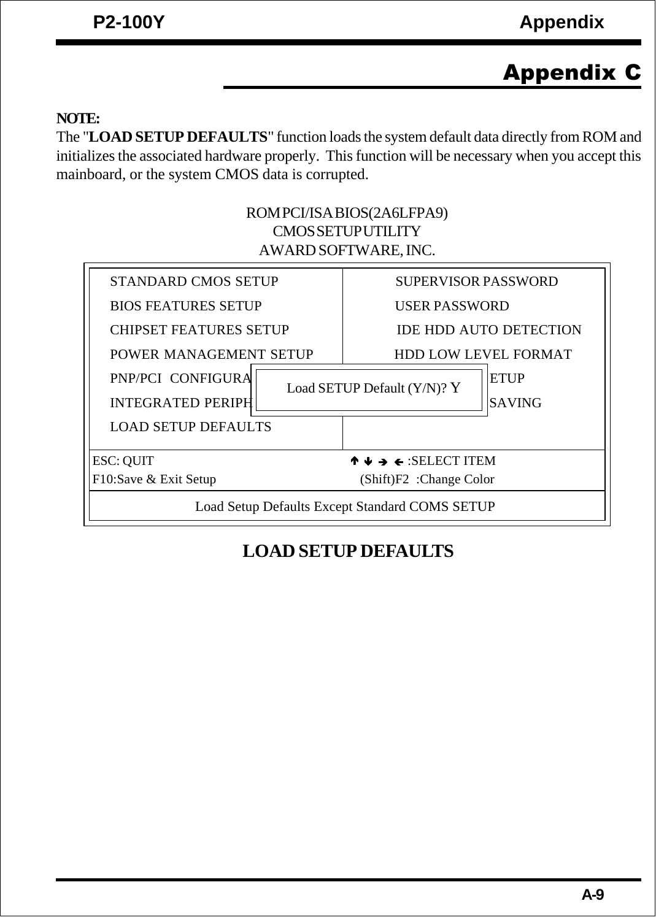# Appendix C

**NOTE:**

The "**LOAD SETUP DEFAULTS**" function loads the system default data directly from ROM and initializes the associated hardware properly. This function will be necessary when you accept this mainboard, or the system CMOS data is corrupted.

ROM PCI/ISA BIOS(2A6LFPA9)
CMOS SETUP UTILITY
AWARD SOFTWARE, INC.

```
STANDARD CMOS SETUP              SUPERVISOR PASSWORD
BIOS FEATURES SETUP              USER PASSWORD
CHIPSET FEATURES SETUP           IDE HDD AUTO DETECTION
POWER MANAGEMENT SETUP           HDD LOW LEVEL FORMAT
PNP/PCI  CONFIGURA [ Load SETUP Default (Y/N)? Y ] ETUP
INTEGRATED PERIPH                                  SAVING
LOAD SETUP DEFAULTS

ESC: QUIT                          ↑ ↓ → ← :SELECT ITEM
F10:Save & Exit Setup              (Shift)F2  :Change Color

         Load Setup Defaults Except Standard COMS SETUP
```

**LOAD SETUP DEFAULTS**